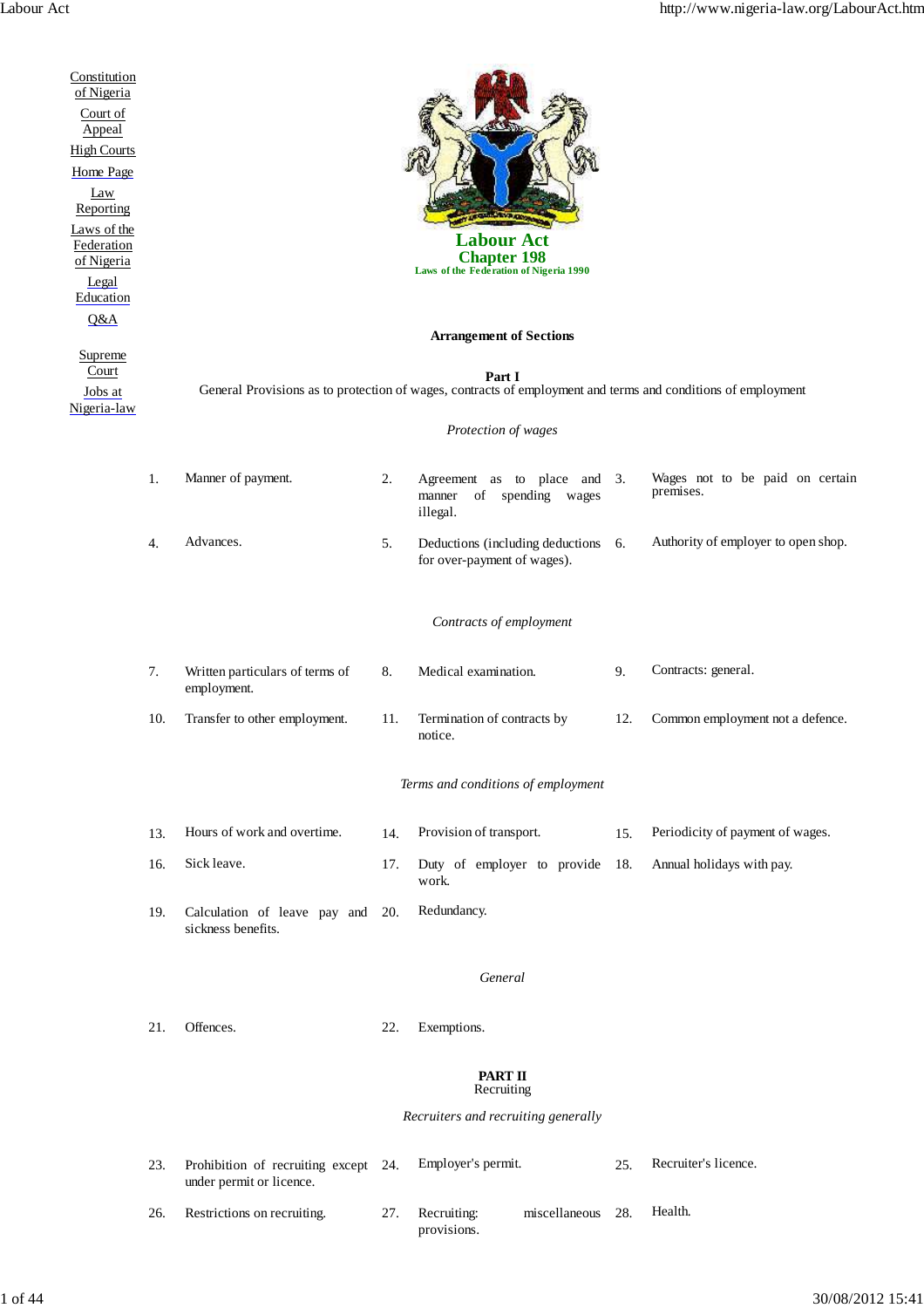Constitution of Nigeria
Court of Appeal
High Courts
Home Page
Law Reporting
Laws of the Federation of Nigeria
Legal Education
Q&A

Supreme Court
Jobs at Nigeria-law

# Labour Act
## Chapter 198
**Laws of the Federation of Nigeria 1990**

### Arrangement of Sections

**Part I**
General Provisions as to protection of wages, contracts of employment and terms and conditions of employment

*Protection of wages*

1. Manner of payment.
2. Agreement as to place and manner of spending wages illegal.
3. Wages not to be paid on certain premises.
4. Advances.
5. Deductions (including deductions for over-payment of wages).
6. Authority of employer to open shop.

*Contracts of employment*

7. Written particulars of terms of employment.
8. Medical examination.
9. Contracts: general.
10. Transfer to other employment.
11. Termination of contracts by notice.
12. Common employment not a defence.

*Terms and conditions of employment*

13. Hours of work and overtime.
14. Provision of transport.
15. Periodicity of payment of wages.
16. Sick leave.
17. Duty of employer to provide work.
18. Annual holidays with pay.
19. Calculation of leave pay and sickness benefits.
20. Redundancy.

*General*

21. Offences.
22. Exemptions.

**PART II**
Recruiting

*Recruiters and recruiting generally*

23. Prohibition of recruiting except under permit or licence.
24. Employer's permit.
25. Recruiter's licence.
26. Restrictions on recruiting.
27. Recruiting: miscellaneous provisions.
28. Health.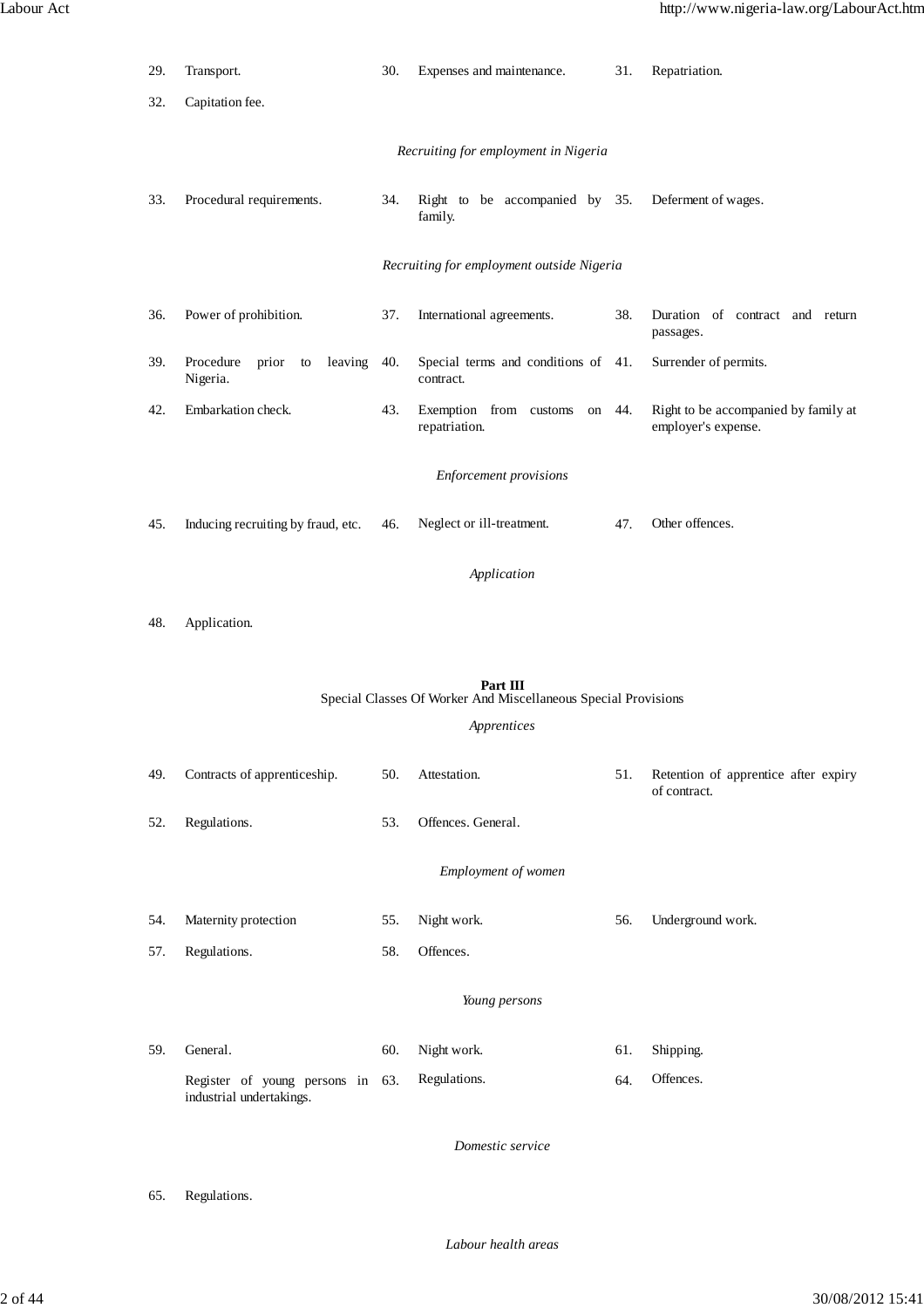| | | | | | |
|---|---|---|---|---|---|
| 29. | Transport. | 30. | Expenses and maintenance. | 31. | Repatriation. |
| 32. | Capitation fee. | | | | |

*Recruiting for employment in Nigeria*

| | | | | | |
|---|---|---|---|---|---|
| 33. | Procedural requirements. | 34. | Right to be accompanied by family. | 35. | Deferment of wages. |

*Recruiting for employment outside Nigeria*

| | | | | | |
|---|---|---|---|---|---|
| 36. | Power of prohibition. | 37. | International agreements. | 38. | Duration of contract and return passages. |
| 39. | Procedure prior to leaving Nigeria. | 40. | Special terms and conditions of contract. | 41. | Surrender of permits. |
| 42. | Embarkation check. | 43. | Exemption from customs on repatriation. | 44. | Right to be accompanied by family at employer's expense. |

*Enforcement provisions*

| | | | | | |
|---|---|---|---|---|---|
| 45. | Inducing recruiting by fraud, etc. | 46. | Neglect or ill-treatment. | 47. | Other offences. |

*Application*

| | |
|---|---|
| 48. | Application. |

**Part III**
Special Classes Of Worker And Miscellaneous Special Provisions

*Apprentices*

| | | | | | |
|---|---|---|---|---|---|
| 49. | Contracts of apprenticeship. | 50. | Attestation. | 51. | Retention of apprentice after expiry of contract. |
| 52. | Regulations. | 53. | Offences. General. | | |

*Employment of women*

| | | | | | |
|---|---|---|---|---|---|
| 54. | Maternity protection | 55. | Night work. | 56. | Underground work. |
| 57. | Regulations. | 58. | Offences. | | |

*Young persons*

| | | | | | |
|---|---|---|---|---|---|
| 59. | General. | 60. | Night work. | 61. | Shipping. |
| | Register of young persons in industrial undertakings. | 63. | Regulations. | 64. | Offences. |

*Domestic service*

| | |
|---|---|
| 65. | Regulations. |

*Labour health areas*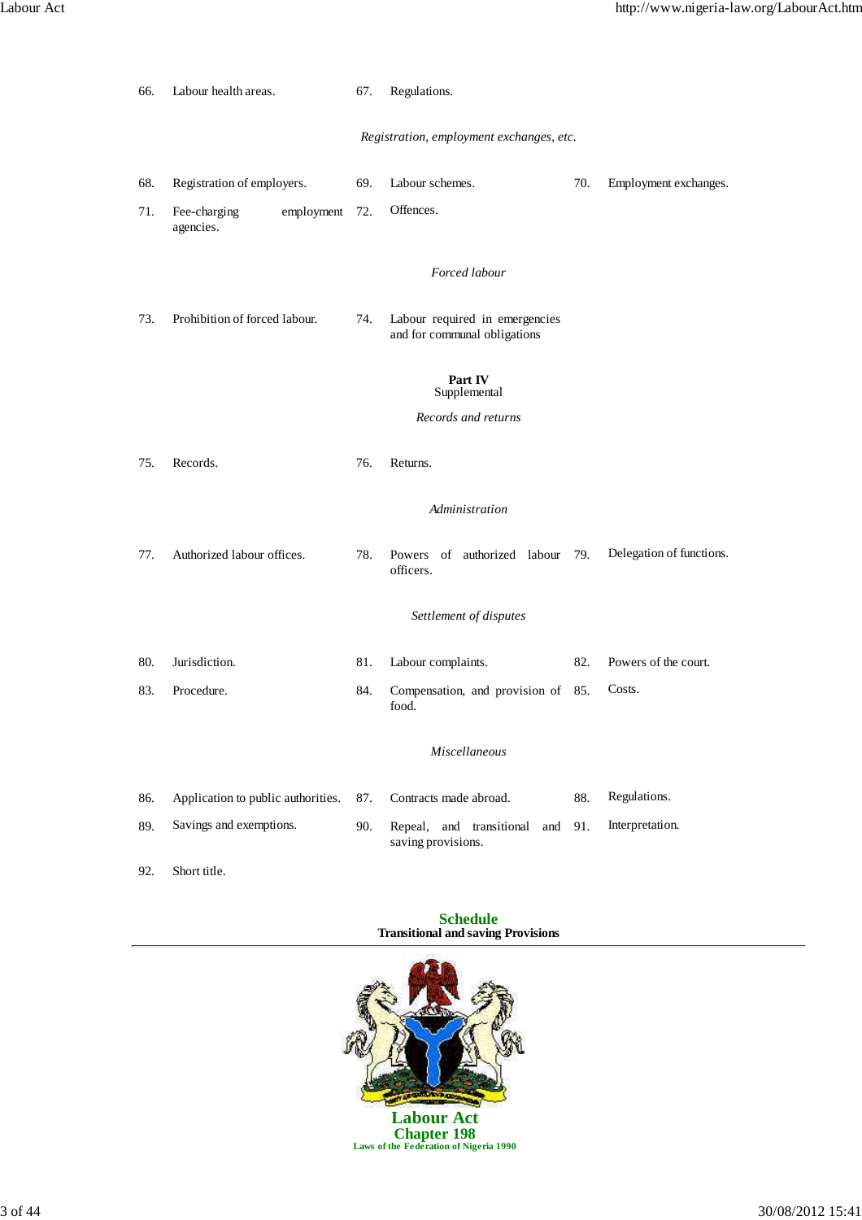66. Labour health areas.
67. Regulations.

*Registration, employment exchanges, etc.*

68. Registration of employers.
69. Labour schemes.
70. Employment exchanges.
71. Fee-charging employment agencies.
72. Offences.

*Forced labour*

73. Prohibition of forced labour.
74. Labour required in emergencies and for communal obligations

**Part IV**
Supplemental

*Records and returns*

75. Records.
76. Returns.

*Administration*

77. Authorized labour offices.
78. Powers of authorized labour officers.
79. Delegation of functions.

*Settlement of disputes*

80. Jurisdiction.
81. Labour complaints.
82. Powers of the court.
83. Procedure.
84. Compensation, and provision of food.
85. Costs.

*Miscellaneous*

86. Application to public authorities.
87. Contracts made abroad.
88. Regulations.
89. Savings and exemptions.
90. Repeal, and transitional and saving provisions.
91. Interpretation.
92. Short title.

**Schedule**
**Transitional and saving Provisions**

---

# Labour Act
## Chapter 198
**Laws of the Federation of Nigeria 1990**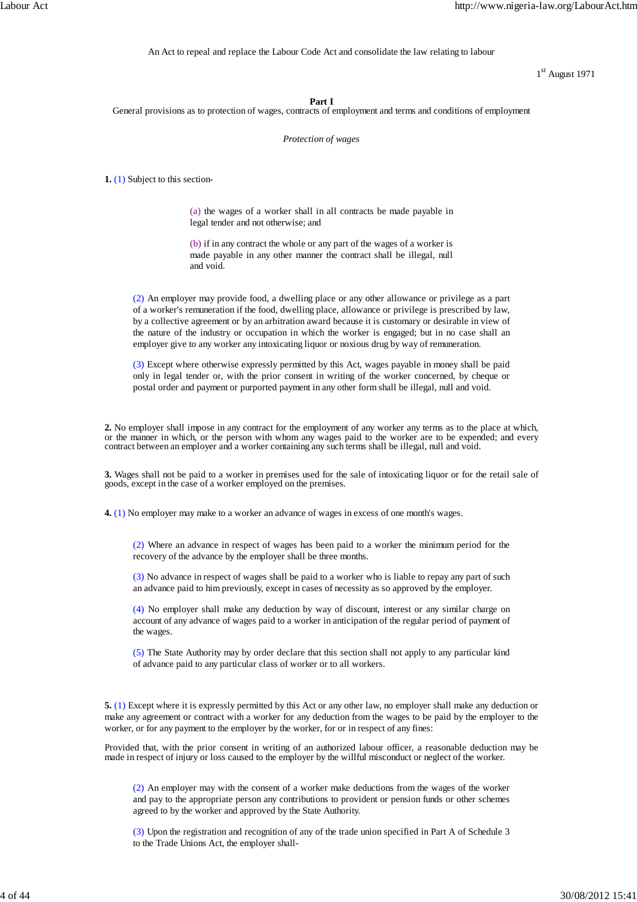An Act to repeal and replace the Labour Code Act and consolidate the law relating to labour

1st August 1971

## Part I

General provisions as to protection of wages, contracts of employment and terms and conditions of employment

### *Protection of wages*

**1.** (1) Subject to this section-

(a) the wages of a worker shall in all contracts be made payable in legal tender and not otherwise; and

(b) if in any contract the whole or any part of the wages of a worker is made payable in any other manner the contract shall be illegal, null and void.

(2) An employer may provide food, a dwelling place or any other allowance or privilege as a part of a worker's remuneration if the food, dwelling place, allowance or privilege is prescribed by law, by a collective agreement or by an arbitration award because it is customary or desirable in view of the nature of the industry or occupation in which the worker is engaged; but in no case shall an employer give to any worker any intoxicating liquor or noxious drug by way of remuneration.

(3) Except where otherwise expressly permitted by this Act, wages payable in money shall be paid only in legal tender or, with the prior consent in writing of the worker concerned, by cheque or postal order and payment or purported payment in any other form shall be illegal, null and void.

**2.** No employer shall impose in any contract for the employment of any worker any terms as to the place at which, or the manner in which, or the person with whom any wages paid to the worker are to be expended; and every contract between an employer and a worker containing any such terms shall be illegal, null and void.

**3.** Wages shall not be paid to a worker in premises used for the sale of intoxicating liquor or for the retail sale of goods, except in the case of a worker employed on the premises.

**4.** (1) No employer may make to a worker an advance of wages in excess of one month's wages.

(2) Where an advance in respect of wages has been paid to a worker the minimum period for the recovery of the advance by the employer shall be three months.

(3) No advance in respect of wages shall be paid to a worker who is liable to repay any part of such an advance paid to him previously, except in cases of necessity as so approved by the employer.

(4) No employer shall make any deduction by way of discount, interest or any similar charge on account of any advance of wages paid to a worker in anticipation of the regular period of payment of the wages.

(5) The State Authority may by order declare that this section shall not apply to any particular kind of advance paid to any particular class of worker or to all workers.

**5.** (1) Except where it is expressly permitted by this Act or any other law, no employer shall make any deduction or make any agreement or contract with a worker for any deduction from the wages to be paid by the employer to the worker, or for any payment to the employer by the worker, for or in respect of any fines:

Provided that, with the prior consent in writing of an authorized labour officer, a reasonable deduction may be made in respect of injury or loss caused to the employer by the willful misconduct or neglect of the worker.

(2) An employer may with the consent of a worker make deductions from the wages of the worker and pay to the appropriate person any contributions to provident or pension funds or other schemes agreed to by the worker and approved by the State Authority.

(3) Upon the registration and recognition of any of the trade union specified in Part A of Schedule 3 to the Trade Unions Act, the employer shall-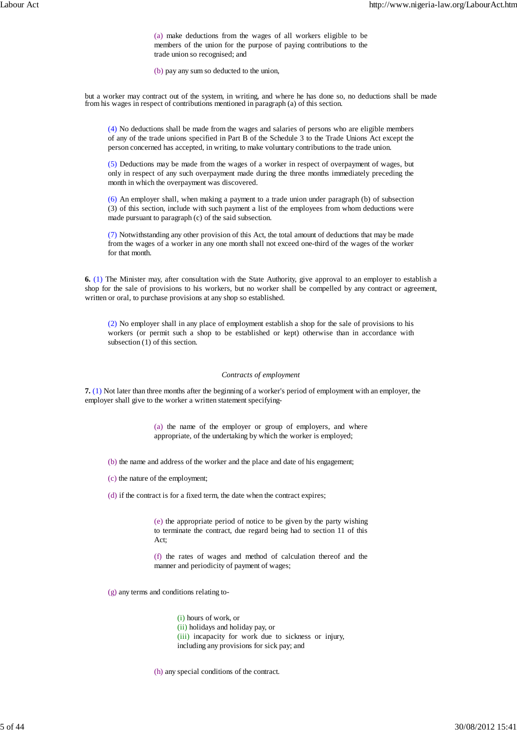(a) make deductions from the wages of all workers eligible to be members of the union for the purpose of paying contributions to the trade union so recognised; and

(b) pay any sum so deducted to the union,

but a worker may contract out of the system, in writing, and where he has done so, no deductions shall be made from his wages in respect of contributions mentioned in paragraph (a) of this section.

(4) No deductions shall be made from the wages and salaries of persons who are eligible members of any of the trade unions specified in Part B of the Schedule 3 to the Trade Unions Act except the person concerned has accepted, in writing, to make voluntary contributions to the trade union.

(5) Deductions may be made from the wages of a worker in respect of overpayment of wages, but only in respect of any such overpayment made during the three months immediately preceding the month in which the overpayment was discovered.

(6) An employer shall, when making a payment to a trade union under paragraph (b) of subsection (3) of this section, include with such payment a list of the employees from whom deductions were made pursuant to paragraph (c) of the said subsection.

(7) Notwithstanding any other provision of this Act, the total amount of deductions that may be made from the wages of a worker in any one month shall not exceed one-third of the wages of the worker for that month.

**6.** (1) The Minister may, after consultation with the State Authority, give approval to an employer to establish a shop for the sale of provisions to his workers, but no worker shall be compelled by any contract or agreement, written or oral, to purchase provisions at any shop so established.

(2) No employer shall in any place of employment establish a shop for the sale of provisions to his workers (or permit such a shop to be established or kept) otherwise than in accordance with subsection (1) of this section.

*Contracts of employment*

**7.** (1) Not later than three months after the beginning of a worker's period of employment with an employer, the employer shall give to the worker a written statement specifying-

(a) the name of the employer or group of employers, and where appropriate, of the undertaking by which the worker is employed;

(b) the name and address of the worker and the place and date of his engagement;

(c) the nature of the employment;

(d) if the contract is for a fixed term, the date when the contract expires;

(e) the appropriate period of notice to be given by the party wishing to terminate the contract, due regard being had to section 11 of this Act;

(f) the rates of wages and method of calculation thereof and the manner and periodicity of payment of wages;

(g) any terms and conditions relating to-

(i) hours of work, or
(ii) holidays and holiday pay, or
(iii) incapacity for work due to sickness or injury, including any provisions for sick pay; and

(h) any special conditions of the contract.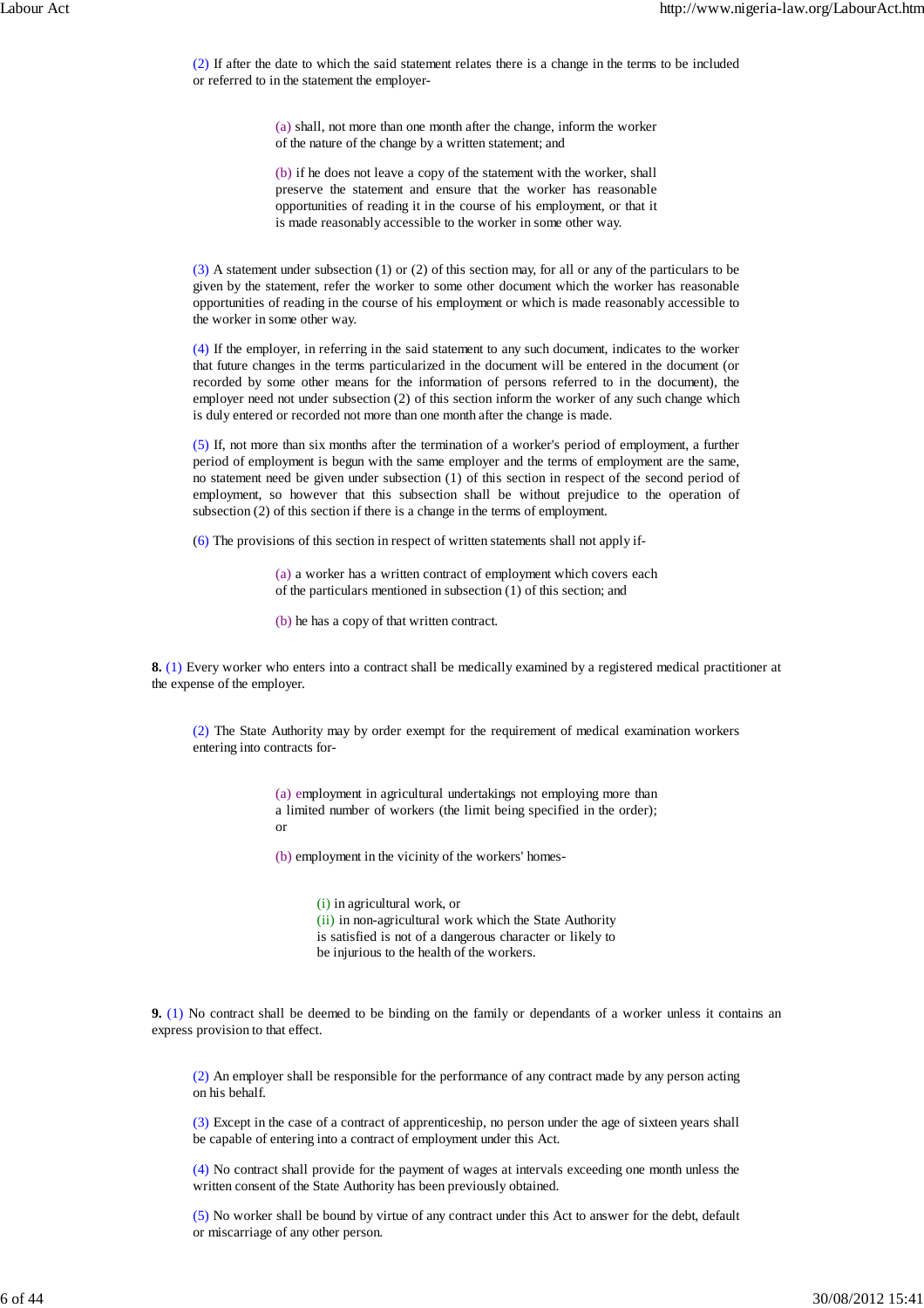(2) If after the date to which the said statement relates there is a change in the terms to be included or referred to in the statement the employer-

(a) shall, not more than one month after the change, inform the worker of the nature of the change by a written statement; and

(b) if he does not leave a copy of the statement with the worker, shall preserve the statement and ensure that the worker has reasonable opportunities of reading it in the course of his employment, or that it is made reasonably accessible to the worker in some other way.

(3) A statement under subsection (1) or (2) of this section may, for all or any of the particulars to be given by the statement, refer the worker to some other document which the worker has reasonable opportunities of reading in the course of his employment or which is made reasonably accessible to the worker in some other way.

(4) If the employer, in referring in the said statement to any such document, indicates to the worker that future changes in the terms particularized in the document will be entered in the document (or recorded by some other means for the information of persons referred to in the document), the employer need not under subsection (2) of this section inform the worker of any such change which is duly entered or recorded not more than one month after the change is made.

(5) If, not more than six months after the termination of a worker's period of employment, a further period of employment is begun with the same employer and the terms of employment are the same, no statement need be given under subsection (1) of this section in respect of the second period of employment, so however that this subsection shall be without prejudice to the operation of subsection (2) of this section if there is a change in the terms of employment.

(6) The provisions of this section in respect of written statements shall not apply if-

(a) a worker has a written contract of employment which covers each of the particulars mentioned in subsection (1) of this section; and

(b) he has a copy of that written contract.

**8.** (1) Every worker who enters into a contract shall be medically examined by a registered medical practitioner at the expense of the employer.

(2) The State Authority may by order exempt for the requirement of medical examination workers entering into contracts for-

(a) employment in agricultural undertakings not employing more than a limited number of workers (the limit being specified in the order); or

(b) employment in the vicinity of the workers' homes-

(i) in agricultural work, or
(ii) in non-agricultural work which the State Authority is satisfied is not of a dangerous character or likely to be injurious to the health of the workers.

**9.** (1) No contract shall be deemed to be binding on the family or dependants of a worker unless it contains an express provision to that effect.

(2) An employer shall be responsible for the performance of any contract made by any person acting on his behalf.

(3) Except in the case of a contract of apprenticeship, no person under the age of sixteen years shall be capable of entering into a contract of employment under this Act.

(4) No contract shall provide for the payment of wages at intervals exceeding one month unless the written consent of the State Authority has been previously obtained.

(5) No worker shall be bound by virtue of any contract under this Act to answer for the debt, default or miscarriage of any other person.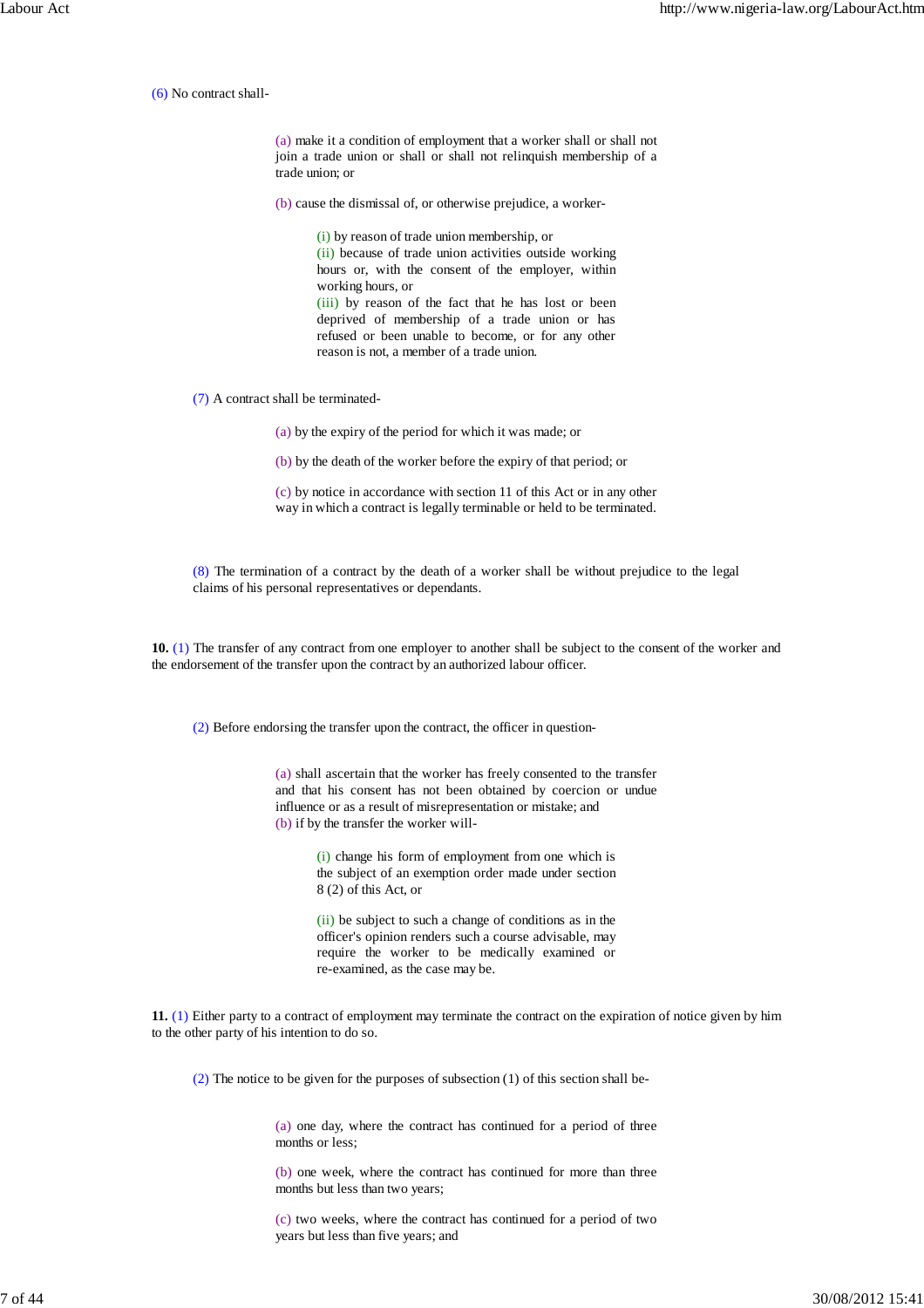(6) No contract shall-

(a) make it a condition of employment that a worker shall or shall not join a trade union or shall or shall not relinquish membership of a trade union; or

(b) cause the dismissal of, or otherwise prejudice, a worker-

(i) by reason of trade union membership, or
(ii) because of trade union activities outside working hours or, with the consent of the employer, within working hours, or
(iii) by reason of the fact that he has lost or been deprived of membership of a trade union or has refused or been unable to become, or for any other reason is not, a member of a trade union.

(7) A contract shall be terminated-

(a) by the expiry of the period for which it was made; or

(b) by the death of the worker before the expiry of that period; or

(c) by notice in accordance with section 11 of this Act or in any other way in which a contract is legally terminable or held to be terminated.

(8) The termination of a contract by the death of a worker shall be without prejudice to the legal claims of his personal representatives or dependants.

**10.** (1) The transfer of any contract from one employer to another shall be subject to the consent of the worker and the endorsement of the transfer upon the contract by an authorized labour officer.

(2) Before endorsing the transfer upon the contract, the officer in question-

(a) shall ascertain that the worker has freely consented to the transfer and that his consent has not been obtained by coercion or undue influence or as a result of misrepresentation or mistake; and
(b) if by the transfer the worker will-

(i) change his form of employment from one which is the subject of an exemption order made under section 8 (2) of this Act, or

(ii) be subject to such a change of conditions as in the officer's opinion renders such a course advisable, may require the worker to be medically examined or re-examined, as the case may be.

**11.** (1) Either party to a contract of employment may terminate the contract on the expiration of notice given by him to the other party of his intention to do so.

(2) The notice to be given for the purposes of subsection (1) of this section shall be-

(a) one day, where the contract has continued for a period of three months or less;

(b) one week, where the contract has continued for more than three months but less than two years;

(c) two weeks, where the contract has continued for a period of two years but less than five years; and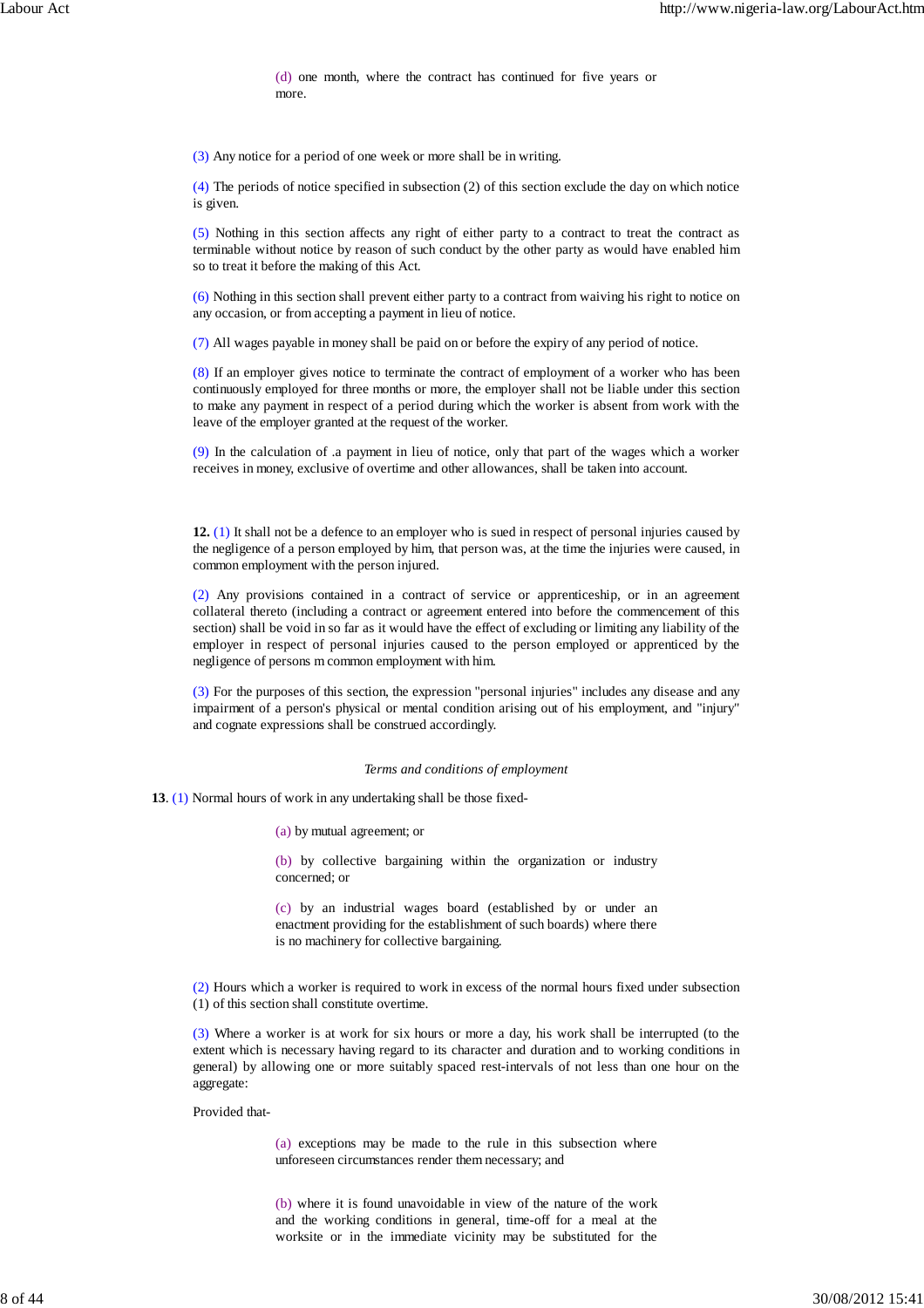(d) one month, where the contract has continued for five years or more.

(3) Any notice for a period of one week or more shall be in writing.

(4) The periods of notice specified in subsection (2) of this section exclude the day on which notice is given.

(5) Nothing in this section affects any right of either party to a contract to treat the contract as terminable without notice by reason of such conduct by the other party as would have enabled him so to treat it before the making of this Act.

(6) Nothing in this section shall prevent either party to a contract from waiving his right to notice on any occasion, or from accepting a payment in lieu of notice.

(7) All wages payable in money shall be paid on or before the expiry of any period of notice.

(8) If an employer gives notice to terminate the contract of employment of a worker who has been continuously employed for three months or more, the employer shall not be liable under this section to make any payment in respect of a period during which the worker is absent from work with the leave of the employer granted at the request of the worker.

(9) In the calculation of .a payment in lieu of notice, only that part of the wages which a worker receives in money, exclusive of overtime and other allowances, shall be taken into account.

**12.** (1) It shall not be a defence to an employer who is sued in respect of personal injuries caused by the negligence of a person employed by him, that person was, at the time the injuries were caused, in common employment with the person injured.

(2) Any provisions contained in a contract of service or apprenticeship, or in an agreement collateral thereto (including a contract or agreement entered into before the commencement of this section) shall be void in so far as it would have the effect of excluding or limiting any liability of the employer in respect of personal injuries caused to the person employed or apprenticed by the negligence of persons m common employment with him.

(3) For the purposes of this section, the expression "personal injuries" includes any disease and any impairment of a person's physical or mental condition arising out of his employment, and "injury" and cognate expressions shall be construed accordingly.

*Terms and conditions of employment*

**13**. (1) Normal hours of work in any undertaking shall be those fixed-

(a) by mutual agreement; or

(b) by collective bargaining within the organization or industry concerned; or

(c) by an industrial wages board (established by or under an enactment providing for the establishment of such boards) where there is no machinery for collective bargaining.

(2) Hours which a worker is required to work in excess of the normal hours fixed under subsection (1) of this section shall constitute overtime.

(3) Where a worker is at work for six hours or more a day, his work shall be interrupted (to the extent which is necessary having regard to its character and duration and to working conditions in general) by allowing one or more suitably spaced rest-intervals of not less than one hour on the aggregate:

Provided that-

(a) exceptions may be made to the rule in this subsection where unforeseen circumstances render them necessary; and

(b) where it is found unavoidable in view of the nature of the work and the working conditions in general, time-off for a meal at the worksite or in the immediate vicinity may be substituted for the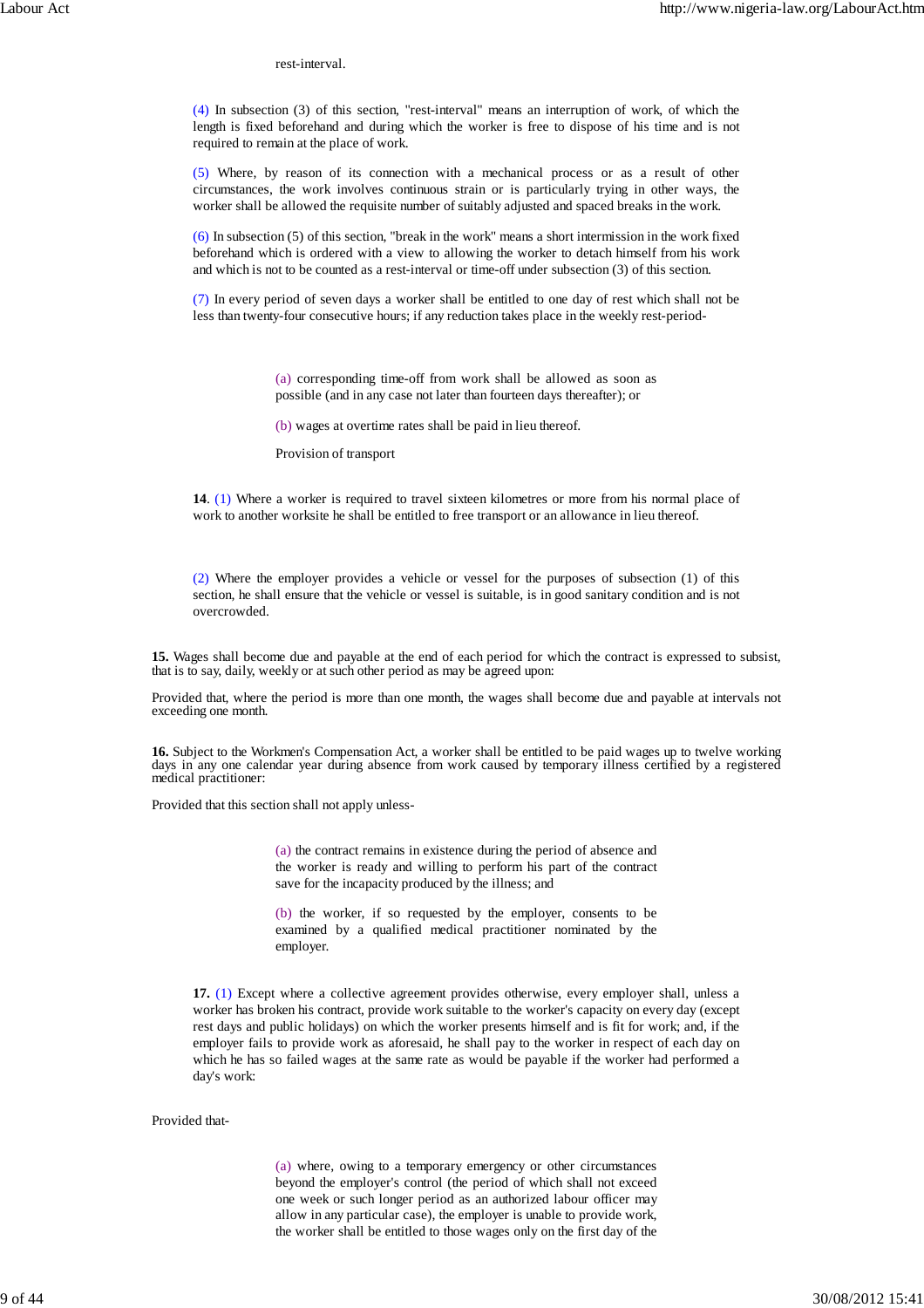rest-interval.

(4) In subsection (3) of this section, "rest-interval" means an interruption of work, of which the length is fixed beforehand and during which the worker is free to dispose of his time and is not required to remain at the place of work.

(5) Where, by reason of its connection with a mechanical process or as a result of other circumstances, the work involves continuous strain or is particularly trying in other ways, the worker shall be allowed the requisite number of suitably adjusted and spaced breaks in the work.

(6) In subsection (5) of this section, "break in the work" means a short intermission in the work fixed beforehand which is ordered with a view to allowing the worker to detach himself from his work and which is not to be counted as a rest-interval or time-off under subsection (3) of this section.

(7) In every period of seven days a worker shall be entitled to one day of rest which shall not be less than twenty-four consecutive hours; if any reduction takes place in the weekly rest-period-

(a) corresponding time-off from work shall be allowed as soon as possible (and in any case not later than fourteen days thereafter); or

(b) wages at overtime rates shall be paid in lieu thereof.

Provision of transport

**14**. (1) Where a worker is required to travel sixteen kilometres or more from his normal place of work to another worksite he shall be entitled to free transport or an allowance in lieu thereof.

(2) Where the employer provides a vehicle or vessel for the purposes of subsection (1) of this section, he shall ensure that the vehicle or vessel is suitable, is in good sanitary condition and is not overcrowded.

**15.** Wages shall become due and payable at the end of each period for which the contract is expressed to subsist, that is to say, daily, weekly or at such other period as may be agreed upon:

Provided that, where the period is more than one month, the wages shall become due and payable at intervals not exceeding one month.

**16.** Subject to the Workmen's Compensation Act, a worker shall be entitled to be paid wages up to twelve working days in any one calendar year during absence from work caused by temporary illness certified by a registered medical practitioner:

Provided that this section shall not apply unless-

(a) the contract remains in existence during the period of absence and the worker is ready and willing to perform his part of the contract save for the incapacity produced by the illness; and

(b) the worker, if so requested by the employer, consents to be examined by a qualified medical practitioner nominated by the employer.

**17.** (1) Except where a collective agreement provides otherwise, every employer shall, unless a worker has broken his contract, provide work suitable to the worker's capacity on every day (except rest days and public holidays) on which the worker presents himself and is fit for work; and, if the employer fails to provide work as aforesaid, he shall pay to the worker in respect of each day on which he has so failed wages at the same rate as would be payable if the worker had performed a day's work:

Provided that-

(a) where, owing to a temporary emergency or other circumstances beyond the employer's control (the period of which shall not exceed one week or such longer period as an authorized labour officer may allow in any particular case), the employer is unable to provide work, the worker shall be entitled to those wages only on the first day of the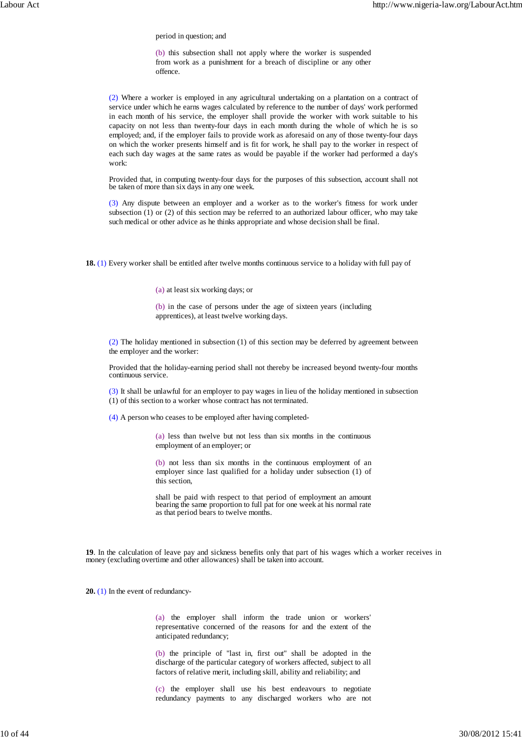period in question; and

(b) this subsection shall not apply where the worker is suspended from work as a punishment for a breach of discipline or any other offence.

(2) Where a worker is employed in any agricultural undertaking on a plantation on a contract of service under which he earns wages calculated by reference to the number of days' work performed in each month of his service, the employer shall provide the worker with work suitable to his capacity on not less than twenty-four days in each month during the whole of which he is so employed; and, if the employer fails to provide work as aforesaid on any of those twenty-four days on which the worker presents himself and is fit for work, he shall pay to the worker in respect of each such day wages at the same rates as would be payable if the worker had performed a day's work:

Provided that, in computing twenty-four days for the purposes of this subsection, account shall not be taken of more than six days in any one week.

(3) Any dispute between an employer and a worker as to the worker's fitness for work under subsection (1) or (2) of this section may be referred to an authorized labour officer, who may take such medical or other advice as he thinks appropriate and whose decision shall be final.

**18.** (1) Every worker shall be entitled after twelve months continuous service to a holiday with full pay of

(a) at least six working days; or

(b) in the case of persons under the age of sixteen years (including apprentices), at least twelve working days.

(2) The holiday mentioned in subsection (1) of this section may be deferred by agreement between the employer and the worker:

Provided that the holiday-earning period shall not thereby be increased beyond twenty-four months continuous service.

(3) It shall be unlawful for an employer to pay wages in lieu of the holiday mentioned in subsection (1) of this section to a worker whose contract has not terminated.

(4) A person who ceases to be employed after having completed-

(a) less than twelve but not less than six months in the continuous employment of an employer; or

(b) not less than six months in the continuous employment of an employer since last qualified for a holiday under subsection (1) of this section,

shall be paid with respect to that period of employment an amount bearing the same proportion to full pat for one week at his normal rate as that period bears to twelve months.

**19**. In the calculation of leave pay and sickness benefits only that part of his wages which a worker receives in money (excluding overtime and other allowances) shall be taken into account.

**20.** (1) In the event of redundancy-

(a) the employer shall inform the trade union or workers' representative concerned of the reasons for and the extent of the anticipated redundancy;

(b) the principle of "last in, first out" shall be adopted in the discharge of the particular category of workers affected, subject to all factors of relative merit, including skill, ability and reliability; and

(c) the employer shall use his best endeavours to negotiate redundancy payments to any discharged workers who are not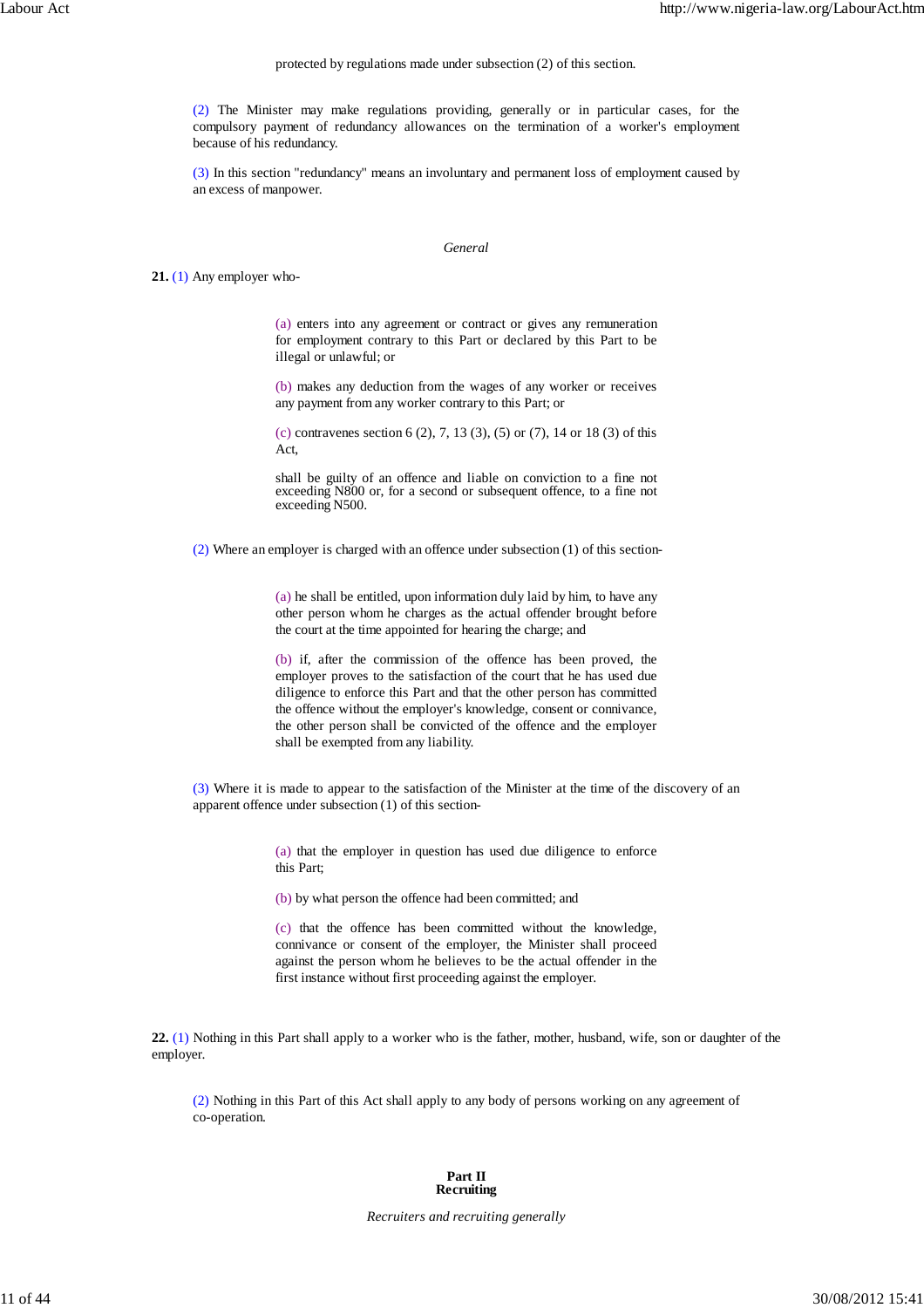protected by regulations made under subsection (2) of this section.

(2) The Minister may make regulations providing, generally or in particular cases, for the compulsory payment of redundancy allowances on the termination of a worker's employment because of his redundancy.

(3) In this section "redundancy" means an involuntary and permanent loss of employment caused by an excess of manpower.

*General*

**21.** (1) Any employer who-

(a) enters into any agreement or contract or gives any remuneration for employment contrary to this Part or declared by this Part to be illegal or unlawful; or

(b) makes any deduction from the wages of any worker or receives any payment from any worker contrary to this Part; or

(c) contravenes section 6 (2), 7, 13 (3), (5) or (7), 14 or 18 (3) of this Act,

shall be guilty of an offence and liable on conviction to a fine not exceeding N800 or, for a second or subsequent offence, to a fine not exceeding N500.

(2) Where an employer is charged with an offence under subsection (1) of this section-

(a) he shall be entitled, upon information duly laid by him, to have any other person whom he charges as the actual offender brought before the court at the time appointed for hearing the charge; and

(b) if, after the commission of the offence has been proved, the employer proves to the satisfaction of the court that he has used due diligence to enforce this Part and that the other person has committed the offence without the employer's knowledge, consent or connivance, the other person shall be convicted of the offence and the employer shall be exempted from any liability.

(3) Where it is made to appear to the satisfaction of the Minister at the time of the discovery of an apparent offence under subsection (1) of this section-

(a) that the employer in question has used due diligence to enforce this Part;

(b) by what person the offence had been committed; and

(c) that the offence has been committed without the knowledge, connivance or consent of the employer, the Minister shall proceed against the person whom he believes to be the actual offender in the first instance without first proceeding against the employer.

**22.** (1) Nothing in this Part shall apply to a worker who is the father, mother, husband, wife, son or daughter of the employer.

(2) Nothing in this Part of this Act shall apply to any body of persons working on any agreement of co-operation.

## Part II
## Recruiting

*Recruiters and recruiting generally*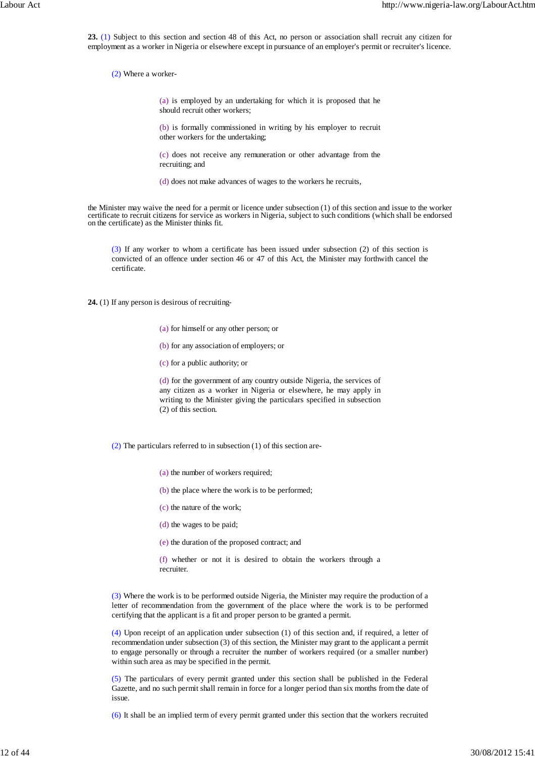**23.** (1) Subject to this section and section 48 of this Act, no person or association shall recruit any citizen for employment as a worker in Nigeria or elsewhere except in pursuance of an employer's permit or recruiter's licence.

(2) Where a worker-

(a) is employed by an undertaking for which it is proposed that he should recruit other workers;

(b) is formally commissioned in writing by his employer to recruit other workers for the undertaking;

(c) does not receive any remuneration or other advantage from the recruiting; and

(d) does not make advances of wages to the workers he recruits,

the Minister may waive the need for a permit or licence under subsection (1) of this section and issue to the worker certificate to recruit citizens for service as workers in Nigeria, subject to such conditions (which shall be endorsed on the certificate) as the Minister thinks fit.

(3) If any worker to whom a certificate has been issued under subsection (2) of this section is convicted of an offence under section 46 or 47 of this Act, the Minister may forthwith cancel the certificate.

**24.** (1) If any person is desirous of recruiting-

(a) for himself or any other person; or

(b) for any association of employers; or

(c) for a public authority; or

(d) for the government of any country outside Nigeria, the services of any citizen as a worker in Nigeria or elsewhere, he may apply in writing to the Minister giving the particulars specified in subsection (2) of this section.

(2) The particulars referred to in subsection (1) of this section are-

(a) the number of workers required;

(b) the place where the work is to be performed;

(c) the nature of the work;

(d) the wages to be paid;

(e) the duration of the proposed contract; and

(f) whether or not it is desired to obtain the workers through a recruiter.

(3) Where the work is to be performed outside Nigeria, the Minister may require the production of a letter of recommendation from the government of the place where the work is to be performed certifying that the applicant is a fit and proper person to be granted a permit.

(4) Upon receipt of an application under subsection (1) of this section and, if required, a letter of recommendation under subsection (3) of this section, the Minister may grant to the applicant a permit to engage personally or through a recruiter the number of workers required (or a smaller number) within such area as may be specified in the permit.

(5) The particulars of every permit granted under this section shall be published in the Federal Gazette, and no such permit shall remain in force for a longer period than six months from the date of issue.

(6) It shall be an implied term of every permit granted under this section that the workers recruited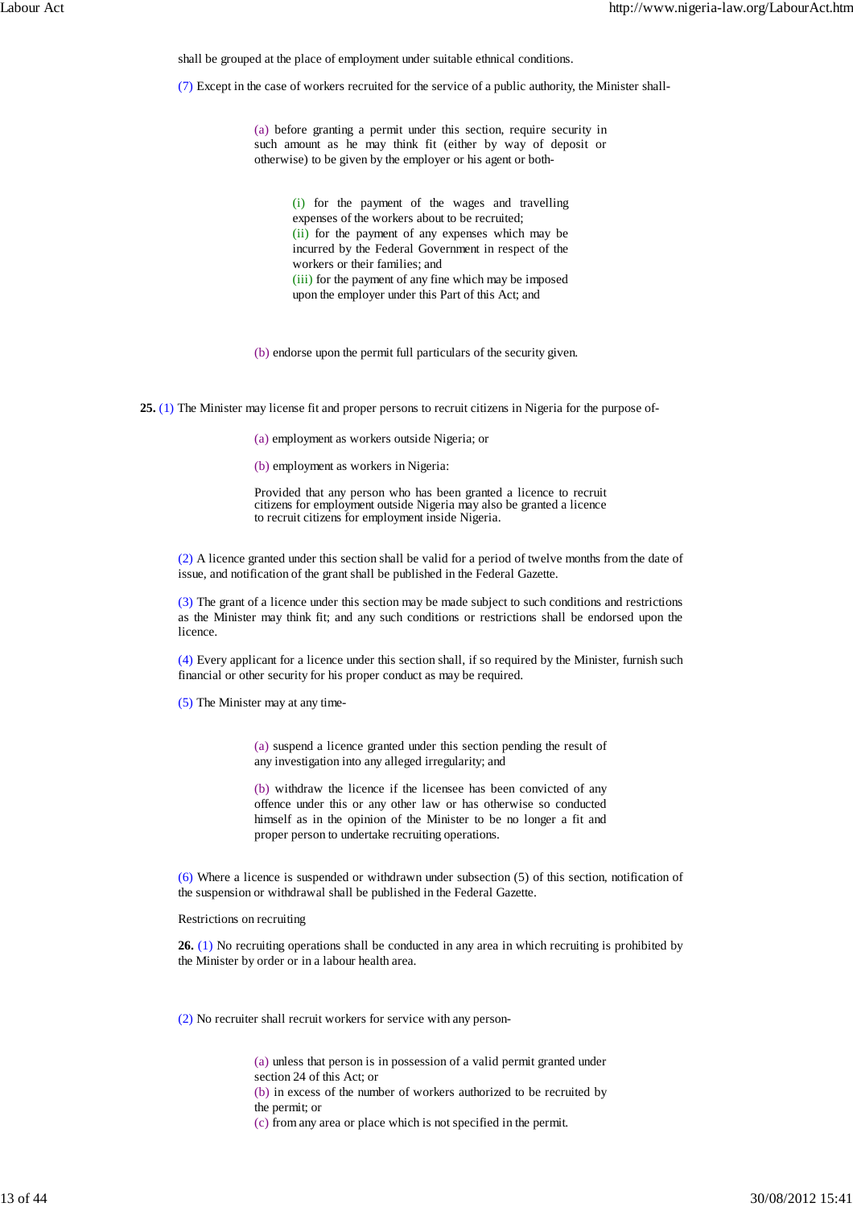shall be grouped at the place of employment under suitable ethnical conditions.

(7) Except in the case of workers recruited for the service of a public authority, the Minister shall-

(a) before granting a permit under this section, require security in such amount as he may think fit (either by way of deposit or otherwise) to be given by the employer or his agent or both-

(i) for the payment of the wages and travelling expenses of the workers about to be recruited;
(ii) for the payment of any expenses which may be incurred by the Federal Government in respect of the workers or their families; and
(iii) for the payment of any fine which may be imposed upon the employer under this Part of this Act; and

(b) endorse upon the permit full particulars of the security given.

**25.** (1) The Minister may license fit and proper persons to recruit citizens in Nigeria for the purpose of-

(a) employment as workers outside Nigeria; or

(b) employment as workers in Nigeria:

Provided that any person who has been granted a licence to recruit citizens for employment outside Nigeria may also be granted a licence to recruit citizens for employment inside Nigeria.

(2) A licence granted under this section shall be valid for a period of twelve months from the date of issue, and notification of the grant shall be published in the Federal Gazette.

(3) The grant of a licence under this section may be made subject to such conditions and restrictions as the Minister may think fit; and any such conditions or restrictions shall be endorsed upon the licence.

(4) Every applicant for a licence under this section shall, if so required by the Minister, furnish such financial or other security for his proper conduct as may be required.

(5) The Minister may at any time-

(a) suspend a licence granted under this section pending the result of any investigation into any alleged irregularity; and

(b) withdraw the licence if the licensee has been convicted of any offence under this or any other law or has otherwise so conducted himself as in the opinion of the Minister to be no longer a fit and proper person to undertake recruiting operations.

(6) Where a licence is suspended or withdrawn under subsection (5) of this section, notification of the suspension or withdrawal shall be published in the Federal Gazette.

Restrictions on recruiting

**26.** (1) No recruiting operations shall be conducted in any area in which recruiting is prohibited by the Minister by order or in a labour health area.

(2) No recruiter shall recruit workers for service with any person-

(a) unless that person is in possession of a valid permit granted under section 24 of this Act; or
(b) in excess of the number of workers authorized to be recruited by the permit; or
(c) from any area or place which is not specified in the permit.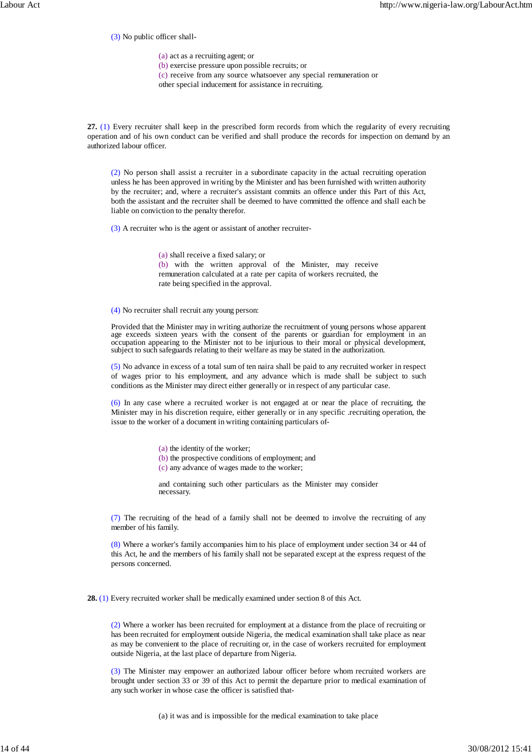(3) No public officer shall-

(a) act as a recruiting agent; or
(b) exercise pressure upon possible recruits; or
(c) receive from any source whatsoever any special remuneration or other special inducement for assistance in recruiting.

**27.** (1) Every recruiter shall keep in the prescribed form records from which the regularity of every recruiting operation and of his own conduct can be verified and shall produce the records for inspection on demand by an authorized labour officer.

(2) No person shall assist a recruiter in a subordinate capacity in the actual recruiting operation unless he has been approved in writing by the Minister and has been furnished with written authority by the recruiter; and, where a recruiter's assistant commits an offence under this Part of this Act, both the assistant and the recruiter shall be deemed to have committed the offence and shall each be liable on conviction to the penalty therefor.

(3) A recruiter who is the agent or assistant of another recruiter-

(a) shall receive a fixed salary; or
(b) with the written approval of the Minister, may receive remuneration calculated at a rate per capita of workers recruited, the rate being specified in the approval.

(4) No recruiter shall recruit any young person:

Provided that the Minister may in writing authorize the recruitment of young persons whose apparent age exceeds sixteen years with the consent of the parents or guardian for employment in an occupation appearing to the Minister not to be injurious to their moral or physical development, subject to such safeguards relating to their welfare as may be stated in the authorization.

(5) No advance in excess of a total sum of ten naira shall be paid to any recruited worker in respect of wages prior to his employment, and any advance which is made shall be subject to such conditions as the Minister may direct either generally or in respect of any particular case.

(6) In any case where a recruited worker is not engaged at or near the place of recruiting, the Minister may in his discretion require, either generally or in any specific .recruiting operation, the issue to the worker of a document in writing containing particulars of-

(a) the identity of the worker;
(b) the prospective conditions of employment; and
(c) any advance of wages made to the worker;

and containing such other particulars as the Minister may consider necessary.

(7) The recruiting of the head of a family shall not be deemed to involve the recruiting of any member of his family.

(8) Where a worker's family accompanies him to his place of employment under section 34 or 44 of this Act, he and the members of his family shall not be separated except at the express request of the persons concerned.

**28.** (1) Every recruited worker shall be medically examined under section 8 of this Act.

(2) Where a worker has been recruited for employment at a distance from the place of recruiting or has been recruited for employment outside Nigeria, the medical examination shall take place as near as may be convenient to the place of recruiting or, in the case of workers recruited for employment outside Nigeria, at the last place of departure from Nigeria.

(3) The Minister may empower an authorized labour officer before whom recruited workers are brought under section 33 or 39 of this Act to permit the departure prior to medical examination of any such worker in whose case the officer is satisfied that-

(a) it was and is impossible for the medical examination to take place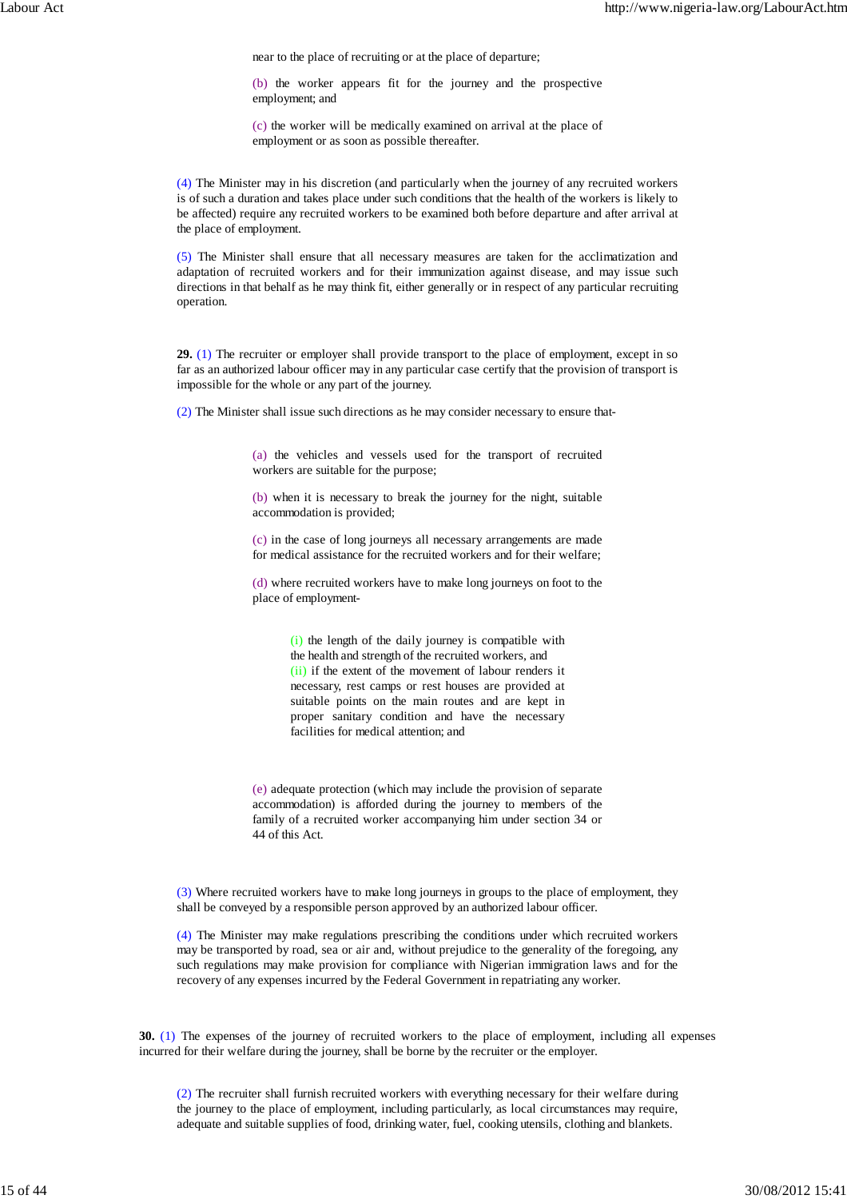near to the place of recruiting or at the place of departure;

(b) the worker appears fit for the journey and the prospective employment; and

(c) the worker will be medically examined on arrival at the place of employment or as soon as possible thereafter.

(4) The Minister may in his discretion (and particularly when the journey of any recruited workers is of such a duration and takes place under such conditions that the health of the workers is likely to be affected) require any recruited workers to be examined both before departure and after arrival at the place of employment.

(5) The Minister shall ensure that all necessary measures are taken for the acclimatization and adaptation of recruited workers and for their immunization against disease, and may issue such directions in that behalf as he may think fit, either generally or in respect of any particular recruiting operation.

**29.** (1) The recruiter or employer shall provide transport to the place of employment, except in so far as an authorized labour officer may in any particular case certify that the provision of transport is impossible for the whole or any part of the journey.

(2) The Minister shall issue such directions as he may consider necessary to ensure that-

(a) the vehicles and vessels used for the transport of recruited workers are suitable for the purpose;

(b) when it is necessary to break the journey for the night, suitable accommodation is provided;

(c) in the case of long journeys all necessary arrangements are made for medical assistance for the recruited workers and for their welfare;

(d) where recruited workers have to make long journeys on foot to the place of employment-

(i) the length of the daily journey is compatible with the health and strength of the recruited workers, and
(ii) if the extent of the movement of labour renders it necessary, rest camps or rest houses are provided at suitable points on the main routes and are kept in proper sanitary condition and have the necessary facilities for medical attention; and

(e) adequate protection (which may include the provision of separate accommodation) is afforded during the journey to members of the family of a recruited worker accompanying him under section 34 or 44 of this Act.

(3) Where recruited workers have to make long journeys in groups to the place of employment, they shall be conveyed by a responsible person approved by an authorized labour officer.

(4) The Minister may make regulations prescribing the conditions under which recruited workers may be transported by road, sea or air and, without prejudice to the generality of the foregoing, any such regulations may make provision for compliance with Nigerian immigration laws and for the recovery of any expenses incurred by the Federal Government in repatriating any worker.

**30.** (1) The expenses of the journey of recruited workers to the place of employment, including all expenses incurred for their welfare during the journey, shall be borne by the recruiter or the employer.

(2) The recruiter shall furnish recruited workers with everything necessary for their welfare during the journey to the place of employment, including particularly, as local circumstances may require, adequate and suitable supplies of food, drinking water, fuel, cooking utensils, clothing and blankets.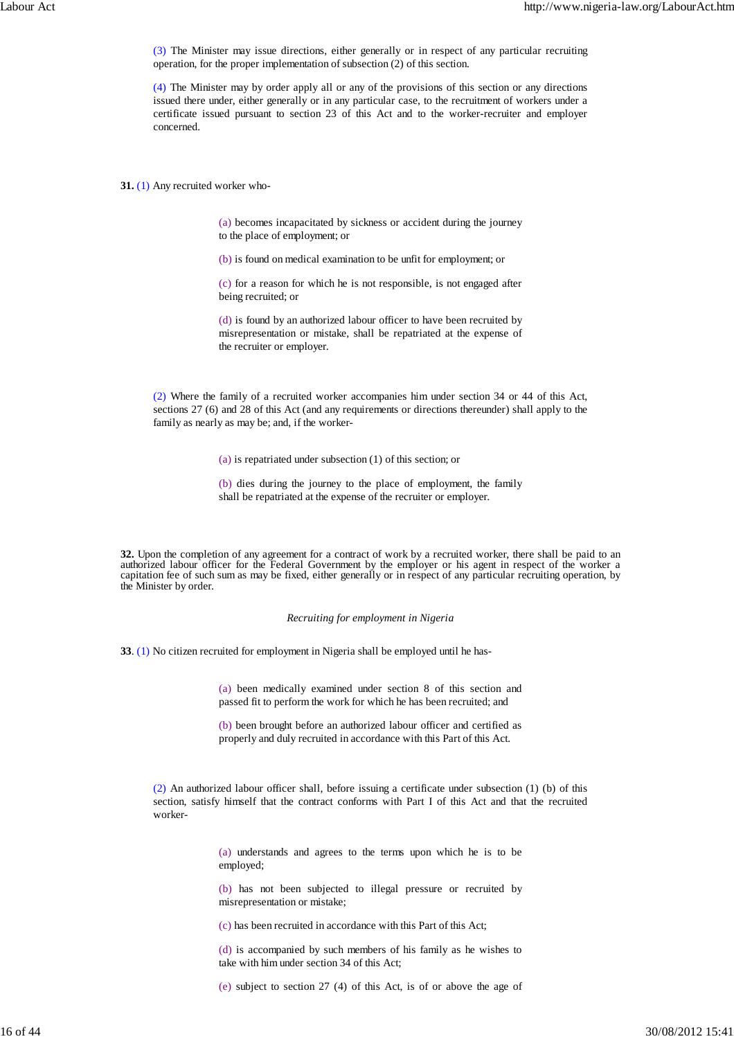(3) The Minister may issue directions, either generally or in respect of any particular recruiting operation, for the proper implementation of subsection (2) of this section.

(4) The Minister may by order apply all or any of the provisions of this section or any directions issued there under, either generally or in any particular case, to the recruitment of workers under a certificate issued pursuant to section 23 of this Act and to the worker-recruiter and employer concerned.

**31.** (1) Any recruited worker who-

> (a) becomes incapacitated by sickness or accident during the journey to the place of employment; or
>
> (b) is found on medical examination to be unfit for employment; or
>
> (c) for a reason for which he is not responsible, is not engaged after being recruited; or
>
> (d) is found by an authorized labour officer to have been recruited by misrepresentation or mistake, shall be repatriated at the expense of the recruiter or employer.

(2) Where the family of a recruited worker accompanies him under section 34 or 44 of this Act, sections 27 (6) and 28 of this Act (and any requirements or directions thereunder) shall apply to the family as nearly as may be; and, if the worker-

> (a) is repatriated under subsection (1) of this section; or
>
> (b) dies during the journey to the place of employment, the family shall be repatriated at the expense of the recruiter or employer.

**32.** Upon the completion of any agreement for a contract of work by a recruited worker, there shall be paid to an authorized labour officer for the Federal Government by the employer or his agent in respect of the worker a capitation fee of such sum as may be fixed, either generally or in respect of any particular recruiting operation, by the Minister by order.

*Recruiting for employment in Nigeria*

**33**. (1) No citizen recruited for employment in Nigeria shall be employed until he has-

> (a) been medically examined under section 8 of this section and passed fit to perform the work for which he has been recruited; and
>
> (b) been brought before an authorized labour officer and certified as properly and duly recruited in accordance with this Part of this Act.

(2) An authorized labour officer shall, before issuing a certificate under subsection (1) (b) of this section, satisfy himself that the contract conforms with Part I of this Act and that the recruited worker-

> (a) understands and agrees to the terms upon which he is to be employed;
>
> (b) has not been subjected to illegal pressure or recruited by misrepresentation or mistake;
>
> (c) has been recruited in accordance with this Part of this Act;
>
> (d) is accompanied by such members of his family as he wishes to take with him under section 34 of this Act;
>
> (e) subject to section 27 (4) of this Act, is of or above the age of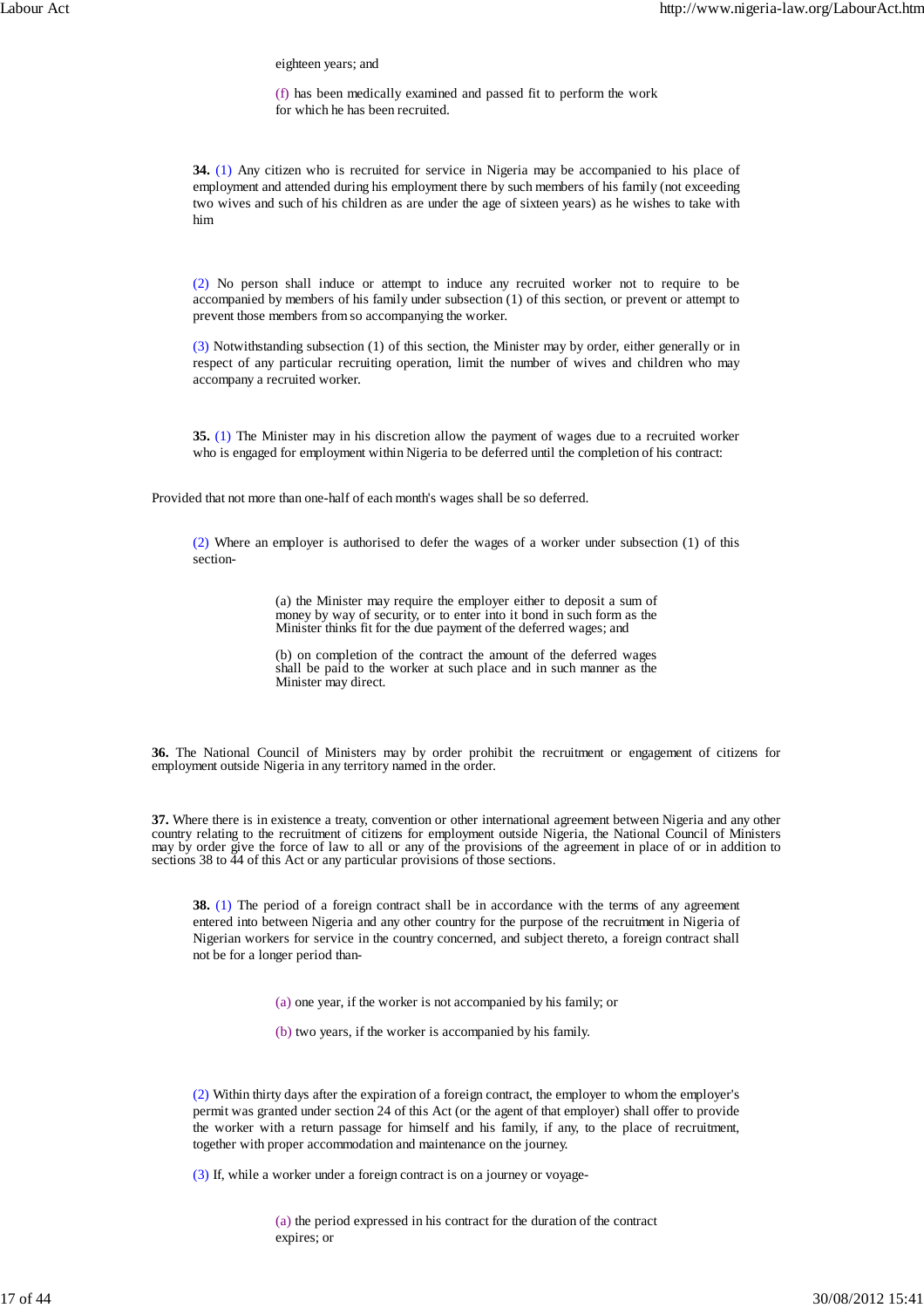eighteen years; and

(f) has been medically examined and passed fit to perform the work for which he has been recruited.

**34.** (1) Any citizen who is recruited for service in Nigeria may be accompanied to his place of employment and attended during his employment there by such members of his family (not exceeding two wives and such of his children as are under the age of sixteen years) as he wishes to take with him

(2) No person shall induce or attempt to induce any recruited worker not to require to be accompanied by members of his family under subsection (1) of this section, or prevent or attempt to prevent those members from so accompanying the worker.

(3) Notwithstanding subsection (1) of this section, the Minister may by order, either generally or in respect of any particular recruiting operation, limit the number of wives and children who may accompany a recruited worker.

**35.** (1) The Minister may in his discretion allow the payment of wages due to a recruited worker who is engaged for employment within Nigeria to be deferred until the completion of his contract:

Provided that not more than one-half of each month's wages shall be so deferred.

(2) Where an employer is authorised to defer the wages of a worker under subsection (1) of this section-

(a) the Minister may require the employer either to deposit a sum of money by way of security, or to enter into it bond in such form as the Minister thinks fit for the due payment of the deferred wages; and

(b) on completion of the contract the amount of the deferred wages shall be paid to the worker at such place and in such manner as the Minister may direct.

**36.** The National Council of Ministers may by order prohibit the recruitment or engagement of citizens for employment outside Nigeria in any territory named in the order.

**37.** Where there is in existence a treaty, convention or other international agreement between Nigeria and any other country relating to the recruitment of citizens for employment outside Nigeria, the National Council of Ministers may by order give the force of law to all or any of the provisions of the agreement in place of or in addition to sections 38 to 44 of this Act or any particular provisions of those sections.

**38.** (1) The period of a foreign contract shall be in accordance with the terms of any agreement entered into between Nigeria and any other country for the purpose of the recruitment in Nigeria of Nigerian workers for service in the country concerned, and subject thereto, a foreign contract shall not be for a longer period than-

(a) one year, if the worker is not accompanied by his family; or

(b) two years, if the worker is accompanied by his family.

(2) Within thirty days after the expiration of a foreign contract, the employer to whom the employer's permit was granted under section 24 of this Act (or the agent of that employer) shall offer to provide the worker with a return passage for himself and his family, if any, to the place of recruitment, together with proper accommodation and maintenance on the journey.

(3) If, while a worker under a foreign contract is on a journey or voyage-

(a) the period expressed in his contract for the duration of the contract expires; or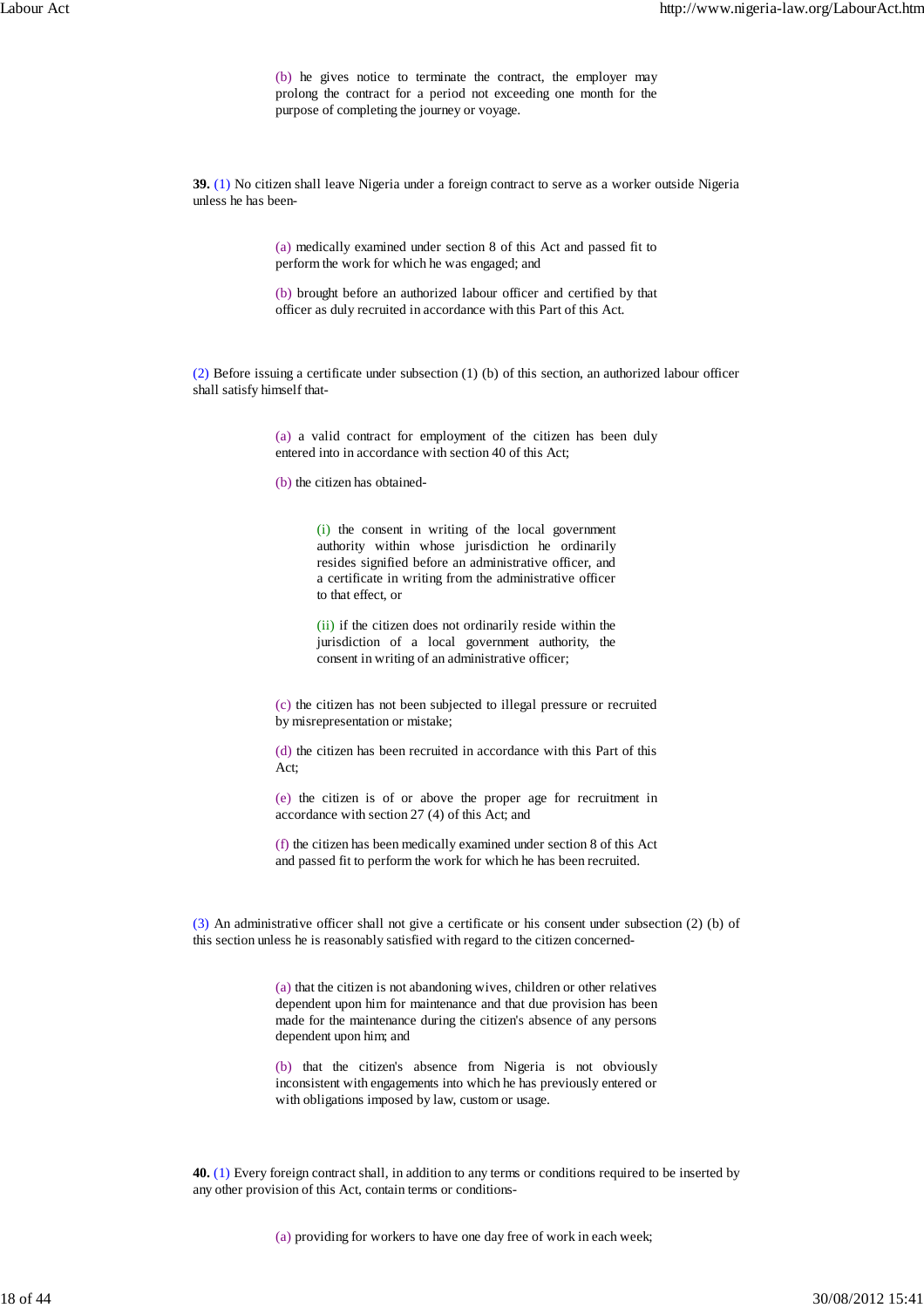(b) he gives notice to terminate the contract, the employer may prolong the contract for a period not exceeding one month for the purpose of completing the journey or voyage.

**39.** (1) No citizen shall leave Nigeria under a foreign contract to serve as a worker outside Nigeria unless he has been-

(a) medically examined under section 8 of this Act and passed fit to perform the work for which he was engaged; and

(b) brought before an authorized labour officer and certified by that officer as duly recruited in accordance with this Part of this Act.

(2) Before issuing a certificate under subsection (1) (b) of this section, an authorized labour officer shall satisfy himself that-

(a) a valid contract for employment of the citizen has been duly entered into in accordance with section 40 of this Act;

(b) the citizen has obtained-

(i) the consent in writing of the local government authority within whose jurisdiction he ordinarily resides signified before an administrative officer, and a certificate in writing from the administrative officer to that effect, or

(ii) if the citizen does not ordinarily reside within the jurisdiction of a local government authority, the consent in writing of an administrative officer;

(c) the citizen has not been subjected to illegal pressure or recruited by misrepresentation or mistake;

(d) the citizen has been recruited in accordance with this Part of this Act;

(e) the citizen is of or above the proper age for recruitment in accordance with section 27 (4) of this Act; and

(f) the citizen has been medically examined under section 8 of this Act and passed fit to perform the work for which he has been recruited.

(3) An administrative officer shall not give a certificate or his consent under subsection (2) (b) of this section unless he is reasonably satisfied with regard to the citizen concerned-

(a) that the citizen is not abandoning wives, children or other relatives dependent upon him for maintenance and that due provision has been made for the maintenance during the citizen's absence of any persons dependent upon him; and

(b) that the citizen's absence from Nigeria is not obviously inconsistent with engagements into which he has previously entered or with obligations imposed by law, custom or usage.

**40.** (1) Every foreign contract shall, in addition to any terms or conditions required to be inserted by any other provision of this Act, contain terms or conditions-

(a) providing for workers to have one day free of work in each week;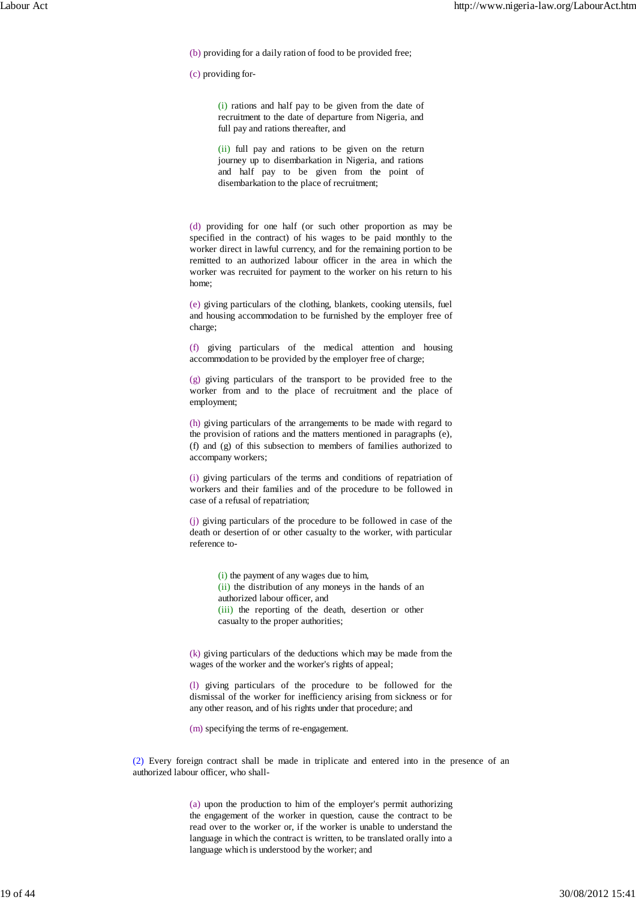(b) providing for a daily ration of food to be provided free;

(c) providing for-

> (i) rations and half pay to be given from the date of recruitment to the date of departure from Nigeria, and full pay and rations thereafter, and
>
> (ii) full pay and rations to be given on the return journey up to disembarkation in Nigeria, and rations and half pay to be given from the point of disembarkation to the place of recruitment;

(d) providing for one half (or such other proportion as may be specified in the contract) of his wages to be paid monthly to the worker direct in lawful currency, and for the remaining portion to be remitted to an authorized labour officer in the area in which the worker was recruited for payment to the worker on his return to his home;

(e) giving particulars of the clothing, blankets, cooking utensils, fuel and housing accommodation to be furnished by the employer free of charge;

(f) giving particulars of the medical attention and housing accommodation to be provided by the employer free of charge;

(g) giving particulars of the transport to be provided free to the worker from and to the place of recruitment and the place of employment;

(h) giving particulars of the arrangements to be made with regard to the provision of rations and the matters mentioned in paragraphs (e), (f) and (g) of this subsection to members of families authorized to accompany workers;

(i) giving particulars of the terms and conditions of repatriation of workers and their families and of the procedure to be followed in case of a refusal of repatriation;

(j) giving particulars of the procedure to be followed in case of the death or desertion of or other casualty to the worker, with particular reference to-

> (i) the payment of any wages due to him,
> (ii) the distribution of any moneys in the hands of an authorized labour officer, and
> (iii) the reporting of the death, desertion or other casualty to the proper authorities;

(k) giving particulars of the deductions which may be made from the wages of the worker and the worker's rights of appeal;

(l) giving particulars of the procedure to be followed for the dismissal of the worker for inefficiency arising from sickness or for any other reason, and of his rights under that procedure; and

(m) specifying the terms of re-engagement.

(2) Every foreign contract shall be made in triplicate and entered into in the presence of an authorized labour officer, who shall-

> (a) upon the production to him of the employer's permit authorizing the engagement of the worker in question, cause the contract to be read over to the worker or, if the worker is unable to understand the language in which the contract is written, to be translated orally into a language which is understood by the worker; and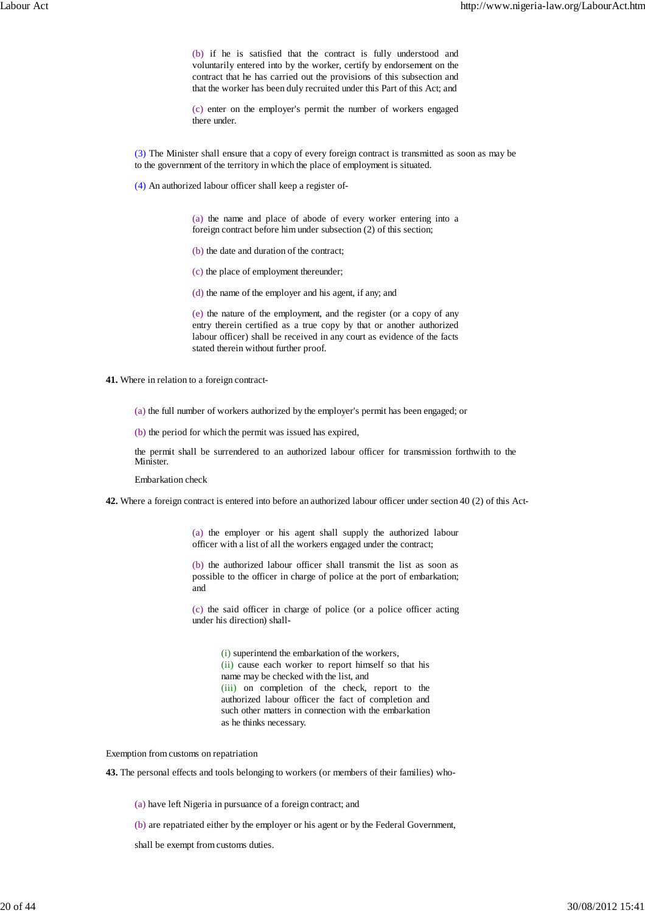(b) if he is satisfied that the contract is fully understood and voluntarily entered into by the worker, certify by endorsement on the contract that he has carried out the provisions of this subsection and that the worker has been duly recruited under this Part of this Act; and

(c) enter on the employer's permit the number of workers engaged there under.

(3) The Minister shall ensure that a copy of every foreign contract is transmitted as soon as may be to the government of the territory in which the place of employment is situated.

(4) An authorized labour officer shall keep a register of-

(a) the name and place of abode of every worker entering into a foreign contract before him under subsection (2) of this section;

(b) the date and duration of the contract;

(c) the place of employment thereunder;

(d) the name of the employer and his agent, if any; and

(e) the nature of the employment, and the register (or a copy of any entry therein certified as a true copy by that or another authorized labour officer) shall be received in any court as evidence of the facts stated therein without further proof.

**41.** Where in relation to a foreign contract-

(a) the full number of workers authorized by the employer's permit has been engaged; or

(b) the period for which the permit was issued has expired,

the permit shall be surrendered to an authorized labour officer for transmission forthwith to the Minister.

Embarkation check

**42.** Where a foreign contract is entered into before an authorized labour officer under section 40 (2) of this Act-

(a) the employer or his agent shall supply the authorized labour officer with a list of all the workers engaged under the contract;

(b) the authorized labour officer shall transmit the list as soon as possible to the officer in charge of police at the port of embarkation; and

(c) the said officer in charge of police (or a police officer acting under his direction) shall-

(i) superintend the embarkation of the workers,
(ii) cause each worker to report himself so that his name may be checked with the list, and
(iii) on completion of the check, report to the authorized labour officer the fact of completion and such other matters in connection with the embarkation as he thinks necessary.

Exemption from customs on repatriation

**43.** The personal effects and tools belonging to workers (or members of their families) who-

(a) have left Nigeria in pursuance of a foreign contract; and

(b) are repatriated either by the employer or his agent or by the Federal Government,

shall be exempt from customs duties.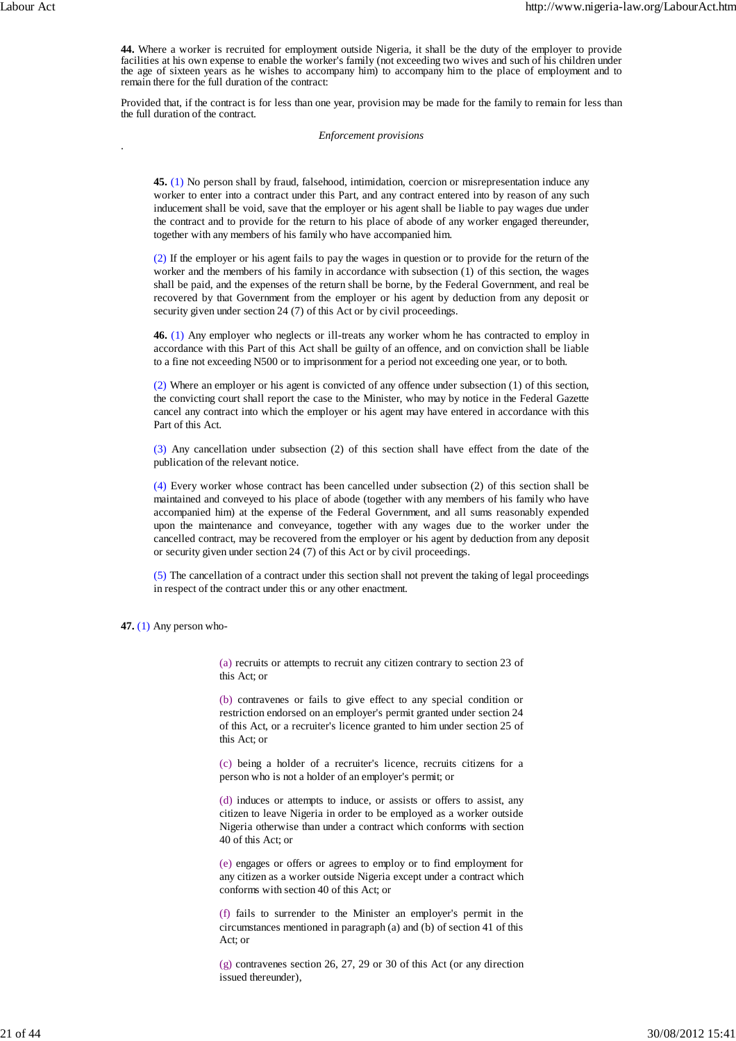**44.** Where a worker is recruited for employment outside Nigeria, it shall be the duty of the employer to provide facilities at his own expense to enable the worker's family (not exceeding two wives and such of his children under the age of sixteen years as he wishes to accompany him) to accompany him to the place of employment and to remain there for the full duration of the contract:

Provided that, if the contract is for less than one year, provision may be made for the family to remain for less than the full duration of the contract.

*Enforcement provisions*

.

**45.** (1) No person shall by fraud, falsehood, intimidation, coercion or misrepresentation induce any worker to enter into a contract under this Part, and any contract entered into by reason of any such inducement shall be void, save that the employer or his agent shall be liable to pay wages due under the contract and to provide for the return to his place of abode of any worker engaged thereunder, together with any members of his family who have accompanied him.

(2) If the employer or his agent fails to pay the wages in question or to provide for the return of the worker and the members of his family in accordance with subsection (1) of this section, the wages shall be paid, and the expenses of the return shall be borne, by the Federal Government, and real be recovered by that Government from the employer or his agent by deduction from any deposit or security given under section 24 (7) of this Act or by civil proceedings.

**46.** (1) Any employer who neglects or ill-treats any worker whom he has contracted to employ in accordance with this Part of this Act shall be guilty of an offence, and on conviction shall be liable to a fine not exceeding N500 or to imprisonment for a period not exceeding one year, or to both.

(2) Where an employer or his agent is convicted of any offence under subsection (1) of this section, the convicting court shall report the case to the Minister, who may by notice in the Federal Gazette cancel any contract into which the employer or his agent may have entered in accordance with this Part of this Act.

(3) Any cancellation under subsection (2) of this section shall have effect from the date of the publication of the relevant notice.

(4) Every worker whose contract has been cancelled under subsection (2) of this section shall be maintained and conveyed to his place of abode (together with any members of his family who have accompanied him) at the expense of the Federal Government, and all sums reasonably expended upon the maintenance and conveyance, together with any wages due to the worker under the cancelled contract, may be recovered from the employer or his agent by deduction from any deposit or security given under section 24 (7) of this Act or by civil proceedings.

(5) The cancellation of a contract under this section shall not prevent the taking of legal proceedings in respect of the contract under this or any other enactment.

**47.** (1) Any person who-

(a) recruits or attempts to recruit any citizen contrary to section 23 of this Act; or

(b) contravenes or fails to give effect to any special condition or restriction endorsed on an employer's permit granted under section 24 of this Act, or a recruiter's licence granted to him under section 25 of this Act; or

(c) being a holder of a recruiter's licence, recruits citizens for a person who is not a holder of an employer's permit; or

(d) induces or attempts to induce, or assists or offers to assist, any citizen to leave Nigeria in order to be employed as a worker outside Nigeria otherwise than under a contract which conforms with section 40 of this Act; or

(e) engages or offers or agrees to employ or to find employment for any citizen as a worker outside Nigeria except under a contract which conforms with section 40 of this Act; or

(f) fails to surrender to the Minister an employer's permit in the circumstances mentioned in paragraph (a) and (b) of section 41 of this Act; or

(g) contravenes section 26, 27, 29 or 30 of this Act (or any direction issued thereunder),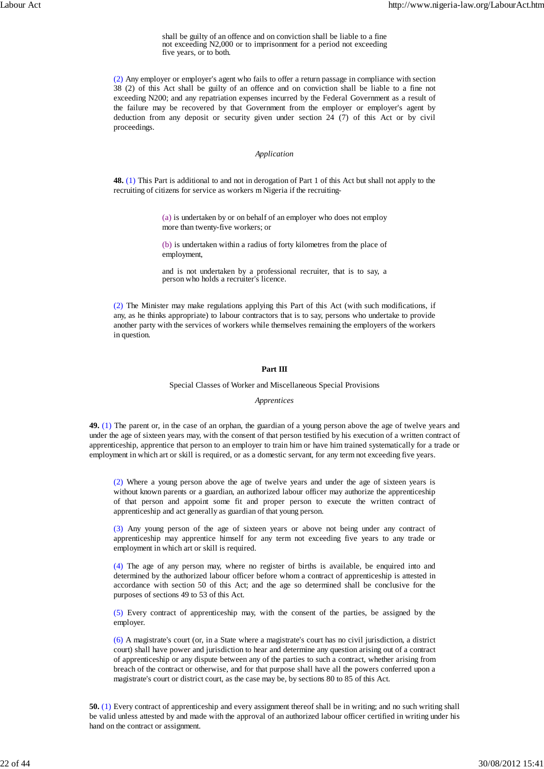shall be guilty of an offence and on conviction shall be liable to a fine not exceeding N2,000 or to imprisonment for a period not exceeding five years, or to both.

(2) Any employer or employer's agent who fails to offer a return passage in compliance with section 38 (2) of this Act shall be guilty of an offence and on conviction shall be liable to a fine not exceeding N200; and any repatriation expenses incurred by the Federal Government as a result of the failure may be recovered by that Government from the employer or employer's agent by deduction from any deposit or security given under section 24 (7) of this Act or by civil proceedings.

*Application*

**48.** (1) This Part is additional to and not in derogation of Part 1 of this Act but shall not apply to the recruiting of citizens for service as workers m Nigeria if the recruiting-

(a) is undertaken by or on behalf of an employer who does not employ more than twenty-five workers; or

(b) is undertaken within a radius of forty kilometres from the place of employment,

and is not undertaken by a professional recruiter, that is to say, a person who holds a recruiter's licence.

(2) The Minister may make regulations applying this Part of this Act (with such modifications, if any, as he thinks appropriate) to labour contractors that is to say, persons who undertake to provide another party with the services of workers while themselves remaining the employers of the workers in question.

## Part III

Special Classes of Worker and Miscellaneous Special Provisions

*Apprentices*

**49.** (1) The parent or, in the case of an orphan, the guardian of a young person above the age of twelve years and under the age of sixteen years may, with the consent of that person testified by his execution of a written contract of apprenticeship, apprentice that person to an employer to train him or have him trained systematically for a trade or employment in which art or skill is required, or as a domestic servant, for any term not exceeding five years.

(2) Where a young person above the age of twelve years and under the age of sixteen years is without known parents or a guardian, an authorized labour officer may authorize the apprenticeship of that person and appoint some fit and proper person to execute the written contract of apprenticeship and act generally as guardian of that young person.

(3) Any young person of the age of sixteen years or above not being under any contract of apprenticeship may apprentice himself for any term not exceeding five years to any trade or employment in which art or skill is required.

(4) The age of any person may, where no register of births is available, be enquired into and determined by the authorized labour officer before whom a contract of apprenticeship is attested in accordance with section 50 of this Act; and the age so determined shall be conclusive for the purposes of sections 49 to 53 of this Act.

(5) Every contract of apprenticeship may, with the consent of the parties, be assigned by the employer.

(6) A magistrate's court (or, in a State where a magistrate's court has no civil jurisdiction, a district court) shall have power and jurisdiction to hear and determine any question arising out of a contract of apprenticeship or any dispute between any of the parties to such a contract, whether arising from breach of the contract or otherwise, and for that purpose shall have all the powers conferred upon a magistrate's court or district court, as the case may be, by sections 80 to 85 of this Act.

**50.** (1) Every contract of apprenticeship and every assignment thereof shall be in writing; and no such writing shall be valid unless attested by and made with the approval of an authorized labour officer certified in writing under his hand on the contract or assignment.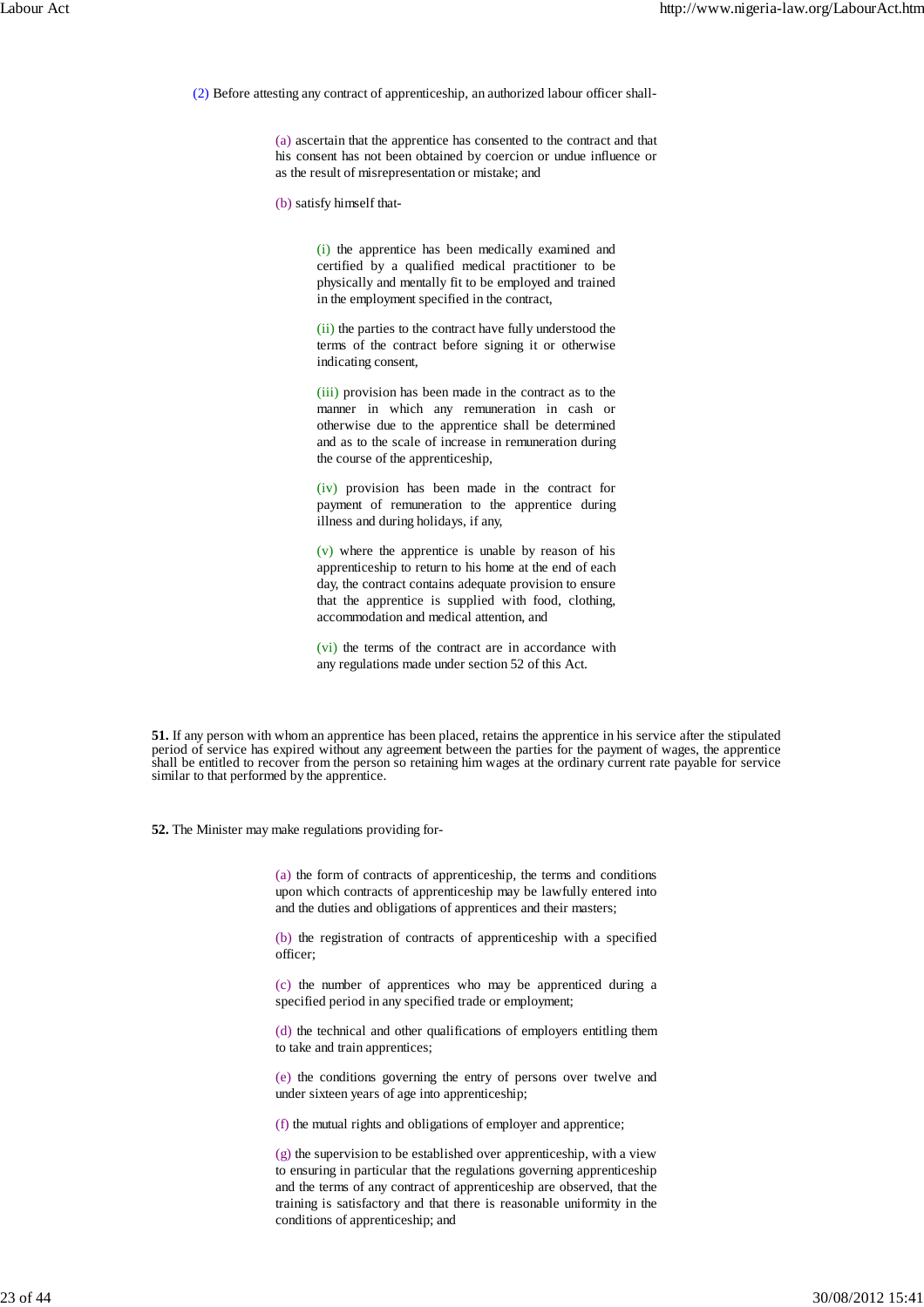(2) Before attesting any contract of apprenticeship, an authorized labour officer shall-

(a) ascertain that the apprentice has consented to the contract and that his consent has not been obtained by coercion or undue influence or as the result of misrepresentation or mistake; and

(b) satisfy himself that-

(i) the apprentice has been medically examined and certified by a qualified medical practitioner to be physically and mentally fit to be employed and trained in the employment specified in the contract,

(ii) the parties to the contract have fully understood the terms of the contract before signing it or otherwise indicating consent,

(iii) provision has been made in the contract as to the manner in which any remuneration in cash or otherwise due to the apprentice shall be determined and as to the scale of increase in remuneration during the course of the apprenticeship,

(iv) provision has been made in the contract for payment of remuneration to the apprentice during illness and during holidays, if any,

(v) where the apprentice is unable by reason of his apprenticeship to return to his home at the end of each day, the contract contains adequate provision to ensure that the apprentice is supplied with food, clothing, accommodation and medical attention, and

(vi) the terms of the contract are in accordance with any regulations made under section 52 of this Act.

**51.** If any person with whom an apprentice has been placed, retains the apprentice in his service after the stipulated period of service has expired without any agreement between the parties for the payment of wages, the apprentice shall be entitled to recover from the person so retaining him wages at the ordinary current rate payable for service similar to that performed by the apprentice.

**52.** The Minister may make regulations providing for-

(a) the form of contracts of apprenticeship, the terms and conditions upon which contracts of apprenticeship may be lawfully entered into and the duties and obligations of apprentices and their masters;

(b) the registration of contracts of apprenticeship with a specified officer;

(c) the number of apprentices who may be apprenticed during a specified period in any specified trade or employment;

(d) the technical and other qualifications of employers entitling them to take and train apprentices;

(e) the conditions governing the entry of persons over twelve and under sixteen years of age into apprenticeship;

(f) the mutual rights and obligations of employer and apprentice;

(g) the supervision to be established over apprenticeship, with a view to ensuring in particular that the regulations governing apprenticeship and the terms of any contract of apprenticeship are observed, that the training is satisfactory and that there is reasonable uniformity in the conditions of apprenticeship; and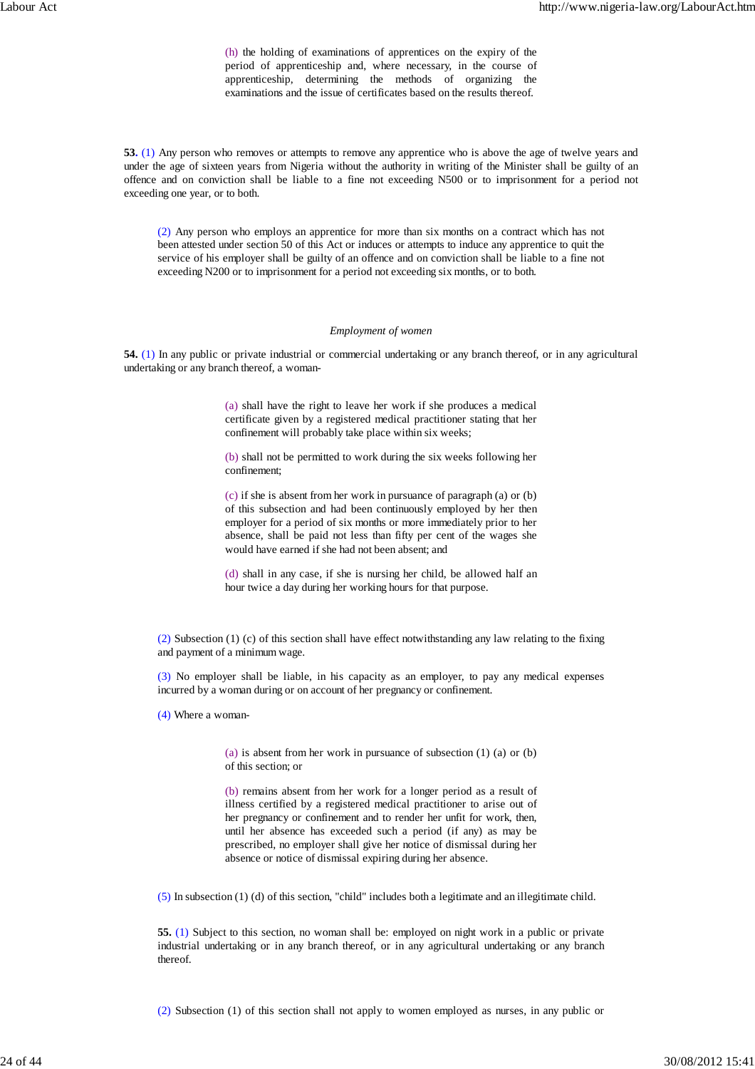(h) the holding of examinations of apprentices on the expiry of the period of apprenticeship and, where necessary, in the course of apprenticeship, determining the methods of organizing the examinations and the issue of certificates based on the results thereof.

**53.** (1) Any person who removes or attempts to remove any apprentice who is above the age of twelve years and under the age of sixteen years from Nigeria without the authority in writing of the Minister shall be guilty of an offence and on conviction shall be liable to a fine not exceeding N500 or to imprisonment for a period not exceeding one year, or to both.

(2) Any person who employs an apprentice for more than six months on a contract which has not been attested under section 50 of this Act or induces or attempts to induce any apprentice to quit the service of his employer shall be guilty of an offence and on conviction shall be liable to a fine not exceeding N200 or to imprisonment for a period not exceeding six months, or to both.

*Employment of women*

**54.** (1) In any public or private industrial or commercial undertaking or any branch thereof, or in any agricultural undertaking or any branch thereof, a woman-

(a) shall have the right to leave her work if she produces a medical certificate given by a registered medical practitioner stating that her confinement will probably take place within six weeks;

(b) shall not be permitted to work during the six weeks following her confinement;

(c) if she is absent from her work in pursuance of paragraph (a) or (b) of this subsection and had been continuously employed by her then employer for a period of six months or more immediately prior to her absence, shall be paid not less than fifty per cent of the wages she would have earned if she had not been absent; and

(d) shall in any case, if she is nursing her child, be allowed half an hour twice a day during her working hours for that purpose.

(2) Subsection (1) (c) of this section shall have effect notwithstanding any law relating to the fixing and payment of a minimum wage.

(3) No employer shall be liable, in his capacity as an employer, to pay any medical expenses incurred by a woman during or on account of her pregnancy or confinement.

(4) Where a woman-

(a) is absent from her work in pursuance of subsection (1) (a) or (b) of this section; or

(b) remains absent from her work for a longer period as a result of illness certified by a registered medical practitioner to arise out of her pregnancy or confinement and to render her unfit for work, then, until her absence has exceeded such a period (if any) as may be prescribed, no employer shall give her notice of dismissal during her absence or notice of dismissal expiring during her absence.

(5) In subsection (1) (d) of this section, "child" includes both a legitimate and an illegitimate child.

**55.** (1) Subject to this section, no woman shall be: employed on night work in a public or private industrial undertaking or in any branch thereof, or in any agricultural undertaking or any branch thereof.

(2) Subsection (1) of this section shall not apply to women employed as nurses, in any public or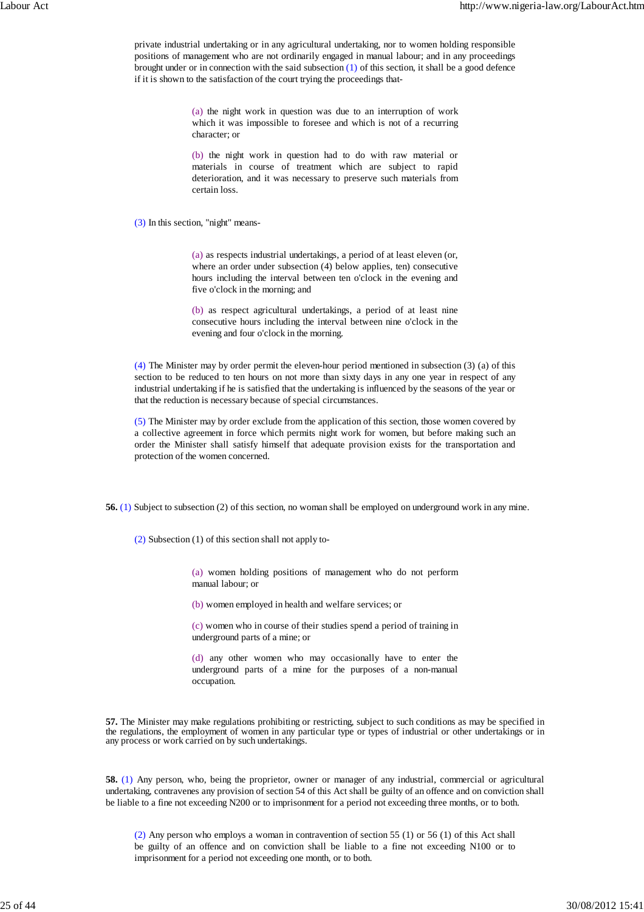private industrial undertaking or in any agricultural undertaking, nor to women holding responsible positions of management who are not ordinarily engaged in manual labour; and in any proceedings brought under or in connection with the said subsection (1) of this section, it shall be a good defence if it is shown to the satisfaction of the court trying the proceedings that-

(a) the night work in question was due to an interruption of work which it was impossible to foresee and which is not of a recurring character; or

(b) the night work in question had to do with raw material or materials in course of treatment which are subject to rapid deterioration, and it was necessary to preserve such materials from certain loss.

(3) In this section, "night" means-

(a) as respects industrial undertakings, a period of at least eleven (or, where an order under subsection (4) below applies, ten) consecutive hours including the interval between ten o'clock in the evening and five o'clock in the morning; and

(b) as respect agricultural undertakings, a period of at least nine consecutive hours including the interval between nine o'clock in the evening and four o'clock in the morning.

(4) The Minister may by order permit the eleven-hour period mentioned in subsection (3) (a) of this section to be reduced to ten hours on not more than sixty days in any one year in respect of any industrial undertaking if he is satisfied that the undertaking is influenced by the seasons of the year or that the reduction is necessary because of special circumstances.

(5) The Minister may by order exclude from the application of this section, those women covered by a collective agreement in force which permits night work for women, but before making such an order the Minister shall satisfy himself that adequate provision exists for the transportation and protection of the women concerned.

**56.** (1) Subject to subsection (2) of this section, no woman shall be employed on underground work in any mine.

(2) Subsection (1) of this section shall not apply to-

(a) women holding positions of management who do not perform manual labour; or

(b) women employed in health and welfare services; or

(c) women who in course of their studies spend a period of training in underground parts of a mine; or

(d) any other women who may occasionally have to enter the underground parts of a mine for the purposes of a non-manual occupation.

**57.** The Minister may make regulations prohibiting or restricting, subject to such conditions as may be specified in the regulations, the employment of women in any particular type or types of industrial or other undertakings or in any process or work carried on by such undertakings.

**58.** (1) Any person, who, being the proprietor, owner or manager of any industrial, commercial or agricultural undertaking, contravenes any provision of section 54 of this Act shall be guilty of an offence and on conviction shall be liable to a fine not exceeding N200 or to imprisonment for a period not exceeding three months, or to both.

(2) Any person who employs a woman in contravention of section 55 (1) or 56 (1) of this Act shall be guilty of an offence and on conviction shall be liable to a fine not exceeding N100 or to imprisonment for a period not exceeding one month, or to both.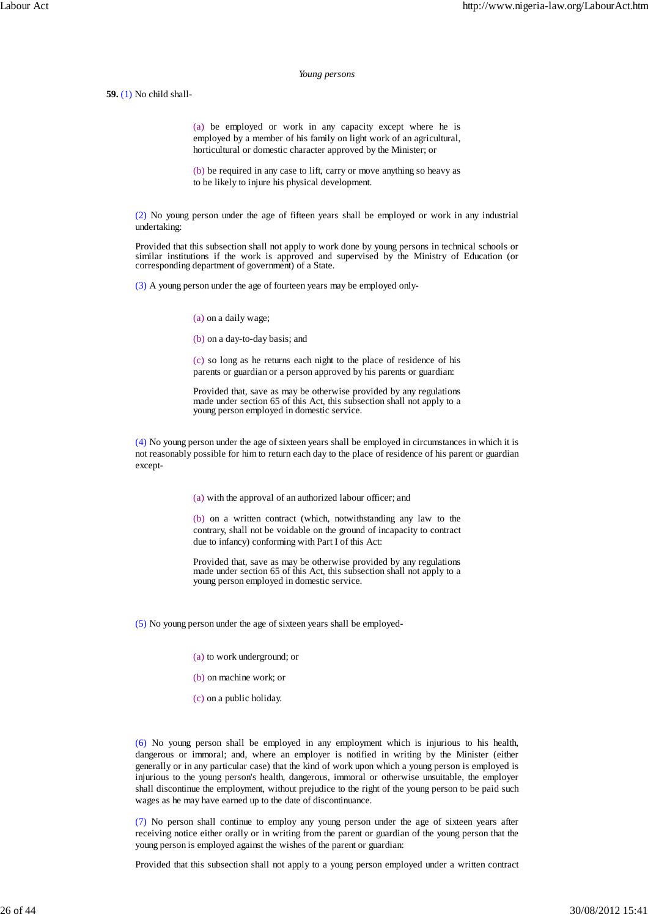*Young persons*

**59.** (1) No child shall-

> (a) be employed or work in any capacity except where he is employed by a member of his family on light work of an agricultural, horticultural or domestic character approved by the Minister; or
>
> (b) be required in any case to lift, carry or move anything so heavy as to be likely to injure his physical development.

(2) No young person under the age of fifteen years shall be employed or work in any industrial undertaking:

Provided that this subsection shall not apply to work done by young persons in technical schools or similar institutions if the work is approved and supervised by the Ministry of Education (or corresponding department of government) of a State.

(3) A young person under the age of fourteen years may be employed only-

> (a) on a daily wage;
>
> (b) on a day-to-day basis; and
>
> (c) so long as he returns each night to the place of residence of his parents or guardian or a person approved by his parents or guardian:
>
> Provided that, save as may be otherwise provided by any regulations made under section 65 of this Act, this subsection shall not apply to a young person employed in domestic service.

(4) No young person under the age of sixteen years shall be employed in circumstances in which it is not reasonably possible for him to return each day to the place of residence of his parent or guardian except-

> (a) with the approval of an authorized labour officer; and
>
> (b) on a written contract (which, notwithstanding any law to the contrary, shall not be voidable on the ground of incapacity to contract due to infancy) conforming with Part I of this Act:
>
> Provided that, save as may be otherwise provided by any regulations made under section 65 of this Act, this subsection shall not apply to a young person employed in domestic service.

(5) No young person under the age of sixteen years shall be employed-

> (a) to work underground; or
>
> (b) on machine work; or
>
> (c) on a public holiday.

(6) No young person shall be employed in any employment which is injurious to his health, dangerous or immoral; and, where an employer is notified in writing by the Minister (either generally or in any particular case) that the kind of work upon which a young person is employed is injurious to the young person's health, dangerous, immoral or otherwise unsuitable, the employer shall discontinue the employment, without prejudice to the right of the young person to be paid such wages as he may have earned up to the date of discontinuance.

(7) No person shall continue to employ any young person under the age of sixteen years after receiving notice either orally or in writing from the parent or guardian of the young person that the young person is employed against the wishes of the parent or guardian:

Provided that this subsection shall not apply to a young person employed under a written contract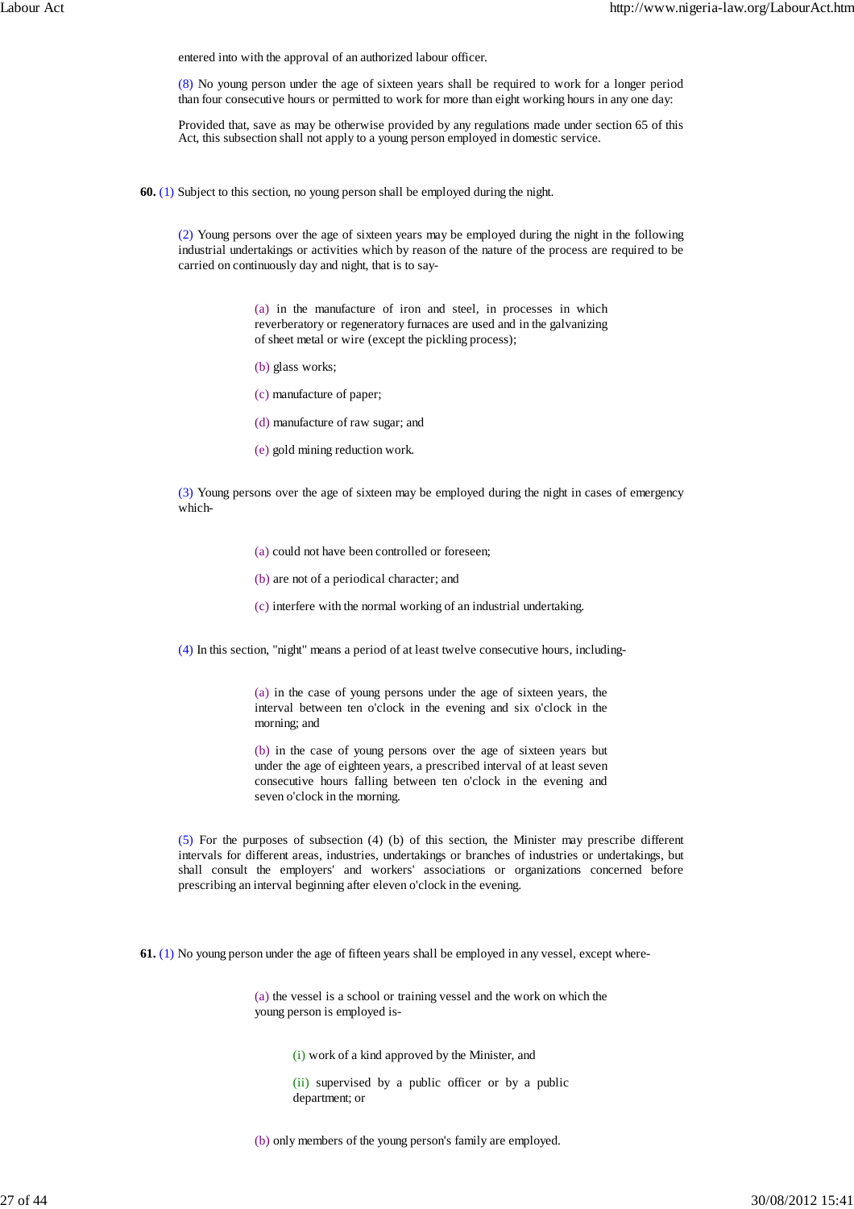entered into with the approval of an authorized labour officer.

(8) No young person under the age of sixteen years shall be required to work for a longer period than four consecutive hours or permitted to work for more than eight working hours in any one day:

Provided that, save as may be otherwise provided by any regulations made under section 65 of this Act, this subsection shall not apply to a young person employed in domestic service.

**60.** (1) Subject to this section, no young person shall be employed during the night.

(2) Young persons over the age of sixteen years may be employed during the night in the following industrial undertakings or activities which by reason of the nature of the process are required to be carried on continuously day and night, that is to say-

(a) in the manufacture of iron and steel, in processes in which reverberatory or regeneratory furnaces are used and in the galvanizing of sheet metal or wire (except the pickling process);

(b) glass works;

(c) manufacture of paper;

(d) manufacture of raw sugar; and

(e) gold mining reduction work.

(3) Young persons over the age of sixteen may be employed during the night in cases of emergency which-

(a) could not have been controlled or foreseen;

(b) are not of a periodical character; and

(c) interfere with the normal working of an industrial undertaking.

(4) In this section, "night" means a period of at least twelve consecutive hours, including-

(a) in the case of young persons under the age of sixteen years, the interval between ten o'clock in the evening and six o'clock in the morning; and

(b) in the case of young persons over the age of sixteen years but under the age of eighteen years, a prescribed interval of at least seven consecutive hours falling between ten o'clock in the evening and seven o'clock in the morning.

(5) For the purposes of subsection (4) (b) of this section, the Minister may prescribe different intervals for different areas, industries, undertakings or branches of industries or undertakings, but shall consult the employers' and workers' associations or organizations concerned before prescribing an interval beginning after eleven o'clock in the evening.

**61.** (1) No young person under the age of fifteen years shall be employed in any vessel, except where-

(a) the vessel is a school or training vessel and the work on which the young person is employed is-

(i) work of a kind approved by the Minister, and

(ii) supervised by a public officer or by a public department; or

(b) only members of the young person's family are employed.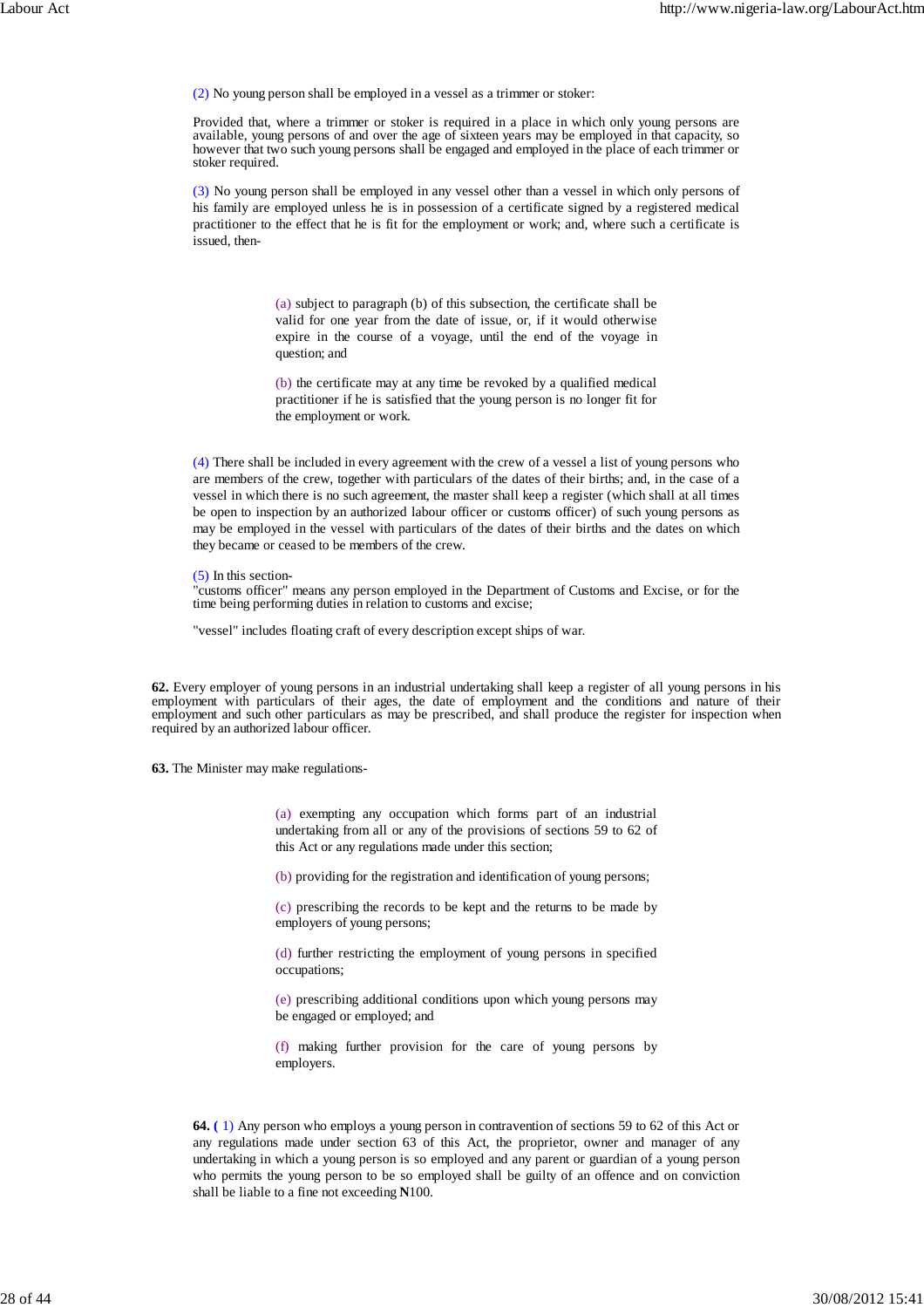(2) No young person shall be employed in a vessel as a trimmer or stoker:

Provided that, where a trimmer or stoker is required in a place in which only young persons are available, young persons of and over the age of sixteen years may be employed in that capacity, so however that two such young persons shall be engaged and employed in the place of each trimmer or stoker required.

(3) No young person shall be employed in any vessel other than a vessel in which only persons of his family are employed unless he is in possession of a certificate signed by a registered medical practitioner to the effect that he is fit for the employment or work; and, where such a certificate is issued, then-

> (a) subject to paragraph (b) of this subsection, the certificate shall be valid for one year from the date of issue, or, if it would otherwise expire in the course of a voyage, until the end of the voyage in question; and
>
> (b) the certificate may at any time be revoked by a qualified medical practitioner if he is satisfied that the young person is no longer fit for the employment or work.

(4) There shall be included in every agreement with the crew of a vessel a list of young persons who are members of the crew, together with particulars of the dates of their births; and, in the case of a vessel in which there is no such agreement, the master shall keep a register (which shall at all times be open to inspection by an authorized labour officer or customs officer) of such young persons as may be employed in the vessel with particulars of the dates of their births and the dates on which they became or ceased to be members of the crew.

(5) In this section-
"customs officer" means any person employed in the Department of Customs and Excise, or for the time being performing duties in relation to customs and excise;

"vessel" includes floating craft of every description except ships of war.

**62.** Every employer of young persons in an industrial undertaking shall keep a register of all young persons in his employment with particulars of their ages, the date of employment and the conditions and nature of their employment and such other particulars as may be prescribed, and shall produce the register for inspection when required by an authorized labour officer.

**63.** The Minister may make regulations-

> (a) exempting any occupation which forms part of an industrial undertaking from all or any of the provisions of sections 59 to 62 of this Act or any regulations made under this section;
>
> (b) providing for the registration and identification of young persons;
>
> (c) prescribing the records to be kept and the returns to be made by employers of young persons;
>
> (d) further restricting the employment of young persons in specified occupations;
>
> (e) prescribing additional conditions upon which young persons may be engaged or employed; and
>
> (f) making further provision for the care of young persons by employers.

**64.** (1) Any person who employs a young person in contravention of sections 59 to 62 of this Act or any regulations made under section 63 of this Act, the proprietor, owner and manager of any undertaking in which a young person is so employed and any parent or guardian of a young person who permits the young person to be so employed shall be guilty of an offence and on conviction shall be liable to a fine not exceeding **N**100.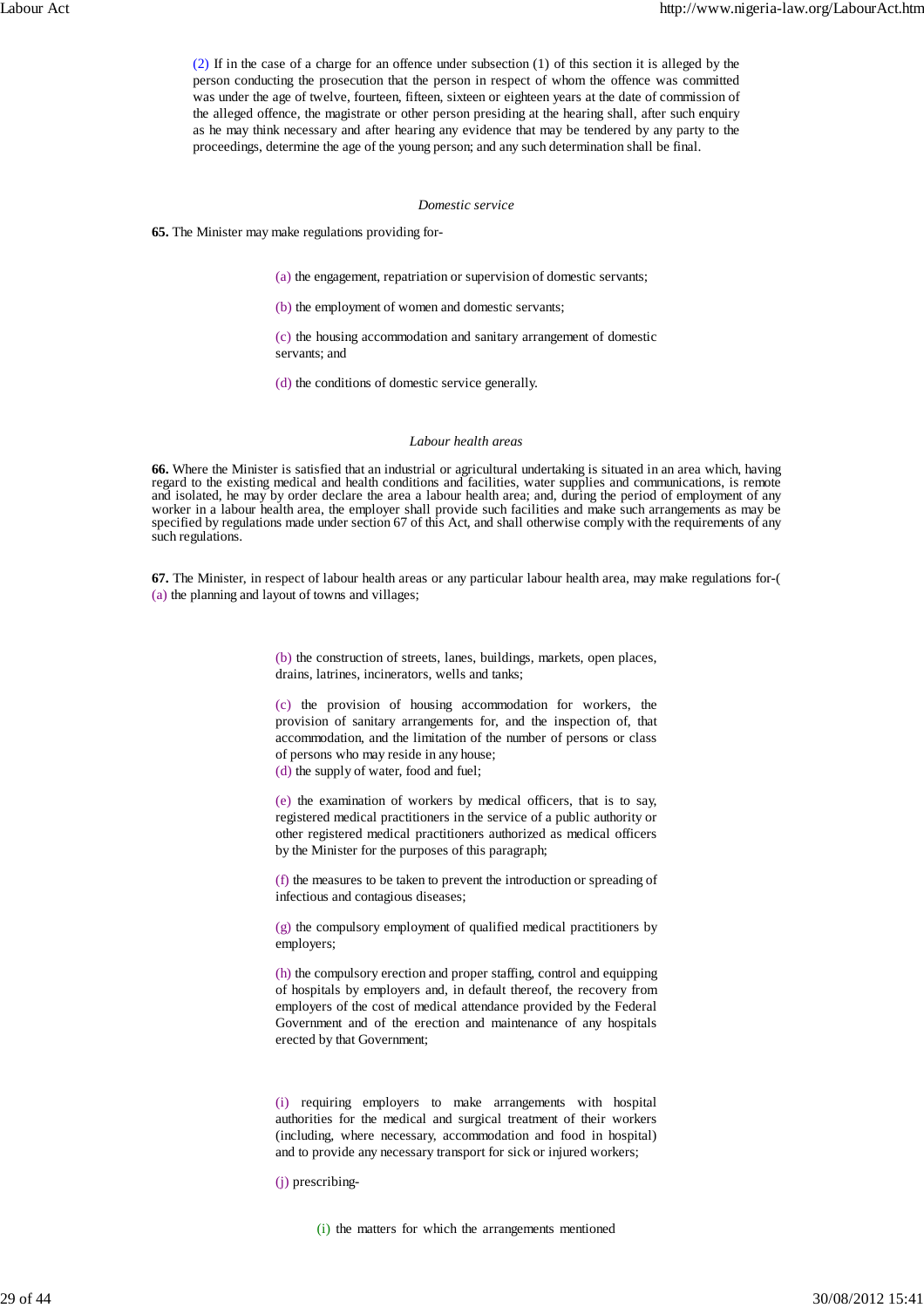(2) If in the case of a charge for an offence under subsection (1) of this section it is alleged by the person conducting the prosecution that the person in respect of whom the offence was committed was under the age of twelve, fourteen, fifteen, sixteen or eighteen years at the date of commission of the alleged offence, the magistrate or other person presiding at the hearing shall, after such enquiry as he may think necessary and after hearing any evidence that may be tendered by any party to the proceedings, determine the age of the young person; and any such determination shall be final.

*Domestic service*

**65.** The Minister may make regulations providing for-

(a) the engagement, repatriation or supervision of domestic servants;

(b) the employment of women and domestic servants;

(c) the housing accommodation and sanitary arrangement of domestic servants; and

(d) the conditions of domestic service generally.

*Labour health areas*

**66.** Where the Minister is satisfied that an industrial or agricultural undertaking is situated in an area which, having regard to the existing medical and health conditions and facilities, water supplies and communications, is remote and isolated, he may by order declare the area a labour health area; and, during the period of employment of any worker in a labour health area, the employer shall provide such facilities and make such arrangements as may be specified by regulations made under section 67 of this Act, and shall otherwise comply with the requirements of any such regulations.

**67.** The Minister, in respect of labour health areas or any particular labour health area, may make regulations for-(
(a) the planning and layout of towns and villages;

(b) the construction of streets, lanes, buildings, markets, open places, drains, latrines, incinerators, wells and tanks;

(c) the provision of housing accommodation for workers, the provision of sanitary arrangements for, and the inspection of, that accommodation, and the limitation of the number of persons or class of persons who may reside in any house;

(d) the supply of water, food and fuel;

(e) the examination of workers by medical officers, that is to say, registered medical practitioners in the service of a public authority or other registered medical practitioners authorized as medical officers by the Minister for the purposes of this paragraph;

(f) the measures to be taken to prevent the introduction or spreading of infectious and contagious diseases;

(g) the compulsory employment of qualified medical practitioners by employers;

(h) the compulsory erection and proper staffing, control and equipping of hospitals by employers and, in default thereof, the recovery from employers of the cost of medical attendance provided by the Federal Government and of the erection and maintenance of any hospitals erected by that Government;

(i) requiring employers to make arrangements with hospital authorities for the medical and surgical treatment of their workers (including, where necessary, accommodation and food in hospital) and to provide any necessary transport for sick or injured workers;

(j) prescribing-

(i) the matters for which the arrangements mentioned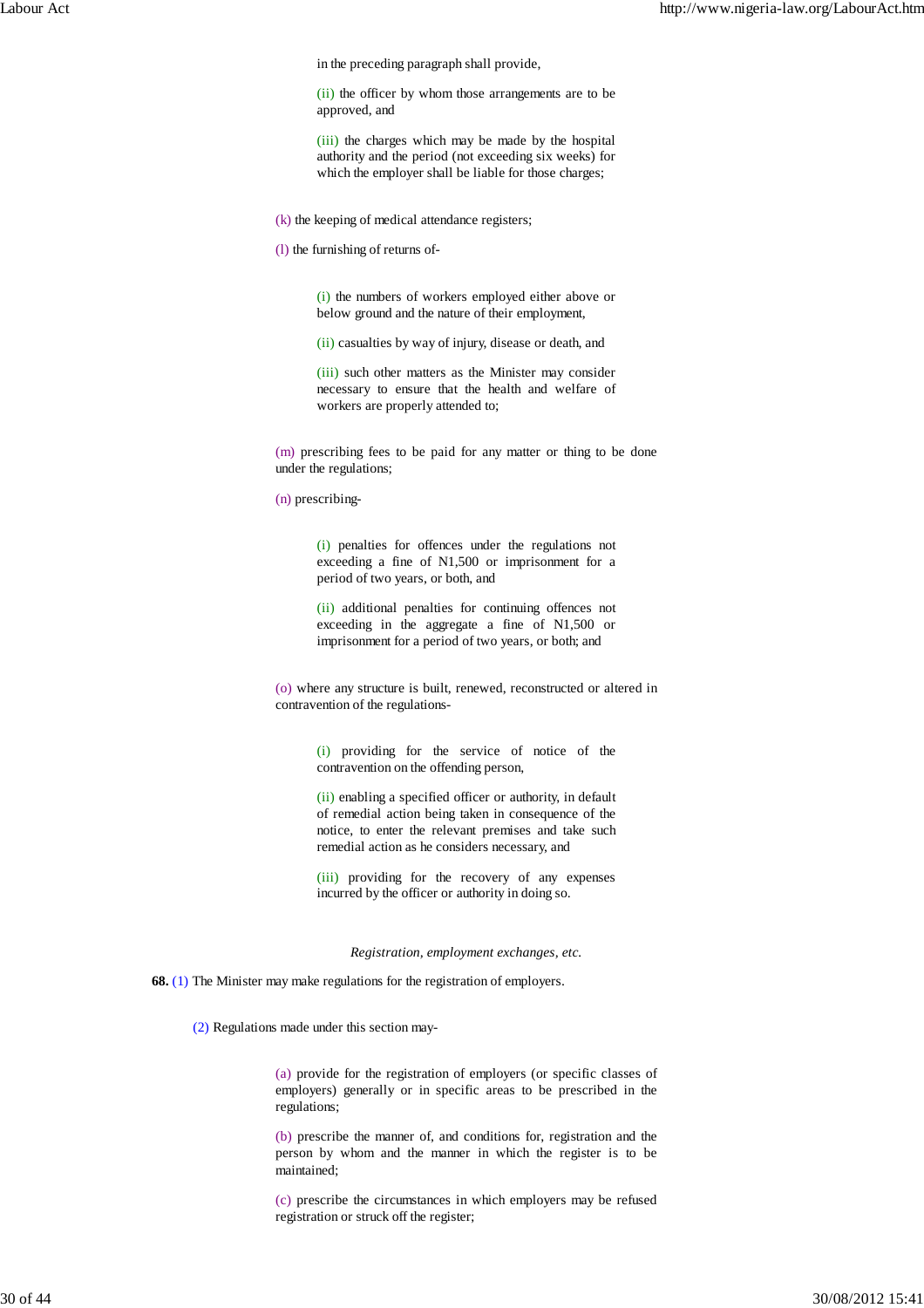in the preceding paragraph shall provide,

(ii) the officer by whom those arrangements are to be approved, and

(iii) the charges which may be made by the hospital authority and the period (not exceeding six weeks) for which the employer shall be liable for those charges;

(k) the keeping of medical attendance registers;

(l) the furnishing of returns of-

(i) the numbers of workers employed either above or below ground and the nature of their employment,

(ii) casualties by way of injury, disease or death, and

(iii) such other matters as the Minister may consider necessary to ensure that the health and welfare of workers are properly attended to;

(m) prescribing fees to be paid for any matter or thing to be done under the regulations;

(n) prescribing-

(i) penalties for offences under the regulations not exceeding a fine of N1,500 or imprisonment for a period of two years, or both, and

(ii) additional penalties for continuing offences not exceeding in the aggregate a fine of N1,500 or imprisonment for a period of two years, or both; and

(o) where any structure is built, renewed, reconstructed or altered in contravention of the regulations-

(i) providing for the service of notice of the contravention on the offending person,

(ii) enabling a specified officer or authority, in default of remedial action being taken in consequence of the notice, to enter the relevant premises and take such remedial action as he considers necessary, and

(iii) providing for the recovery of any expenses incurred by the officer or authority in doing so.

*Registration, employment exchanges, etc.*

**68.** (1) The Minister may make regulations for the registration of employers.

(2) Regulations made under this section may-

(a) provide for the registration of employers (or specific classes of employers) generally or in specific areas to be prescribed in the regulations;

(b) prescribe the manner of, and conditions for, registration and the person by whom and the manner in which the register is to be maintained;

(c) prescribe the circumstances in which employers may be refused registration or struck off the register;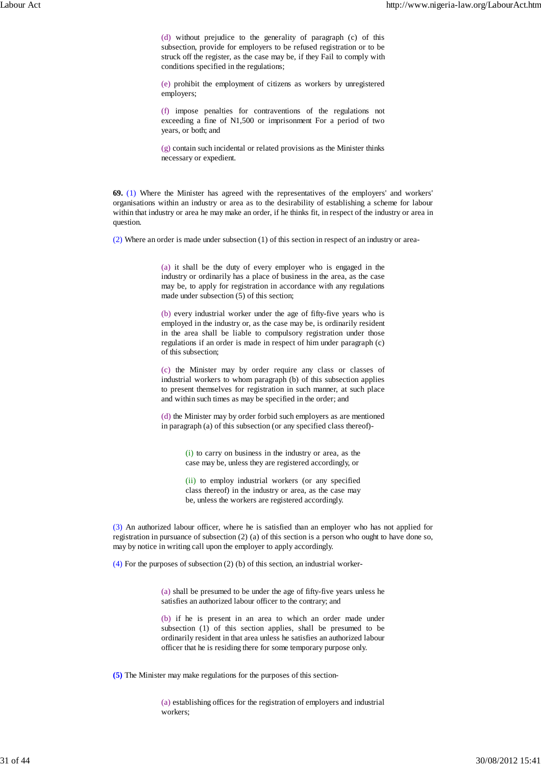(d) without prejudice to the generality of paragraph (c) of this subsection, provide for employers to be refused registration or to be struck off the register, as the case may be, if they Fail to comply with conditions specified in the regulations;

(e) prohibit the employment of citizens as workers by unregistered employers;

(f) impose penalties for contraventions of the regulations not exceeding a fine of N1,500 or imprisonment For a period of two years, or both; and

(g) contain such incidental or related provisions as the Minister thinks necessary or expedient.

**69.** (1) Where the Minister has agreed with the representatives of the employers' and workers' organisations within an industry or area as to the desirability of establishing a scheme for labour within that industry or area he may make an order, if he thinks fit, in respect of the industry or area in question.

(2) Where an order is made under subsection (1) of this section in respect of an industry or area-

(a) it shall be the duty of every employer who is engaged in the industry or ordinarily has a place of business in the area, as the case may be, to apply for registration in accordance with any regulations made under subsection (5) of this section;

(b) every industrial worker under the age of fifty-five years who is employed in the industry or, as the case may be, is ordinarily resident in the area shall be liable to compulsory registration under those regulations if an order is made in respect of him under paragraph (c) of this subsection;

(c) the Minister may by order require any class or classes of industrial workers to whom paragraph (b) of this subsection applies to present themselves for registration in such manner, at such place and within such times as may be specified in the order; and

(d) the Minister may by order forbid such employers as are mentioned in paragraph (a) of this subsection (or any specified class thereof)-

(i) to carry on business in the industry or area, as the case may be, unless they are registered accordingly, or

(ii) to employ industrial workers (or any specified class thereof) in the industry or area, as the case may be, unless the workers are registered accordingly.

(3) An authorized labour officer, where he is satisfied than an employer who has not applied for registration in pursuance of subsection (2) (a) of this section is a person who ought to have done so, may by notice in writing call upon the employer to apply accordingly.

(4) For the purposes of subsection (2) (b) of this section, an industrial worker-

(a) shall be presumed to be under the age of fifty-five years unless he satisfies an authorized labour officer to the contrary; and

(b) if he is present in an area to which an order made under subsection (1) of this section applies, shall be presumed to be ordinarily resident in that area unless he satisfies an authorized labour officer that he is residing there for some temporary purpose only.

**(5)** The Minister may make regulations for the purposes of this section-

(a) establishing offices for the registration of employers and industrial workers;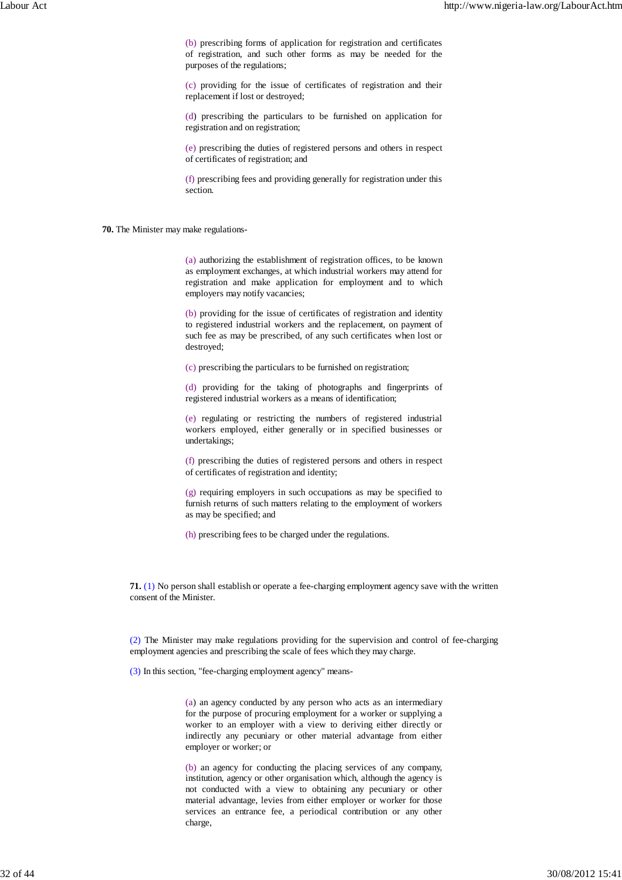(b) prescribing forms of application for registration and certificates of registration, and such other forms as may be needed for the purposes of the regulations;

(c) providing for the issue of certificates of registration and their replacement if lost or destroyed;

(d) prescribing the particulars to be furnished on application for registration and on registration;

(e) prescribing the duties of registered persons and others in respect of certificates of registration; and

(f) prescribing fees and providing generally for registration under this section.

**70.** The Minister may make regulations-

(a) authorizing the establishment of registration offices, to be known as employment exchanges, at which industrial workers may attend for registration and make application for employment and to which employers may notify vacancies;

(b) providing for the issue of certificates of registration and identity to registered industrial workers and the replacement, on payment of such fee as may be prescribed, of any such certificates when lost or destroyed;

(c) prescribing the particulars to be furnished on registration;

(d) providing for the taking of photographs and fingerprints of registered industrial workers as a means of identification;

(e) regulating or restricting the numbers of registered industrial workers employed, either generally or in specified businesses or undertakings;

(f) prescribing the duties of registered persons and others in respect of certificates of registration and identity;

(g) requiring employers in such occupations as may be specified to furnish returns of such matters relating to the employment of workers as may be specified; and

(h) prescribing fees to be charged under the regulations.

**71.** (1) No person shall establish or operate a fee-charging employment agency save with the written consent of the Minister.

(2) The Minister may make regulations providing for the supervision and control of fee-charging employment agencies and prescribing the scale of fees which they may charge.

(3) In this section, "fee-charging employment agency" means-

(a) an agency conducted by any person who acts as an intermediary for the purpose of procuring employment for a worker or supplying a worker to an employer with a view to deriving either directly or indirectly any pecuniary or other material advantage from either employer or worker; or

(b) an agency for conducting the placing services of any company, institution, agency or other organisation which, although the agency is not conducted with a view to obtaining any pecuniary or other material advantage, levies from either employer or worker for those services an entrance fee, a periodical contribution or any other charge,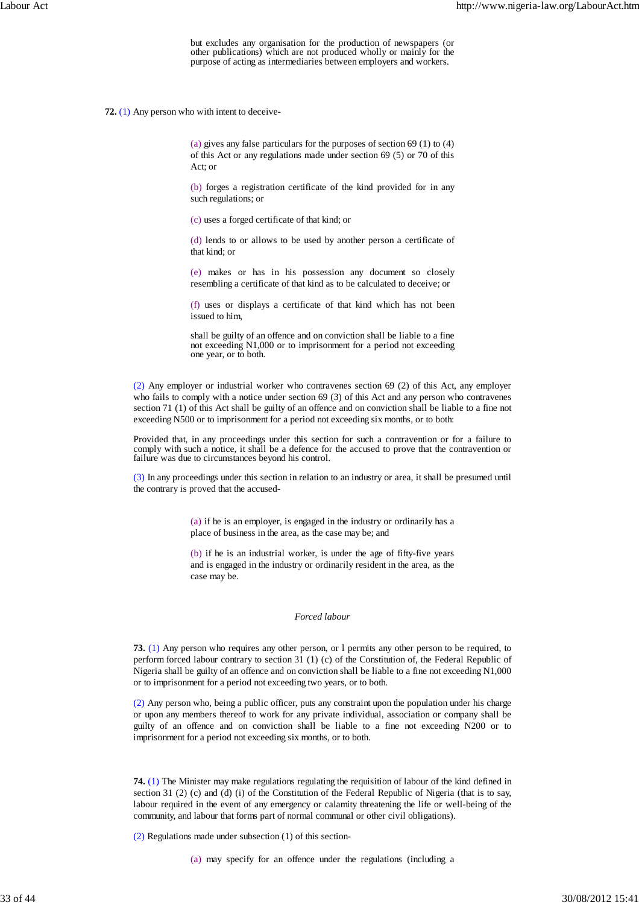but excludes any organisation for the production of newspapers (or other publications) which are not produced wholly or mainly for the purpose of acting as intermediaries between employers and workers.

**72.** (1) Any person who with intent to deceive-

(a) gives any false particulars for the purposes of section 69 (1) to (4) of this Act or any regulations made under section 69 (5) or 70 of this Act; or

(b) forges a registration certificate of the kind provided for in any such regulations; or

(c) uses a forged certificate of that kind; or

(d) lends to or allows to be used by another person a certificate of that kind; or

(e) makes or has in his possession any document so closely resembling a certificate of that kind as to be calculated to deceive; or

(f) uses or displays a certificate of that kind which has not been issued to him,

shall be guilty of an offence and on conviction shall be liable to a fine not exceeding N1,000 or to imprisonment for a period not exceeding one year, or to both.

(2) Any employer or industrial worker who contravenes section 69 (2) of this Act, any employer who fails to comply with a notice under section 69 (3) of this Act and any person who contravenes section 71 (1) of this Act shall be guilty of an offence and on conviction shall be liable to a fine not exceeding N500 or to imprisonment for a period not exceeding six months, or to both:

Provided that, in any proceedings under this section for such a contravention or for a failure to comply with such a notice, it shall be a defence for the accused to prove that the contravention or failure was due to circumstances beyond his control.

(3) In any proceedings under this section in relation to an industry or area, it shall be presumed until the contrary is proved that the accused-

(a) if he is an employer, is engaged in the industry or ordinarily has a place of business in the area, as the case may be; and

(b) if he is an industrial worker, is under the age of fifty-five years and is engaged in the industry or ordinarily resident in the area, as the case may be.

*Forced labour*

**73.** (1) Any person who requires any other person, or l permits any other person to be required, to perform forced labour contrary to section 31 (1) (c) of the Constitution of, the Federal Republic of Nigeria shall be guilty of an offence and on conviction shall be liable to a fine not exceeding N1,000 or to imprisonment for a period not exceeding two years, or to both.

(2) Any person who, being a public officer, puts any constraint upon the population under his charge or upon any members thereof to work for any private individual, association or company shall be guilty of an offence and on conviction shall be liable to a fine not exceeding N200 or to imprisonment for a period not exceeding six months, or to both.

**74.** (1) The Minister may make regulations regulating the requisition of labour of the kind defined in section 31 (2) (c) and (d) (i) of the Constitution of the Federal Republic of Nigeria (that is to say, labour required in the event of any emergency or calamity threatening the life or well-being of the community, and labour that forms part of normal communal or other civil obligations).

(2) Regulations made under subsection (1) of this section-

(a) may specify for an offence under the regulations (including a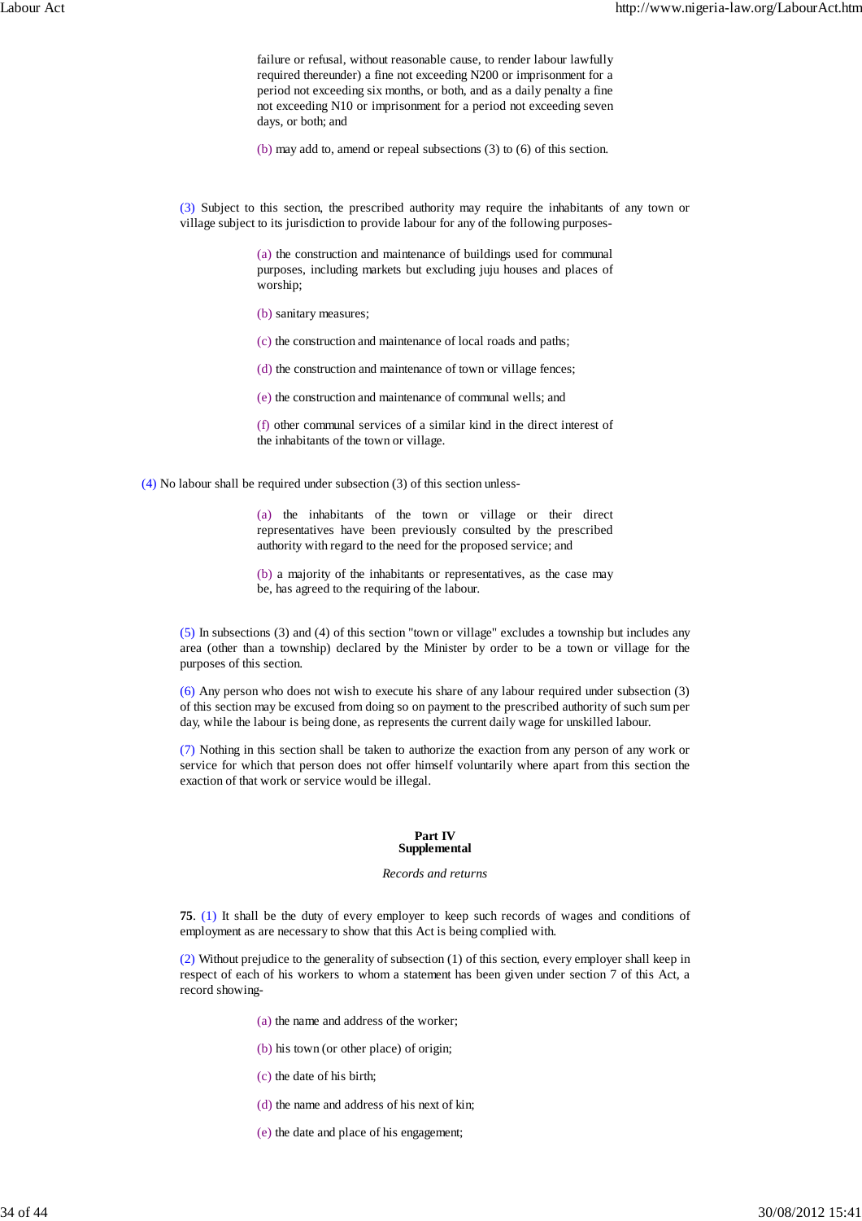failure or refusal, without reasonable cause, to render labour lawfully required thereunder) a fine not exceeding N200 or imprisonment for a period not exceeding six months, or both, and as a daily penalty a fine not exceeding N10 or imprisonment for a period not exceeding seven days, or both; and

(b) may add to, amend or repeal subsections (3) to (6) of this section.

(3) Subject to this section, the prescribed authority may require the inhabitants of any town or village subject to its jurisdiction to provide labour for any of the following purposes-

(a) the construction and maintenance of buildings used for communal purposes, including markets but excluding juju houses and places of worship;

(b) sanitary measures;

(c) the construction and maintenance of local roads and paths;

(d) the construction and maintenance of town or village fences;

(e) the construction and maintenance of communal wells; and

(f) other communal services of a similar kind in the direct interest of the inhabitants of the town or village.

(4) No labour shall be required under subsection (3) of this section unless-

(a) the inhabitants of the town or village or their direct representatives have been previously consulted by the prescribed authority with regard to the need for the proposed service; and

(b) a majority of the inhabitants or representatives, as the case may be, has agreed to the requiring of the labour.

(5) In subsections (3) and (4) of this section "town or village" excludes a township but includes any area (other than a township) declared by the Minister by order to be a town or village for the purposes of this section.

(6) Any person who does not wish to execute his share of any labour required under subsection (3) of this section may be excused from doing so on payment to the prescribed authority of such sum per day, while the labour is being done, as represents the current daily wage for unskilled labour.

(7) Nothing in this section shall be taken to authorize the exaction from any person of any work or service for which that person does not offer himself voluntarily where apart from this section the exaction of that work or service would be illegal.

## Part IV
## Supplemental

*Records and returns*

**75**. (1) It shall be the duty of every employer to keep such records of wages and conditions of employment as are necessary to show that this Act is being complied with.

(2) Without prejudice to the generality of subsection (1) of this section, every employer shall keep in respect of each of his workers to whom a statement has been given under section 7 of this Act, a record showing-

(a) the name and address of the worker;

(b) his town (or other place) of origin;

(c) the date of his birth;

(d) the name and address of his next of kin;

(e) the date and place of his engagement;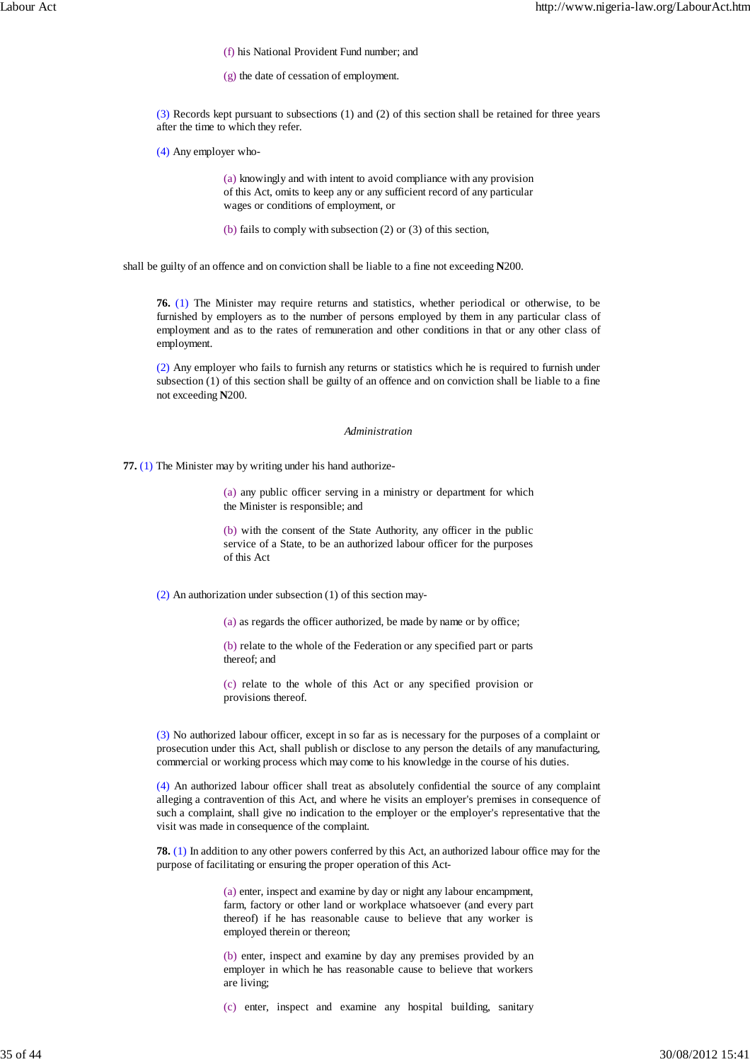(f) his National Provident Fund number; and

(g) the date of cessation of employment.

(3) Records kept pursuant to subsections (1) and (2) of this section shall be retained for three years after the time to which they refer.

(4) Any employer who-

(a) knowingly and with intent to avoid compliance with any provision of this Act, omits to keep any or any sufficient record of any particular wages or conditions of employment, or

(b) fails to comply with subsection (2) or (3) of this section,

shall be guilty of an offence and on conviction shall be liable to a fine not exceeding **N**200.

**76.** (1) The Minister may require returns and statistics, whether periodical or otherwise, to be furnished by employers as to the number of persons employed by them in any particular class of employment and as to the rates of remuneration and other conditions in that or any other class of employment.

(2) Any employer who fails to furnish any returns or statistics which he is required to furnish under subsection (1) of this section shall be guilty of an offence and on conviction shall be liable to a fine not exceeding **N**200.

*Administration*

**77.** (1) The Minister may by writing under his hand authorize-

(a) any public officer serving in a ministry or department for which the Minister is responsible; and

(b) with the consent of the State Authority, any officer in the public service of a State, to be an authorized labour officer for the purposes of this Act

(2) An authorization under subsection (1) of this section may-

(a) as regards the officer authorized, be made by name or by office;

(b) relate to the whole of the Federation or any specified part or parts thereof; and

(c) relate to the whole of this Act or any specified provision or provisions thereof.

(3) No authorized labour officer, except in so far as is necessary for the purposes of a complaint or prosecution under this Act, shall publish or disclose to any person the details of any manufacturing, commercial or working process which may come to his knowledge in the course of his duties.

(4) An authorized labour officer shall treat as absolutely confidential the source of any complaint alleging a contravention of this Act, and where he visits an employer's premises in consequence of such a complaint, shall give no indication to the employer or the employer's representative that the visit was made in consequence of the complaint.

**78.** (1) In addition to any other powers conferred by this Act, an authorized labour office may for the purpose of facilitating or ensuring the proper operation of this Act-

(a) enter, inspect and examine by day or night any labour encampment, farm, factory or other land or workplace whatsoever (and every part thereof) if he has reasonable cause to believe that any worker is employed therein or thereon;

(b) enter, inspect and examine by day any premises provided by an employer in which he has reasonable cause to believe that workers are living;

(c) enter, inspect and examine any hospital building, sanitary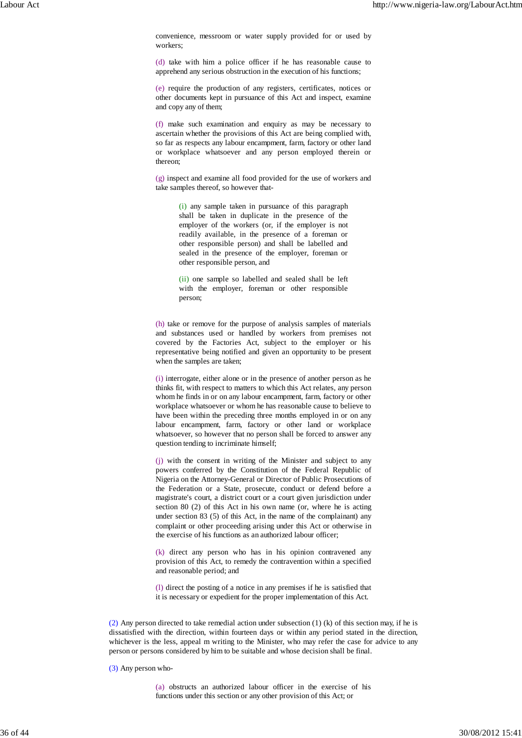convenience, messroom or water supply provided for or used by workers;

(d) take with him a police officer if he has reasonable cause to apprehend any serious obstruction in the execution of his functions;

(e) require the production of any registers, certificates, notices or other documents kept in pursuance of this Act and inspect, examine and copy any of them;

(f) make such examination and enquiry as may be necessary to ascertain whether the provisions of this Act are being complied with, so far as respects any labour encampment, farm, factory or other land or workplace whatsoever and any person employed therein or thereon;

(g) inspect and examine all food provided for the use of workers and take samples thereof, so however that-

> (i) any sample taken in pursuance of this paragraph shall be taken in duplicate in the presence of the employer of the workers (or, if the employer is not readily available, in the presence of a foreman or other responsible person) and shall be labelled and sealed in the presence of the employer, foreman or other responsible person, and
>
> (ii) one sample so labelled and sealed shall be left with the employer, foreman or other responsible person;

(h) take or remove for the purpose of analysis samples of materials and substances used or handled by workers from premises not covered by the Factories Act, subject to the employer or his representative being notified and given an opportunity to be present when the samples are taken;

(i) interrogate, either alone or in the presence of another person as he thinks fit, with respect to matters to which this Act relates, any person whom he finds in or on any labour encampment, farm, factory or other workplace whatsoever or whom he has reasonable cause to believe to have been within the preceding three months employed in or on any labour encampment, farm, factory or other land or workplace whatsoever, so however that no person shall be forced to answer any question tending to incriminate himself;

(j) with the consent in writing of the Minister and subject to any powers conferred by the Constitution of the Federal Republic of Nigeria on the Attorney-General or Director of Public Prosecutions of the Federation or a State, prosecute, conduct or defend before a magistrate's court, a district court or a court given jurisdiction under section 80 (2) of this Act in his own name (or, where he is acting under section 83 (5) of this Act, in the name of the complainant) any complaint or other proceeding arising under this Act or otherwise in the exercise of his functions as an authorized labour officer;

(k) direct any person who has in his opinion contravened any provision of this Act, to remedy the contravention within a specified and reasonable period; and

(l) direct the posting of a notice in any premises if he is satisfied that it is necessary or expedient for the proper implementation of this Act.

(2) Any person directed to take remedial action under subsection (1) (k) of this section may, if he is dissatisfied with the direction, within fourteen days or within any period stated in the direction, whichever is the less, appeal m writing to the Minister, who may refer the case for advice to any person or persons considered by him to be suitable and whose decision shall be final.

(3) Any person who-

(a) obstructs an authorized labour officer in the exercise of his functions under this section or any other provision of this Act; or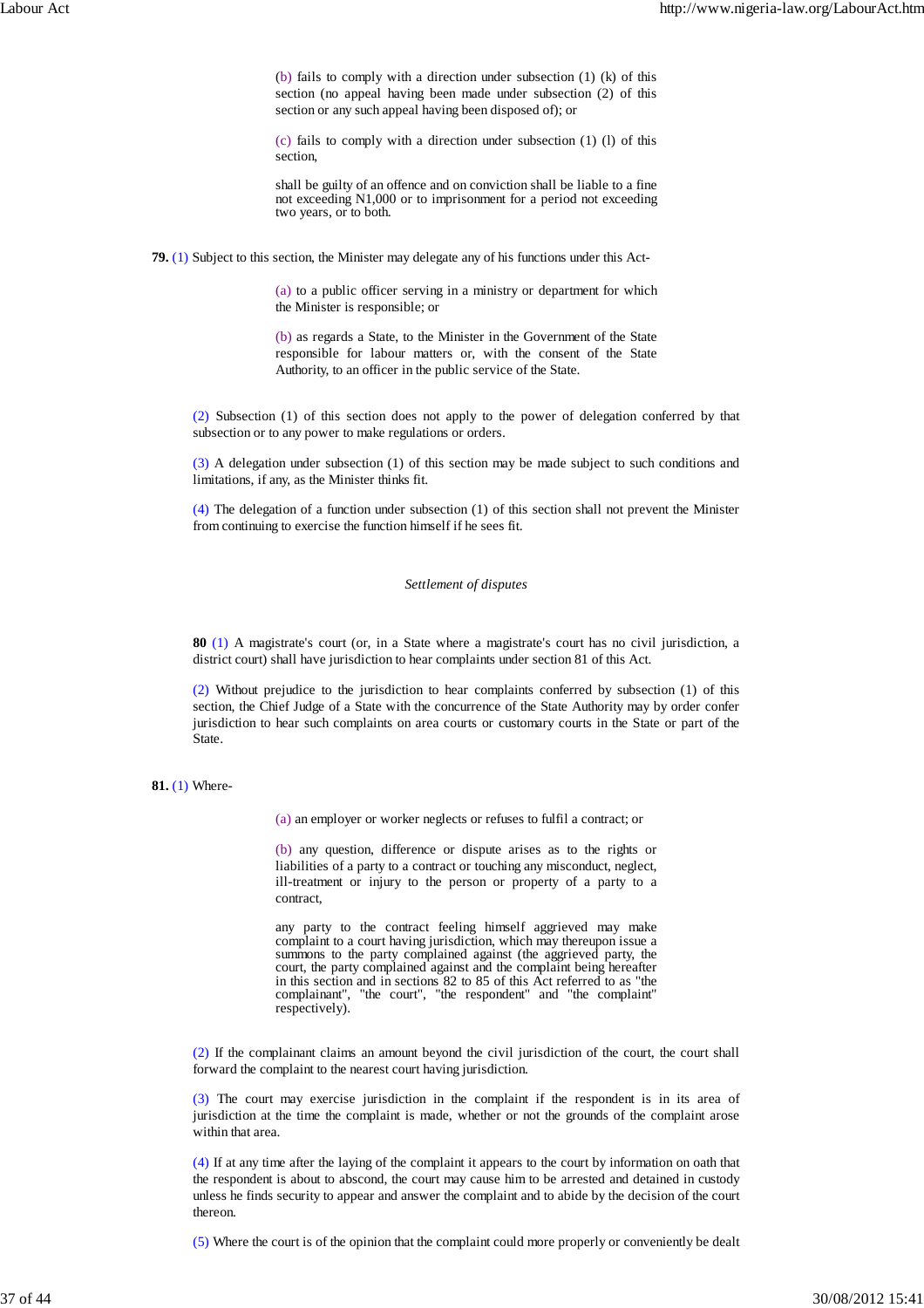(b) fails to comply with a direction under subsection (1) (k) of this section (no appeal having been made under subsection (2) of this section or any such appeal having been disposed of); or

(c) fails to comply with a direction under subsection (1) (l) of this section,

shall be guilty of an offence and on conviction shall be liable to a fine not exceeding N1,000 or to imprisonment for a period not exceeding two years, or to both.

**79.** (1) Subject to this section, the Minister may delegate any of his functions under this Act-

(a) to a public officer serving in a ministry or department for which the Minister is responsible; or

(b) as regards a State, to the Minister in the Government of the State responsible for labour matters or, with the consent of the State Authority, to an officer in the public service of the State.

(2) Subsection (1) of this section does not apply to the power of delegation conferred by that subsection or to any power to make regulations or orders.

(3) A delegation under subsection (1) of this section may be made subject to such conditions and limitations, if any, as the Minister thinks fit.

(4) The delegation of a function under subsection (1) of this section shall not prevent the Minister from continuing to exercise the function himself if he sees fit.

*Settlement of disputes*

**80** (1) A magistrate's court (or, in a State where a magistrate's court has no civil jurisdiction, a district court) shall have jurisdiction to hear complaints under section 81 of this Act.

(2) Without prejudice to the jurisdiction to hear complaints conferred by subsection (1) of this section, the Chief Judge of a State with the concurrence of the State Authority may by order confer jurisdiction to hear such complaints on area courts or customary courts in the State or part of the State.

**81.** (1) Where-

(a) an employer or worker neglects or refuses to fulfil a contract; or

(b) any question, difference or dispute arises as to the rights or liabilities of a party to a contract or touching any misconduct, neglect, ill-treatment or injury to the person or property of a party to a contract,

any party to the contract feeling himself aggrieved may make complaint to a court having jurisdiction, which may thereupon issue a summons to the party complained against (the aggrieved party, the court, the party complained against and the complaint being hereafter in this section and in sections 82 to 85 of this Act referred to as "the complainant", "the court", "the respondent" and "the complaint" respectively).

(2) If the complainant claims an amount beyond the civil jurisdiction of the court, the court shall forward the complaint to the nearest court having jurisdiction.

(3) The court may exercise jurisdiction in the complaint if the respondent is in its area of jurisdiction at the time the complaint is made, whether or not the grounds of the complaint arose within that area.

(4) If at any time after the laying of the complaint it appears to the court by information on oath that the respondent is about to abscond, the court may cause him to be arrested and detained in custody unless he finds security to appear and answer the complaint and to abide by the decision of the court thereon.

(5) Where the court is of the opinion that the complaint could more properly or conveniently be dealt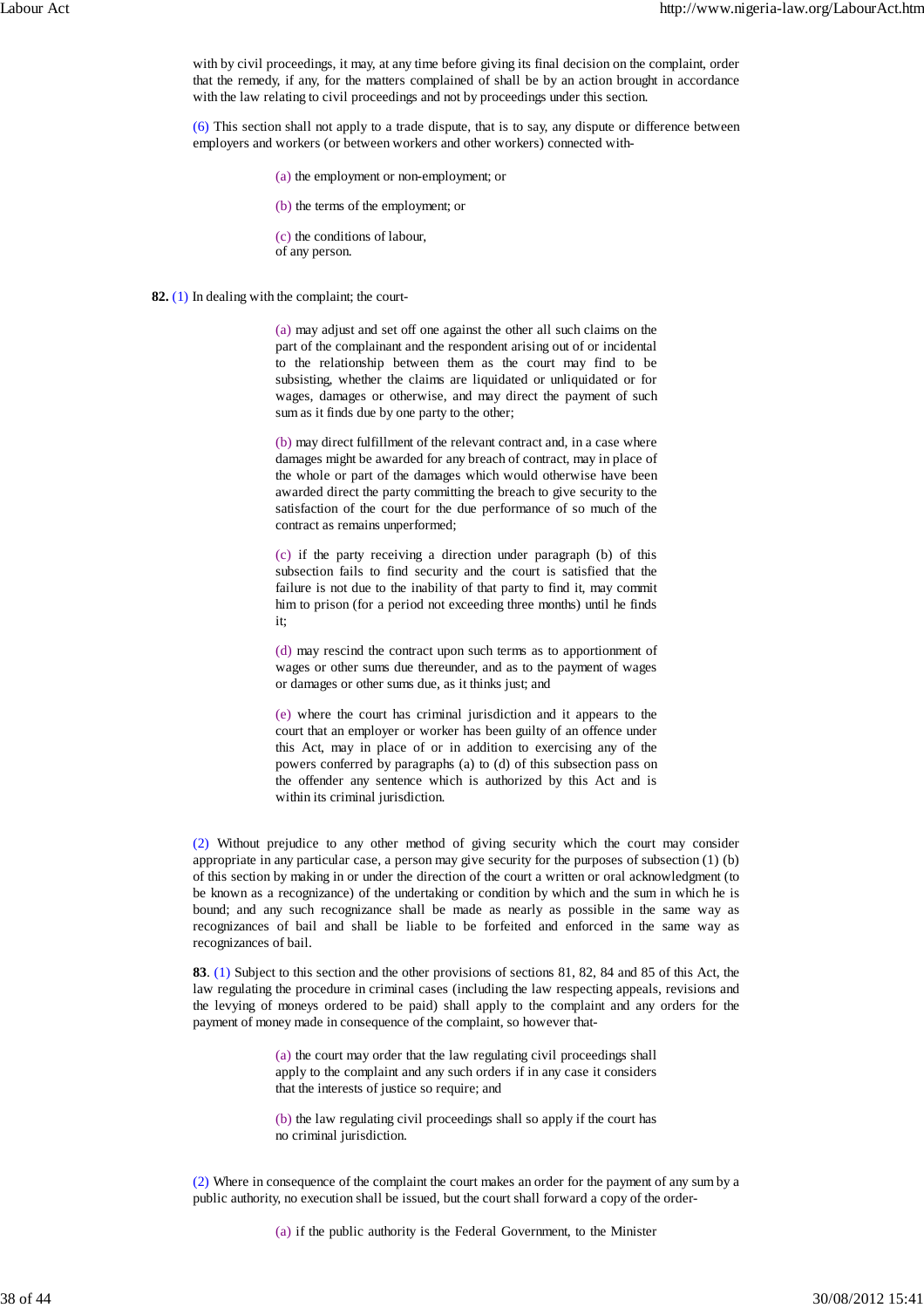with by civil proceedings, it may, at any time before giving its final decision on the complaint, order that the remedy, if any, for the matters complained of shall be by an action brought in accordance with the law relating to civil proceedings and not by proceedings under this section.

(6) This section shall not apply to a trade dispute, that is to say, any dispute or difference between employers and workers (or between workers and other workers) connected with-

(a) the employment or non-employment; or

(b) the terms of the employment; or

(c) the conditions of labour,
of any person.

**82.** (1) In dealing with the complaint; the court-

(a) may adjust and set off one against the other all such claims on the part of the complainant and the respondent arising out of or incidental to the relationship between them as the court may find to be subsisting, whether the claims are liquidated or unliquidated or for wages, damages or otherwise, and may direct the payment of such sum as it finds due by one party to the other;

(b) may direct fulfillment of the relevant contract and, in a case where damages might be awarded for any breach of contract, may in place of the whole or part of the damages which would otherwise have been awarded direct the party committing the breach to give security to the satisfaction of the court for the due performance of so much of the contract as remains unperformed;

(c) if the party receiving a direction under paragraph (b) of this subsection fails to find security and the court is satisfied that the failure is not due to the inability of that party to find it, may commit him to prison (for a period not exceeding three months) until he finds it;

(d) may rescind the contract upon such terms as to apportionment of wages or other sums due thereunder, and as to the payment of wages or damages or other sums due, as it thinks just; and

(e) where the court has criminal jurisdiction and it appears to the court that an employer or worker has been guilty of an offence under this Act, may in place of or in addition to exercising any of the powers conferred by paragraphs (a) to (d) of this subsection pass on the offender any sentence which is authorized by this Act and is within its criminal jurisdiction.

(2) Without prejudice to any other method of giving security which the court may consider appropriate in any particular case, a person may give security for the purposes of subsection (1) (b) of this section by making in or under the direction of the court a written or oral acknowledgment (to be known as a recognizance) of the undertaking or condition by which and the sum in which he is bound; and any such recognizance shall be made as nearly as possible in the same way as recognizances of bail and shall be liable to be forfeited and enforced in the same way as recognizances of bail.

**83**. (1) Subject to this section and the other provisions of sections 81, 82, 84 and 85 of this Act, the law regulating the procedure in criminal cases (including the law respecting appeals, revisions and the levying of moneys ordered to be paid) shall apply to the complaint and any orders for the payment of money made in consequence of the complaint, so however that-

(a) the court may order that the law regulating civil proceedings shall apply to the complaint and any such orders if in any case it considers that the interests of justice so require; and

(b) the law regulating civil proceedings shall so apply if the court has no criminal jurisdiction.

(2) Where in consequence of the complaint the court makes an order for the payment of any sum by a public authority, no execution shall be issued, but the court shall forward a copy of the order-

(a) if the public authority is the Federal Government, to the Minister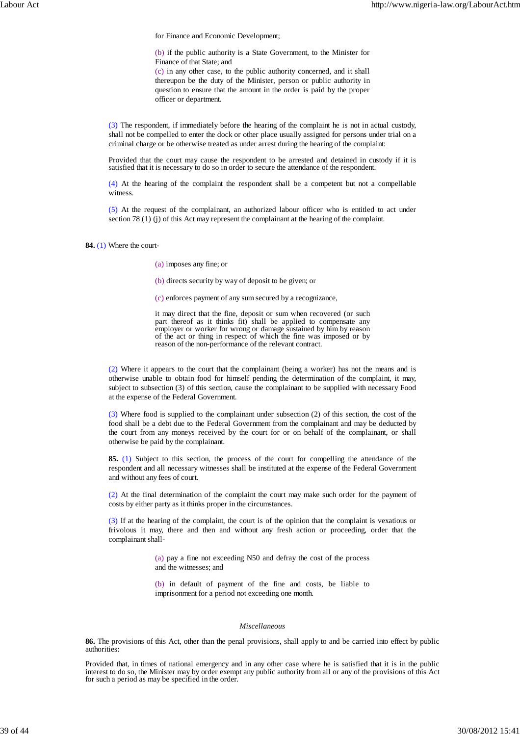for Finance and Economic Development;

(b) if the public authority is a State Government, to the Minister for Finance of that State; and

(c) in any other case, to the public authority concerned, and it shall thereupon be the duty of the Minister, person or public authority in question to ensure that the amount in the order is paid by the proper officer or department.

(3) The respondent, if immediately before the hearing of the complaint he is not in actual custody, shall not be compelled to enter the dock or other place usually assigned for persons under trial on a criminal charge or be otherwise treated as under arrest during the hearing of the complaint:

Provided that the court may cause the respondent to be arrested and detained in custody if it is satisfied that it is necessary to do so in order to secure the attendance of the respondent.

(4) At the hearing of the complaint the respondent shall be a competent but not a compellable witness.

(5) At the request of the complainant, an authorized labour officer who is entitled to act under section 78 (1) (j) of this Act may represent the complainant at the hearing of the complaint.

**84.** (1) Where the court-

(a) imposes any fine; or

(b) directs security by way of deposit to be given; or

(c) enforces payment of any sum secured by a recognizance,

it may direct that the fine, deposit or sum when recovered (or such part thereof as it thinks fit) shall be applied to compensate any employer or worker for wrong or damage sustained by him by reason of the act or thing in respect of which the fine was imposed or by reason of the non-performance of the relevant contract.

(2) Where it appears to the court that the complainant (being a worker) has not the means and is otherwise unable to obtain food for himself pending the determination of the complaint, it may, subject to subsection (3) of this section, cause the complainant to be supplied with necessary Food at the expense of the Federal Government.

(3) Where food is supplied to the complainant under subsection (2) of this section, the cost of the food shall be a debt due to the Federal Government from the complainant and may be deducted by the court from any moneys received by the court for or on behalf of the complainant, or shall otherwise be paid by the complainant.

**85.** (1) Subject to this section, the process of the court for compelling the attendance of the respondent and all necessary witnesses shall be instituted at the expense of the Federal Government and without any fees of court.

(2) At the final determination of the complaint the court may make such order for the payment of costs by either party as it thinks proper in the circumstances.

(3) If at the hearing of the complaint, the court is of the opinion that the complaint is vexatious or frivolous it may, there and then and without any fresh action or proceeding, order that the complainant shall-

(a) pay a fine not exceeding N50 and defray the cost of the process and the witnesses; and

(b) in default of payment of the fine and costs, be liable to imprisonment for a period not exceeding one month.

*Miscellaneous*

**86.** The provisions of this Act, other than the penal provisions, shall apply to and be carried into effect by public authorities:

Provided that, in times of national emergency and in any other case where he is satisfied that it is in the public interest to do so, the Minister may by order exempt any public authority from all or any of the provisions of this Act for such a period as may be specified in the order.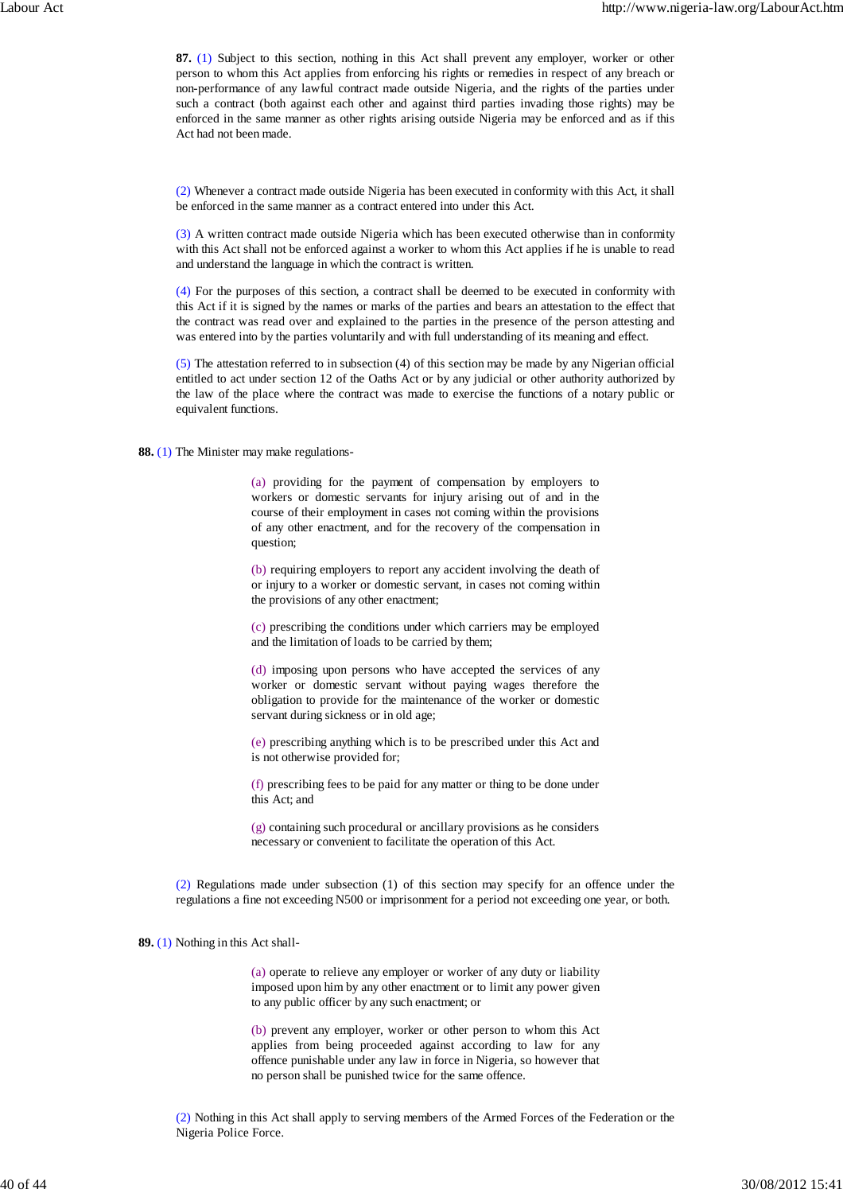**87.** (1) Subject to this section, nothing in this Act shall prevent any employer, worker or other person to whom this Act applies from enforcing his rights or remedies in respect of any breach or non-performance of any lawful contract made outside Nigeria, and the rights of the parties under such a contract (both against each other and against third parties invading those rights) may be enforced in the same manner as other rights arising outside Nigeria may be enforced and as if this Act had not been made.

(2) Whenever a contract made outside Nigeria has been executed in conformity with this Act, it shall be enforced in the same manner as a contract entered into under this Act.

(3) A written contract made outside Nigeria which has been executed otherwise than in conformity with this Act shall not be enforced against a worker to whom this Act applies if he is unable to read and understand the language in which the contract is written.

(4) For the purposes of this section, a contract shall be deemed to be executed in conformity with this Act if it is signed by the names or marks of the parties and bears an attestation to the effect that the contract was read over and explained to the parties in the presence of the person attesting and was entered into by the parties voluntarily and with full understanding of its meaning and effect.

(5) The attestation referred to in subsection (4) of this section may be made by any Nigerian official entitled to act under section 12 of the Oaths Act or by any judicial or other authority authorized by the law of the place where the contract was made to exercise the functions of a notary public or equivalent functions.

**88.** (1) The Minister may make regulations-

(a) providing for the payment of compensation by employers to workers or domestic servants for injury arising out of and in the course of their employment in cases not coming within the provisions of any other enactment, and for the recovery of the compensation in question;

(b) requiring employers to report any accident involving the death of or injury to a worker or domestic servant, in cases not coming within the provisions of any other enactment;

(c) prescribing the conditions under which carriers may be employed and the limitation of loads to be carried by them;

(d) imposing upon persons who have accepted the services of any worker or domestic servant without paying wages therefore the obligation to provide for the maintenance of the worker or domestic servant during sickness or in old age;

(e) prescribing anything which is to be prescribed under this Act and is not otherwise provided for;

(f) prescribing fees to be paid for any matter or thing to be done under this Act; and

(g) containing such procedural or ancillary provisions as he considers necessary or convenient to facilitate the operation of this Act.

(2) Regulations made under subsection (1) of this section may specify for an offence under the regulations a fine not exceeding N500 or imprisonment for a period not exceeding one year, or both.

**89.** (1) Nothing in this Act shall-

(a) operate to relieve any employer or worker of any duty or liability imposed upon him by any other enactment or to limit any power given to any public officer by any such enactment; or

(b) prevent any employer, worker or other person to whom this Act applies from being proceeded against according to law for any offence punishable under any law in force in Nigeria, so however that no person shall be punished twice for the same offence.

(2) Nothing in this Act shall apply to serving members of the Armed Forces of the Federation or the Nigeria Police Force.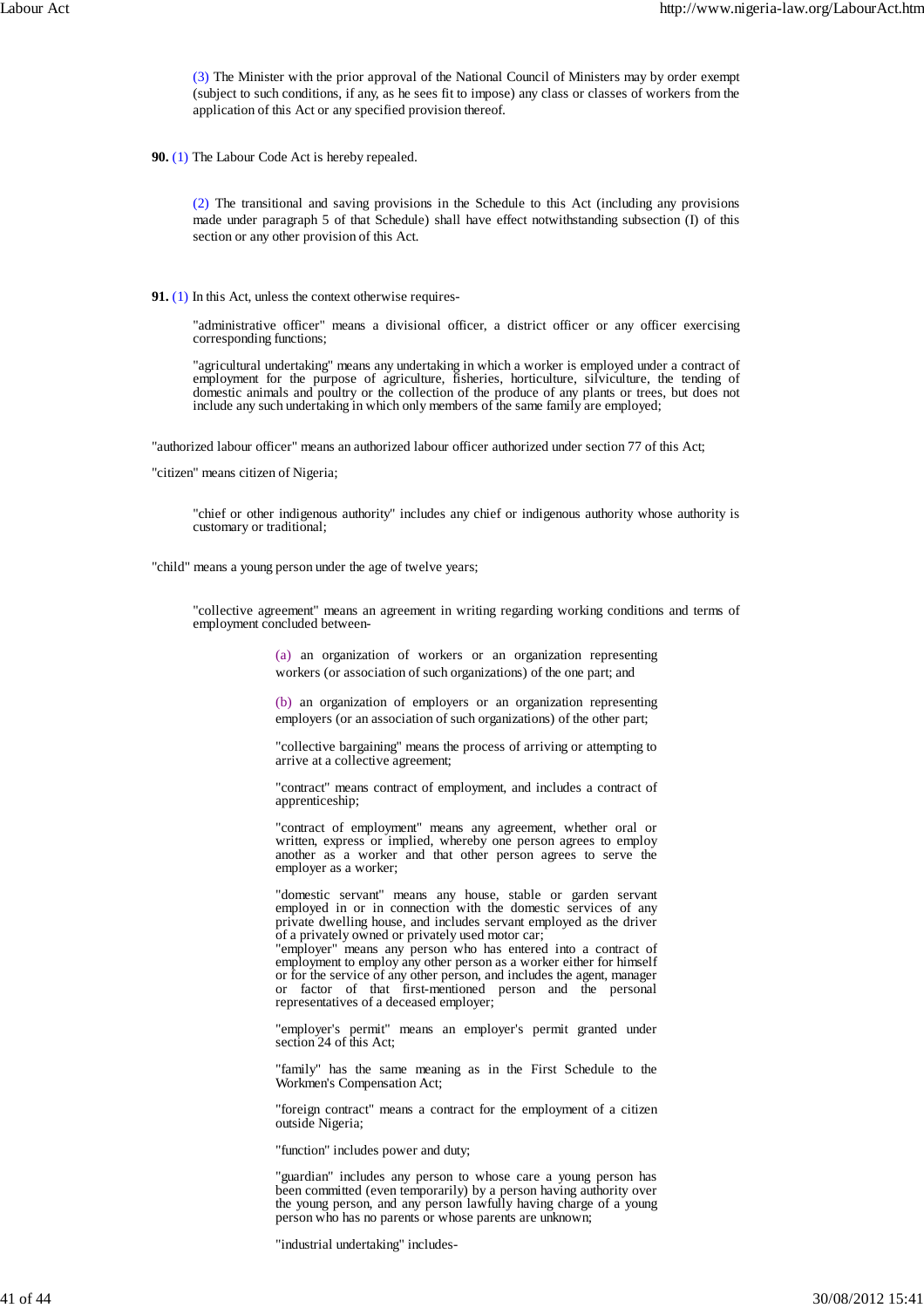(3) The Minister with the prior approval of the National Council of Ministers may by order exempt (subject to such conditions, if any, as he sees fit to impose) any class or classes of workers from the application of this Act or any specified provision thereof.

**90.** (1) The Labour Code Act is hereby repealed.

(2) The transitional and saving provisions in the Schedule to this Act (including any provisions made under paragraph 5 of that Schedule) shall have effect notwithstanding subsection (I) of this section or any other provision of this Act.

**91.** (1) In this Act, unless the context otherwise requires-

"administrative officer" means a divisional officer, a district officer or any officer exercising corresponding functions;

"agricultural undertaking" means any undertaking in which a worker is employed under a contract of employment for the purpose of agriculture, fisheries, horticulture, silviculture, the tending of domestic animals and poultry or the collection of the produce of any plants or trees, but does not include any such undertaking in which only members of the same family are employed;

"authorized labour officer" means an authorized labour officer authorized under section 77 of this Act;

"citizen" means citizen of Nigeria;

"chief or other indigenous authority" includes any chief or indigenous authority whose authority is customary or traditional;

"child" means a young person under the age of twelve years;

"collective agreement" means an agreement in writing regarding working conditions and terms of employment concluded between-

(a) an organization of workers or an organization representing workers (or association of such organizations) of the one part; and

(b) an organization of employers or an organization representing employers (or an association of such organizations) of the other part;

"collective bargaining" means the process of arriving or attempting to arrive at a collective agreement;

"contract" means contract of employment, and includes a contract of apprenticeship;

"contract of employment" means any agreement, whether oral or written, express or implied, whereby one person agrees to employ another as a worker and that other person agrees to serve the employer as a worker;

"domestic servant" means any house, stable or garden servant employed in or in connection with the domestic services of any private dwelling house, and includes servant employed as the driver of a privately owned or privately used motor car;

"employer" means any person who has entered into a contract of employment to employ any other person as a worker either for himself or for the service of any other person, and includes the agent, manager or factor of that first-mentioned person and the personal representatives of a deceased employer;

"employer's permit" means an employer's permit granted under section 24 of this Act;

"family" has the same meaning as in the First Schedule to the Workmen's Compensation Act;

"foreign contract" means a contract for the employment of a citizen outside Nigeria;

"function" includes power and duty;

"guardian" includes any person to whose care a young person has been committed (even temporarily) by a person having authority over the young person, and any person lawfully having charge of a young person who has no parents or whose parents are unknown;

"industrial undertaking" includes-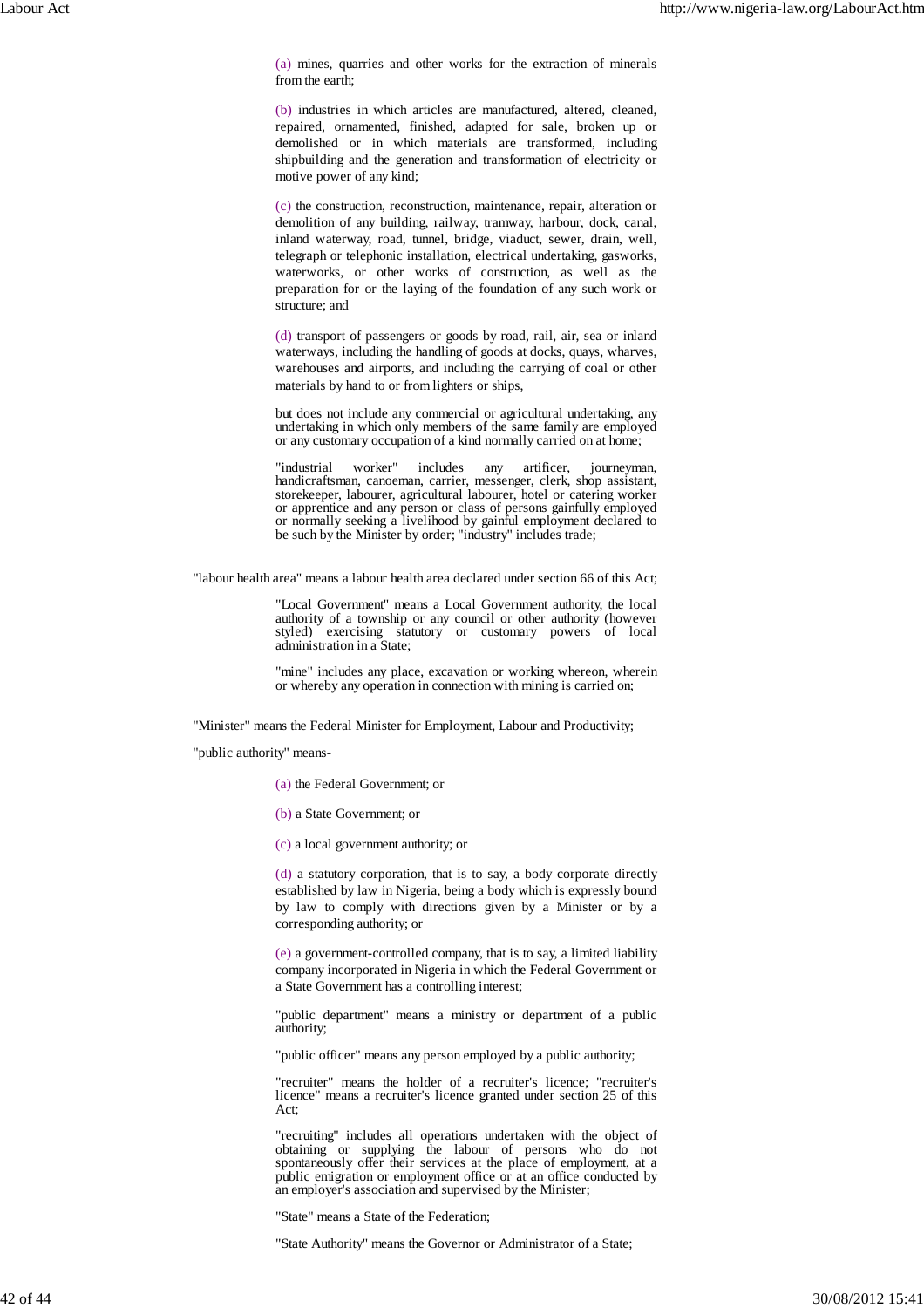(a) mines, quarries and other works for the extraction of minerals from the earth;

(b) industries in which articles are manufactured, altered, cleaned, repaired, ornamented, finished, adapted for sale, broken up or demolished or in which materials are transformed, including shipbuilding and the generation and transformation of electricity or motive power of any kind;

(c) the construction, reconstruction, maintenance, repair, alteration or demolition of any building, railway, tramway, harbour, dock, canal, inland waterway, road, tunnel, bridge, viaduct, sewer, drain, well, telegraph or telephonic installation, electrical undertaking, gasworks, waterworks, or other works of construction, as well as the preparation for or the laying of the foundation of any such work or structure; and

(d) transport of passengers or goods by road, rail, air, sea or inland waterways, including the handling of goods at docks, quays, wharves, warehouses and airports, and including the carrying of coal or other materials by hand to or from lighters or ships,

but does not include any commercial or agricultural undertaking, any undertaking in which only members of the same family are employed or any customary occupation of a kind normally carried on at home;

"industrial worker" includes any artificer, journeyman, handicraftsman, canoeman, carrier, messenger, clerk, shop assistant, storekeeper, labourer, agricultural labourer, hotel or catering worker or apprentice and any person or class of persons gainfully employed or normally seeking a livelihood by gainful employment declared to be such by the Minister by order; "industry" includes trade;

"labour health area" means a labour health area declared under section 66 of this Act;

"Local Government" means a Local Government authority, the local authority of a township or any council or other authority (however styled) exercising statutory or customary powers of local administration in a State;

"mine" includes any place, excavation or working whereon, wherein or whereby any operation in connection with mining is carried on;

"Minister" means the Federal Minister for Employment, Labour and Productivity;

"public authority" means-

(a) the Federal Government; or

(b) a State Government; or

(c) a local government authority; or

(d) a statutory corporation, that is to say, a body corporate directly established by law in Nigeria, being a body which is expressly bound by law to comply with directions given by a Minister or by a corresponding authority; or

(e) a government-controlled company, that is to say, a limited liability company incorporated in Nigeria in which the Federal Government or a State Government has a controlling interest;

"public department" means a ministry or department of a public authority;

"public officer" means any person employed by a public authority;

"recruiter" means the holder of a recruiter's licence; "recruiter's licence" means a recruiter's licence granted under section 25 of this Act;

"recruiting" includes all operations undertaken with the object of obtaining or supplying the labour of persons who do not spontaneously offer their services at the place of employment, at a public emigration or employment office or at an office conducted by an employer's association and supervised by the Minister;

"State" means a State of the Federation;

"State Authority" means the Governor or Administrator of a State;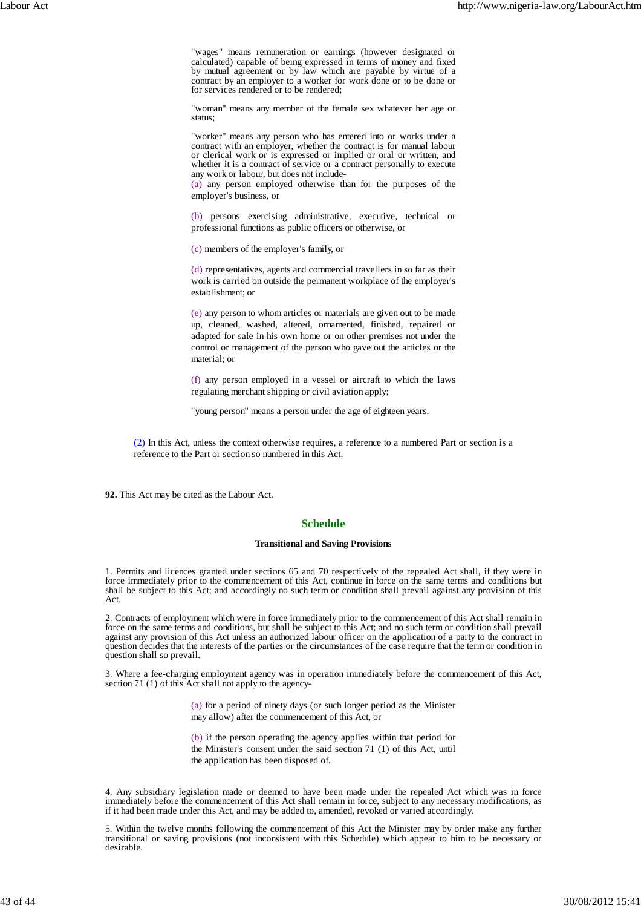"wages" means remuneration or earnings (however designated or calculated) capable of being expressed in terms of money and fixed by mutual agreement or by law which are payable by virtue of a contract by an employer to a worker for work done or to be done or for services rendered or to be rendered;

"woman" means any member of the female sex whatever her age or status;

"worker" means any person who has entered into or works under a contract with an employer, whether the contract is for manual labour or clerical work or is expressed or implied or oral or written, and whether it is a contract of service or a contract personally to execute any work or labour, but does not include-

(a) any person employed otherwise than for the purposes of the employer's business, or

(b) persons exercising administrative, executive, technical or professional functions as public officers or otherwise, or

(c) members of the employer's family, or

(d) representatives, agents and commercial travellers in so far as their work is carried on outside the permanent workplace of the employer's establishment; or

(e) any person to whom articles or materials are given out to be made up, cleaned, washed, altered, ornamented, finished, repaired or adapted for sale in his own home or on other premises not under the control or management of the person who gave out the articles or the material; or

(f) any person employed in a vessel or aircraft to which the laws regulating merchant shipping or civil aviation apply;

"young person" means a person under the age of eighteen years.

(2) In this Act, unless the context otherwise requires, a reference to a numbered Part or section is a reference to the Part or section so numbered in this Act.

**92.** This Act may be cited as the Labour Act.

## Schedule

### Transitional and Saving Provisions

1. Permits and licences granted under sections 65 and 70 respectively of the repealed Act shall, if they were in force immediately prior to the commencement of this Act, continue in force on the same terms and conditions but shall be subject to this Act; and accordingly no such term or condition shall prevail against any provision of this Act.

2. Contracts of employment which were in force immediately prior to the commencement of this Act shall remain in force on the same terms and conditions, but shall be subject to this Act; and no such term or condition shall prevail against any provision of this Act unless an authorized labour officer on the application of a party to the contract in question decides that the interests of the parties or the circumstances of the case require that the term or condition in question shall so prevail.

3. Where a fee-charging employment agency was in operation immediately before the commencement of this Act, section 71 (1) of this Act shall not apply to the agency-

(a) for a period of ninety days (or such longer period as the Minister may allow) after the commencement of this Act, or

(b) if the person operating the agency applies within that period for the Minister's consent under the said section 71 (1) of this Act, until the application has been disposed of.

4. Any subsidiary legislation made or deemed to have been made under the repealed Act which was in force immediately before the commencement of this Act shall remain in force, subject to any necessary modifications, as if it had been made under this Act, and may be added to, amended, revoked or varied accordingly.

5. Within the twelve months following the commencement of this Act the Minister may by order make any further transitional or saving provisions (not inconsistent with this Schedule) which appear to him to be necessary or desirable.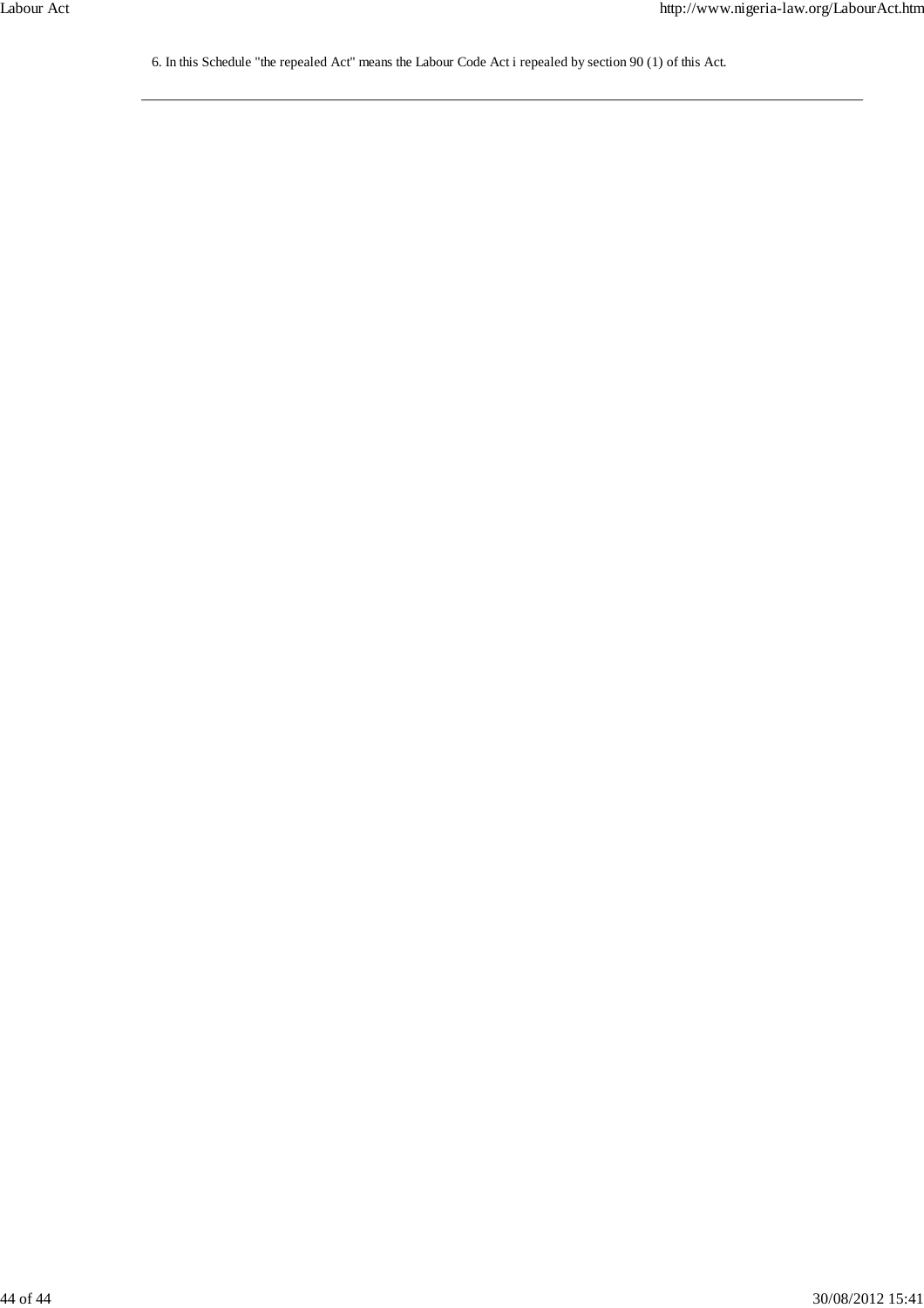6. In this Schedule "the repealed Act" means the Labour Code Act i repealed by section 90 (1) of this Act.

---